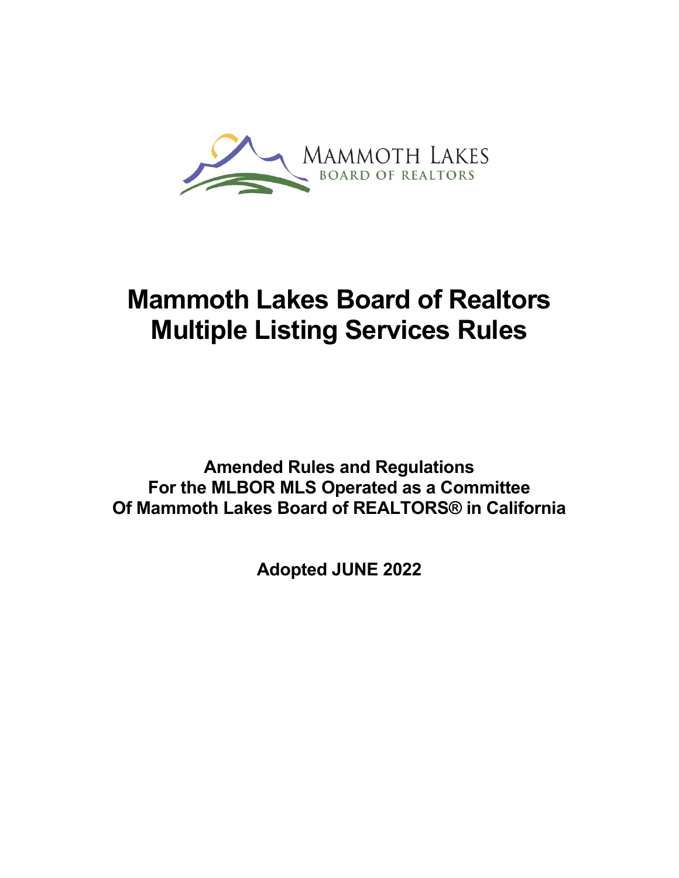MAMMOTH LAKES
BOARD OF REALTORS

# Mammoth Lakes Board of Realtors Multiple Listing Services Rules

**Amended Rules and Regulations**
**For the MLBOR MLS Operated as a Committee**
**Of Mammoth Lakes Board of REALTORS® in California**

**Adopted JUNE 2022**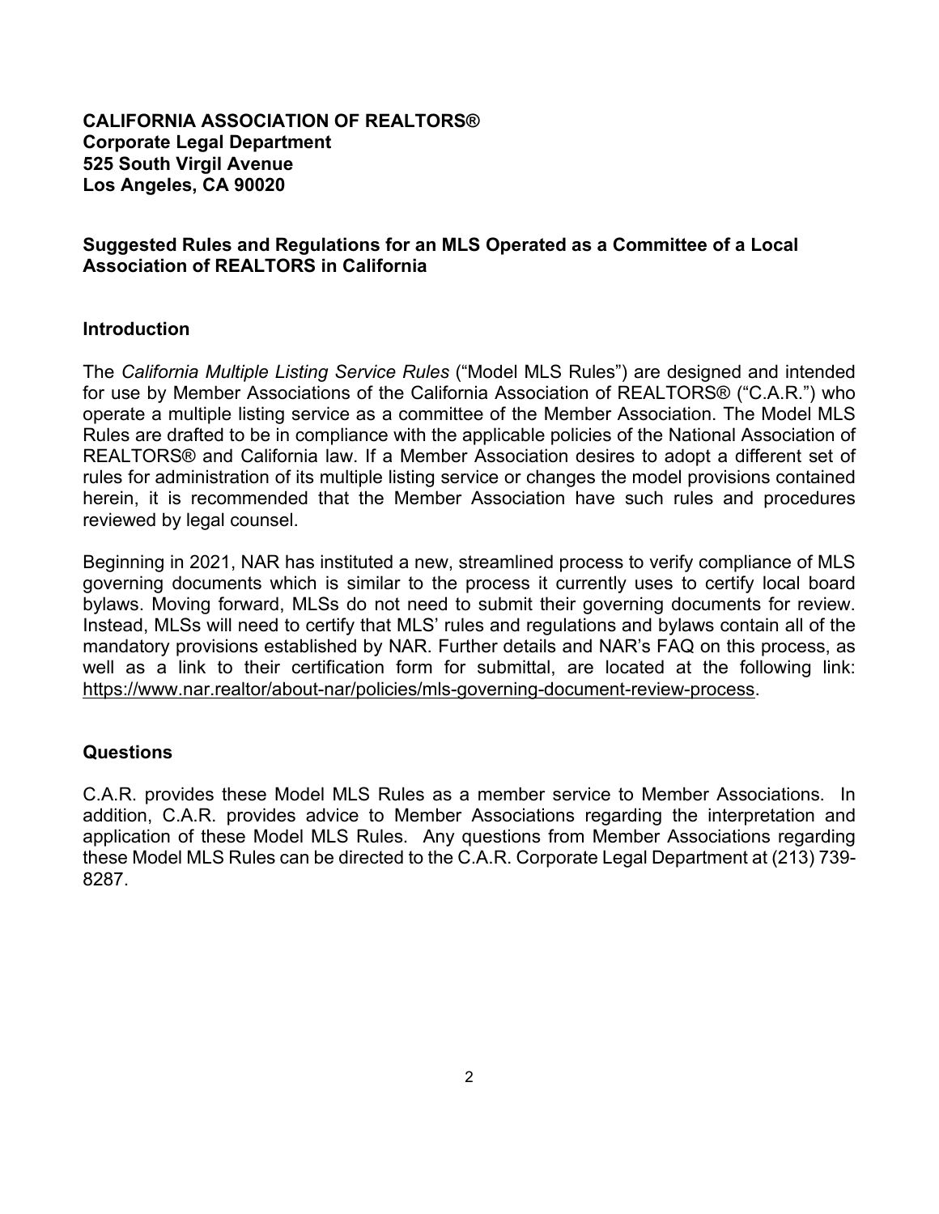**CALIFORNIA ASSOCIATION OF REALTORS®**
**Corporate Legal Department**
**525 South Virgil Avenue**
**Los Angeles, CA 90020**

**Suggested Rules and Regulations for an MLS Operated as a Committee of a Local Association of REALTORS in California**

## Introduction

The *California Multiple Listing Service Rules* ("Model MLS Rules") are designed and intended for use by Member Associations of the California Association of REALTORS® ("C.A.R.") who operate a multiple listing service as a committee of the Member Association. The Model MLS Rules are drafted to be in compliance with the applicable policies of the National Association of REALTORS® and California law. If a Member Association desires to adopt a different set of rules for administration of its multiple listing service or changes the model provisions contained herein, it is recommended that the Member Association have such rules and procedures reviewed by legal counsel.

Beginning in 2021, NAR has instituted a new, streamlined process to verify compliance of MLS governing documents which is similar to the process it currently uses to certify local board bylaws. Moving forward, MLSs do not need to submit their governing documents for review. Instead, MLSs will need to certify that MLS' rules and regulations and bylaws contain all of the mandatory provisions established by NAR. Further details and NAR's FAQ on this process, as well as a link to their certification form for submittal, are located at the following link: https://www.nar.realtor/about-nar/policies/mls-governing-document-review-process.

## Questions

C.A.R. provides these Model MLS Rules as a member service to Member Associations. In addition, C.A.R. provides advice to Member Associations regarding the interpretation and application of these Model MLS Rules. Any questions from Member Associations regarding these Model MLS Rules can be directed to the C.A.R. Corporate Legal Department at (213) 739-8287.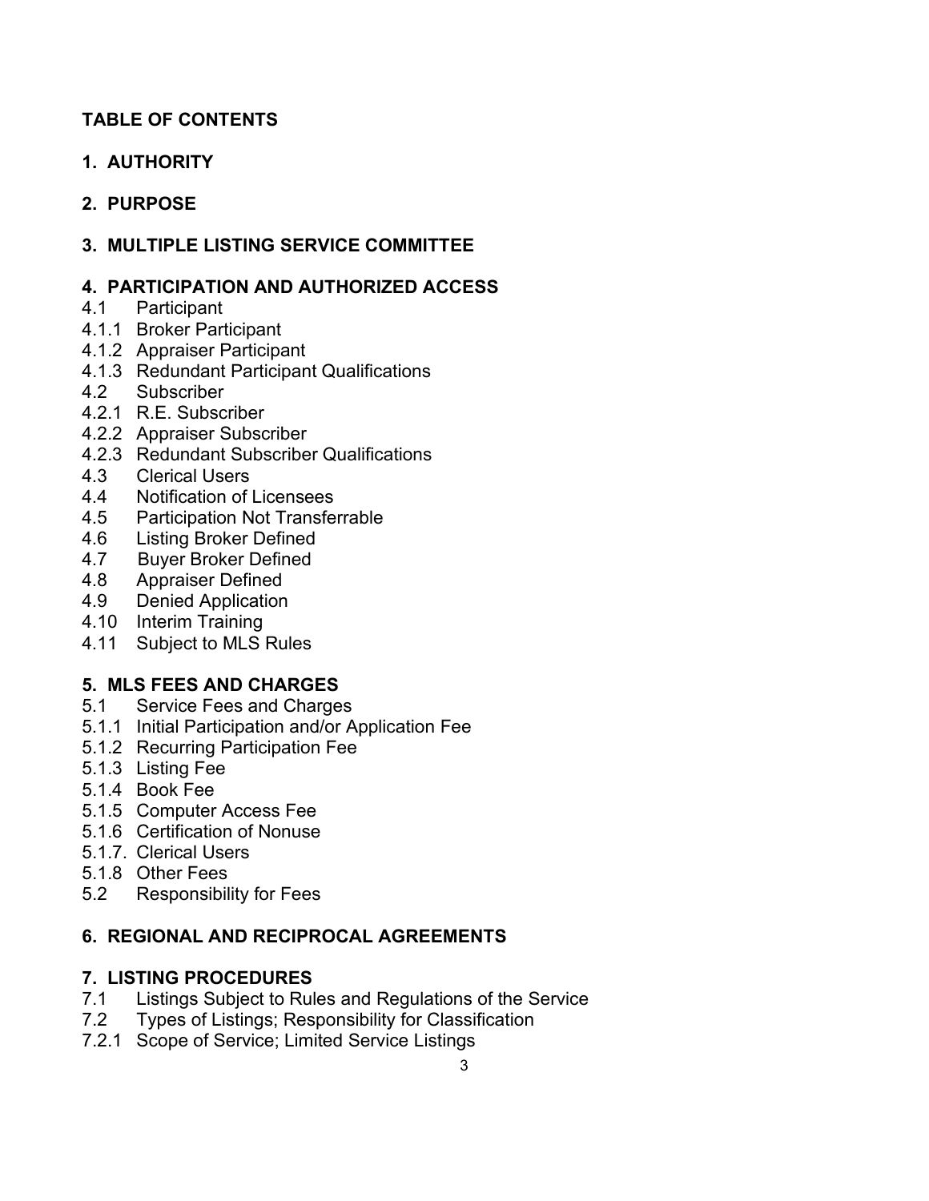## TABLE OF CONTENTS

## 1. AUTHORITY

## 2. PURPOSE

## 3. MULTIPLE LISTING SERVICE COMMITTEE

## 4. PARTICIPATION AND AUTHORIZED ACCESS

4.1 Participant
4.1.1 Broker Participant
4.1.2 Appraiser Participant
4.1.3 Redundant Participant Qualifications
4.2 Subscriber
4.2.1 R.E. Subscriber
4.2.2 Appraiser Subscriber
4.2.3 Redundant Subscriber Qualifications
4.3 Clerical Users
4.4 Notification of Licensees
4.5 Participation Not Transferrable
4.6 Listing Broker Defined
4.7 Buyer Broker Defined
4.8 Appraiser Defined
4.9 Denied Application
4.10 Interim Training
4.11 Subject to MLS Rules

## 5. MLS FEES AND CHARGES

5.1 Service Fees and Charges
5.1.1 Initial Participation and/or Application Fee
5.1.2 Recurring Participation Fee
5.1.3 Listing Fee
5.1.4 Book Fee
5.1.5 Computer Access Fee
5.1.6 Certification of Nonuse
5.1.7. Clerical Users
5.1.8 Other Fees
5.2 Responsibility for Fees

## 6. REGIONAL AND RECIPROCAL AGREEMENTS

## 7. LISTING PROCEDURES

7.1 Listings Subject to Rules and Regulations of the Service
7.2 Types of Listings; Responsibility for Classification
7.2.1 Scope of Service; Limited Service Listings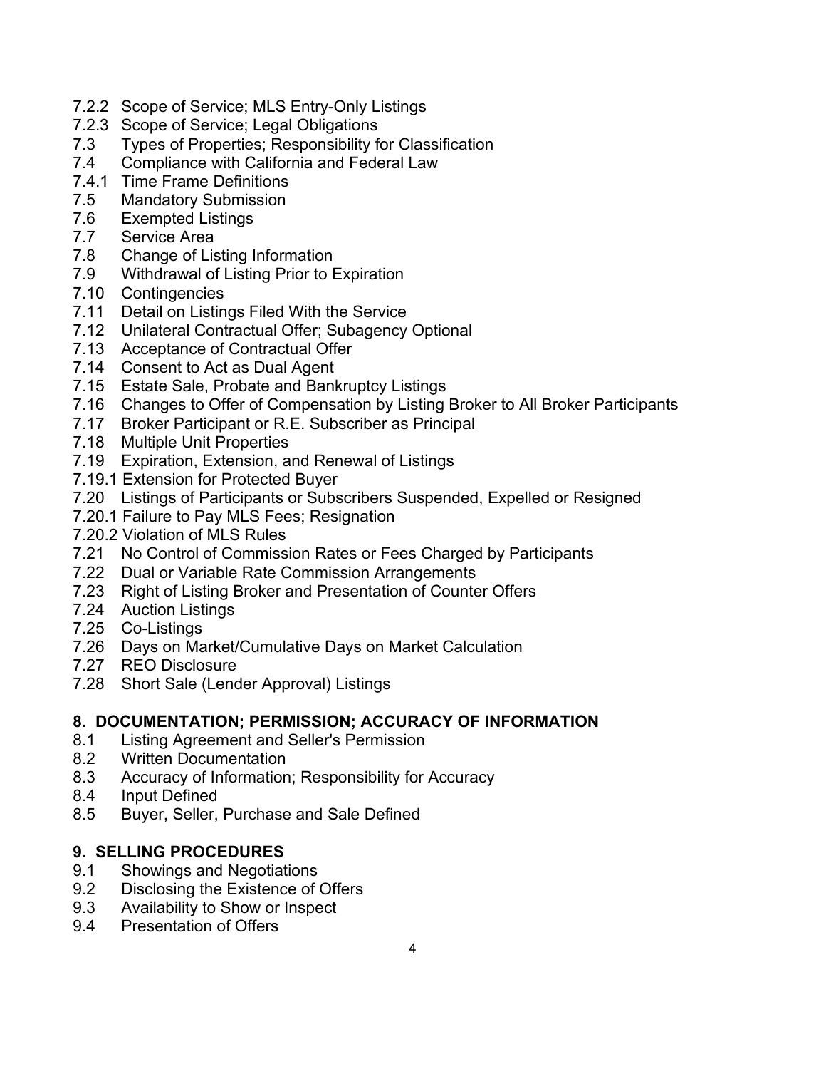7.2.2 Scope of Service; MLS Entry-Only Listings
7.2.3 Scope of Service; Legal Obligations
7.3 Types of Properties; Responsibility for Classification
7.4 Compliance with California and Federal Law
7.4.1 Time Frame Definitions
7.5 Mandatory Submission
7.6 Exempted Listings
7.7 Service Area
7.8 Change of Listing Information
7.9 Withdrawal of Listing Prior to Expiration
7.10 Contingencies
7.11 Detail on Listings Filed With the Service
7.12 Unilateral Contractual Offer; Subagency Optional
7.13 Acceptance of Contractual Offer
7.14 Consent to Act as Dual Agent
7.15 Estate Sale, Probate and Bankruptcy Listings
7.16 Changes to Offer of Compensation by Listing Broker to All Broker Participants
7.17 Broker Participant or R.E. Subscriber as Principal
7.18 Multiple Unit Properties
7.19 Expiration, Extension, and Renewal of Listings
7.19.1 Extension for Protected Buyer
7.20 Listings of Participants or Subscribers Suspended, Expelled or Resigned
7.20.1 Failure to Pay MLS Fees; Resignation
7.20.2 Violation of MLS Rules
7.21 No Control of Commission Rates or Fees Charged by Participants
7.22 Dual or Variable Rate Commission Arrangements
7.23 Right of Listing Broker and Presentation of Counter Offers
7.24 Auction Listings
7.25 Co-Listings
7.26 Days on Market/Cumulative Days on Market Calculation
7.27 REO Disclosure
7.28 Short Sale (Lender Approval) Listings

## 8. DOCUMENTATION; PERMISSION; ACCURACY OF INFORMATION

8.1 Listing Agreement and Seller's Permission
8.2 Written Documentation
8.3 Accuracy of Information; Responsibility for Accuracy
8.4 Input Defined
8.5 Buyer, Seller, Purchase and Sale Defined

## 9. SELLING PROCEDURES

9.1 Showings and Negotiations
9.2 Disclosing the Existence of Offers
9.3 Availability to Show or Inspect
9.4 Presentation of Offers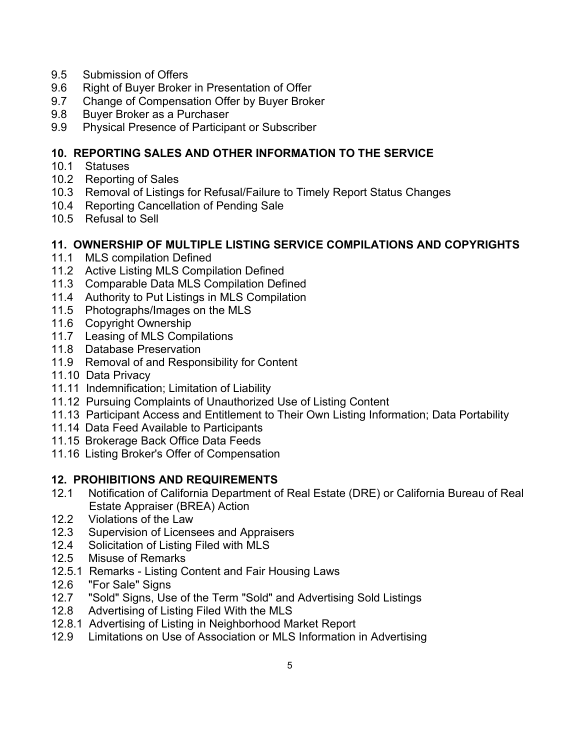9.5 Submission of Offers
9.6 Right of Buyer Broker in Presentation of Offer
9.7 Change of Compensation Offer by Buyer Broker
9.8 Buyer Broker as a Purchaser
9.9 Physical Presence of Participant or Subscriber

**10. REPORTING SALES AND OTHER INFORMATION TO THE SERVICE**

10.1 Statuses
10.2 Reporting of Sales
10.3 Removal of Listings for Refusal/Failure to Timely Report Status Changes
10.4 Reporting Cancellation of Pending Sale
10.5 Refusal to Sell

**11. OWNERSHIP OF MULTIPLE LISTING SERVICE COMPILATIONS AND COPYRIGHTS**

11.1 MLS compilation Defined
11.2 Active Listing MLS Compilation Defined
11.3 Comparable Data MLS Compilation Defined
11.4 Authority to Put Listings in MLS Compilation
11.5 Photographs/Images on the MLS
11.6 Copyright Ownership
11.7 Leasing of MLS Compilations
11.8 Database Preservation
11.9 Removal of and Responsibility for Content
11.10 Data Privacy
11.11 Indemnification; Limitation of Liability
11.12 Pursuing Complaints of Unauthorized Use of Listing Content
11.13 Participant Access and Entitlement to Their Own Listing Information; Data Portability
11.14 Data Feed Available to Participants
11.15 Brokerage Back Office Data Feeds
11.16 Listing Broker's Offer of Compensation

**12. PROHIBITIONS AND REQUIREMENTS**

12.1 Notification of California Department of Real Estate (DRE) or California Bureau of Real Estate Appraiser (BREA) Action
12.2 Violations of the Law
12.3 Supervision of Licensees and Appraisers
12.4 Solicitation of Listing Filed with MLS
12.5 Misuse of Remarks
12.5.1 Remarks - Listing Content and Fair Housing Laws
12.6 "For Sale" Signs
12.7 "Sold" Signs, Use of the Term "Sold" and Advertising Sold Listings
12.8 Advertising of Listing Filed With the MLS
12.8.1 Advertising of Listing in Neighborhood Market Report
12.9 Limitations on Use of Association or MLS Information in Advertising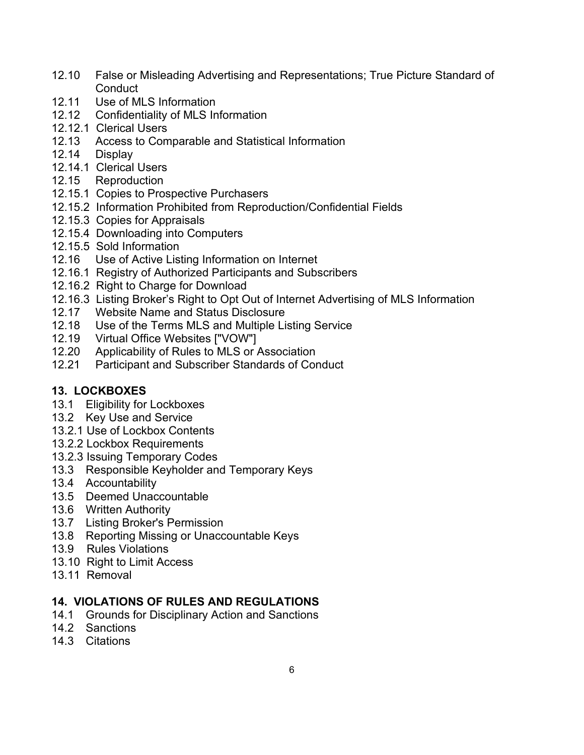12.10 False or Misleading Advertising and Representations; True Picture Standard of Conduct
12.11 Use of MLS Information
12.12 Confidentiality of MLS Information
12.12.1 Clerical Users
12.13 Access to Comparable and Statistical Information
12.14 Display
12.14.1 Clerical Users
12.15 Reproduction
12.15.1 Copies to Prospective Purchasers
12.15.2 Information Prohibited from Reproduction/Confidential Fields
12.15.3 Copies for Appraisals
12.15.4 Downloading into Computers
12.15.5 Sold Information
12.16 Use of Active Listing Information on Internet
12.16.1 Registry of Authorized Participants and Subscribers
12.16.2 Right to Charge for Download
12.16.3 Listing Broker's Right to Opt Out of Internet Advertising of MLS Information
12.17 Website Name and Status Disclosure
12.18 Use of the Terms MLS and Multiple Listing Service
12.19 Virtual Office Websites ["VOW"]
12.20 Applicability of Rules to MLS or Association
12.21 Participant and Subscriber Standards of Conduct

**13. LOCKBOXES**

13.1 Eligibility for Lockboxes
13.2 Key Use and Service
13.2.1 Use of Lockbox Contents
13.2.2 Lockbox Requirements
13.2.3 Issuing Temporary Codes
13.3 Responsible Keyholder and Temporary Keys
13.4 Accountability
13.5 Deemed Unaccountable
13.6 Written Authority
13.7 Listing Broker's Permission
13.8 Reporting Missing or Unaccountable Keys
13.9 Rules Violations
13.10 Right to Limit Access
13.11 Removal

**14. VIOLATIONS OF RULES AND REGULATIONS**

14.1 Grounds for Disciplinary Action and Sanctions
14.2 Sanctions
14.3 Citations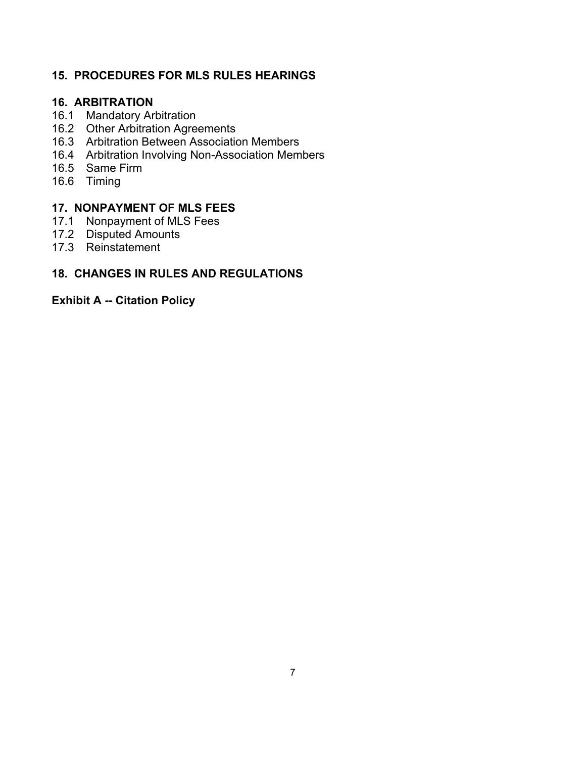**15. PROCEDURES FOR MLS RULES HEARINGS**

**16. ARBITRATION**

16.1 Mandatory Arbitration
16.2 Other Arbitration Agreements
16.3 Arbitration Between Association Members
16.4 Arbitration Involving Non-Association Members
16.5 Same Firm
16.6 Timing

**17. NONPAYMENT OF MLS FEES**

17.1 Nonpayment of MLS Fees
17.2 Disputed Amounts
17.3 Reinstatement

**18. CHANGES IN RULES AND REGULATIONS**

**Exhibit A -- Citation Policy**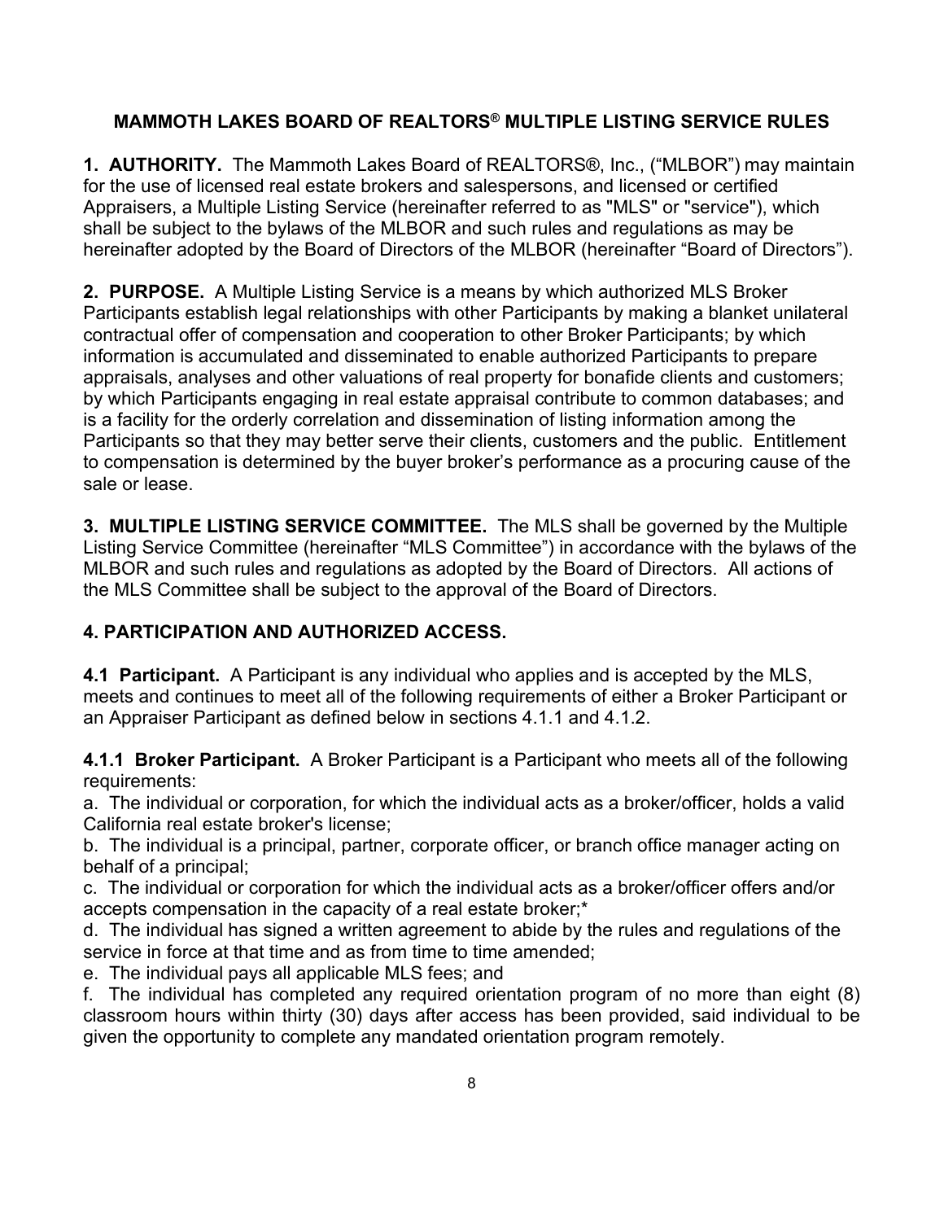## MAMMOTH LAKES BOARD OF REALTORS® MULTIPLE LISTING SERVICE RULES

**1. AUTHORITY.** The Mammoth Lakes Board of REALTORS®, Inc., ("MLBOR") may maintain for the use of licensed real estate brokers and salespersons, and licensed or certified Appraisers, a Multiple Listing Service (hereinafter referred to as "MLS" or "service"), which shall be subject to the bylaws of the MLBOR and such rules and regulations as may be hereinafter adopted by the Board of Directors of the MLBOR (hereinafter "Board of Directors").

**2. PURPOSE.** A Multiple Listing Service is a means by which authorized MLS Broker Participants establish legal relationships with other Participants by making a blanket unilateral contractual offer of compensation and cooperation to other Broker Participants; by which information is accumulated and disseminated to enable authorized Participants to prepare appraisals, analyses and other valuations of real property for bonafide clients and customers; by which Participants engaging in real estate appraisal contribute to common databases; and is a facility for the orderly correlation and dissemination of listing information among the Participants so that they may better serve their clients, customers and the public. Entitlement to compensation is determined by the buyer broker's performance as a procuring cause of the sale or lease.

**3. MULTIPLE LISTING SERVICE COMMITTEE.** The MLS shall be governed by the Multiple Listing Service Committee (hereinafter "MLS Committee") in accordance with the bylaws of the MLBOR and such rules and regulations as adopted by the Board of Directors. All actions of the MLS Committee shall be subject to the approval of the Board of Directors.

### 4. PARTICIPATION AND AUTHORIZED ACCESS.

**4.1 Participant.** A Participant is any individual who applies and is accepted by the MLS, meets and continues to meet all of the following requirements of either a Broker Participant or an Appraiser Participant as defined below in sections 4.1.1 and 4.1.2.

**4.1.1 Broker Participant.** A Broker Participant is a Participant who meets all of the following requirements:

a. The individual or corporation, for which the individual acts as a broker/officer, holds a valid California real estate broker's license;

b. The individual is a principal, partner, corporate officer, or branch office manager acting on behalf of a principal;

c. The individual or corporation for which the individual acts as a broker/officer offers and/or accepts compensation in the capacity of a real estate broker;*

d. The individual has signed a written agreement to abide by the rules and regulations of the service in force at that time and as from time to time amended;

e. The individual pays all applicable MLS fees; and

f. The individual has completed any required orientation program of no more than eight (8) classroom hours within thirty (30) days after access has been provided, said individual to be given the opportunity to complete any mandated orientation program remotely.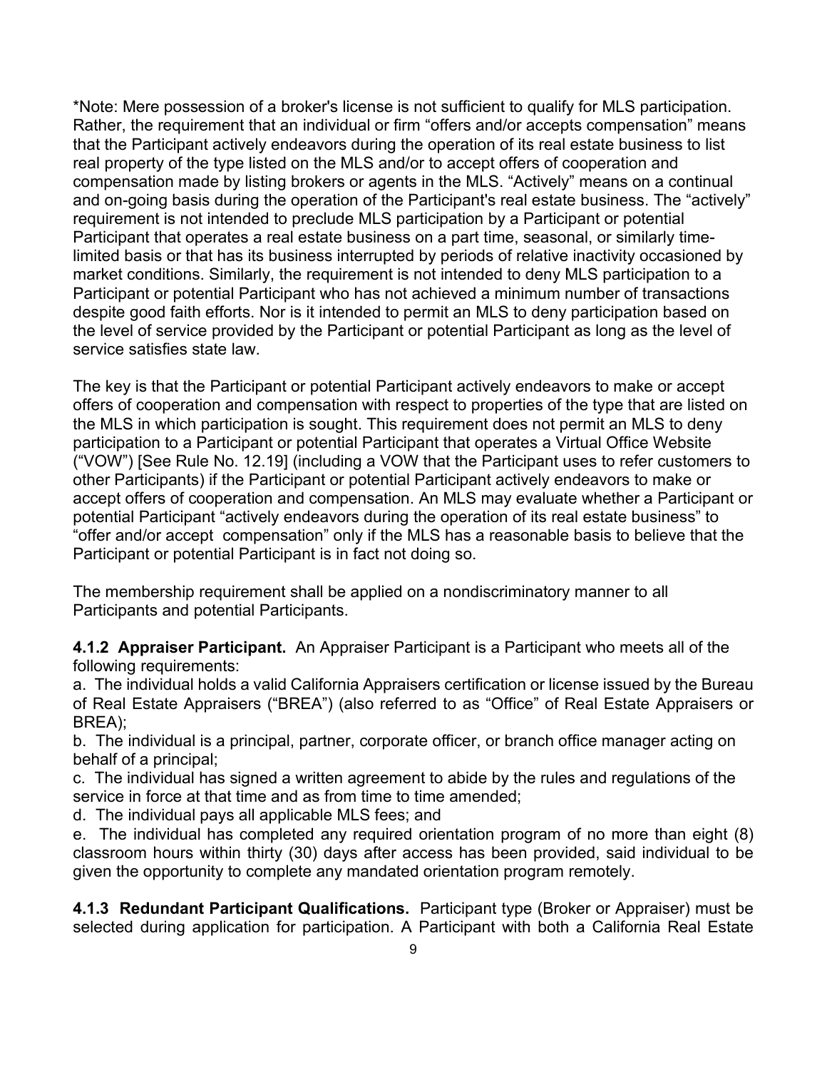*Note: Mere possession of a broker's license is not sufficient to qualify for MLS participation. Rather, the requirement that an individual or firm "offers and/or accepts compensation" means that the Participant actively endeavors during the operation of its real estate business to list real property of the type listed on the MLS and/or to accept offers of cooperation and compensation made by listing brokers or agents in the MLS. "Actively" means on a continual and on-going basis during the operation of the Participant's real estate business. The "actively" requirement is not intended to preclude MLS participation by a Participant or potential Participant that operates a real estate business on a part time, seasonal, or similarly time-limited basis or that has its business interrupted by periods of relative inactivity occasioned by market conditions. Similarly, the requirement is not intended to deny MLS participation to a Participant or potential Participant who has not achieved a minimum number of transactions despite good faith efforts. Nor is it intended to permit an MLS to deny participation based on the level of service provided by the Participant or potential Participant as long as the level of service satisfies state law.

The key is that the Participant or potential Participant actively endeavors to make or accept offers of cooperation and compensation with respect to properties of the type that are listed on the MLS in which participation is sought. This requirement does not permit an MLS to deny participation to a Participant or potential Participant that operates a Virtual Office Website ("VOW") [See Rule No. 12.19] (including a VOW that the Participant uses to refer customers to other Participants) if the Participant or potential Participant actively endeavors to make or accept offers of cooperation and compensation. An MLS may evaluate whether a Participant or potential Participant "actively endeavors during the operation of its real estate business" to "offer and/or accept compensation" only if the MLS has a reasonable basis to believe that the Participant or potential Participant is in fact not doing so.

The membership requirement shall be applied on a nondiscriminatory manner to all Participants and potential Participants.

**4.1.2 Appraiser Participant.** An Appraiser Participant is a Participant who meets all of the following requirements:

a. The individual holds a valid California Appraisers certification or license issued by the Bureau of Real Estate Appraisers ("BREA") (also referred to as "Office" of Real Estate Appraisers or BREA);

b. The individual is a principal, partner, corporate officer, or branch office manager acting on behalf of a principal;

c. The individual has signed a written agreement to abide by the rules and regulations of the service in force at that time and as from time to time amended;

d. The individual pays all applicable MLS fees; and

e. The individual has completed any required orientation program of no more than eight (8) classroom hours within thirty (30) days after access has been provided, said individual to be given the opportunity to complete any mandated orientation program remotely.

**4.1.3 Redundant Participant Qualifications.** Participant type (Broker or Appraiser) must be selected during application for participation. A Participant with both a California Real Estate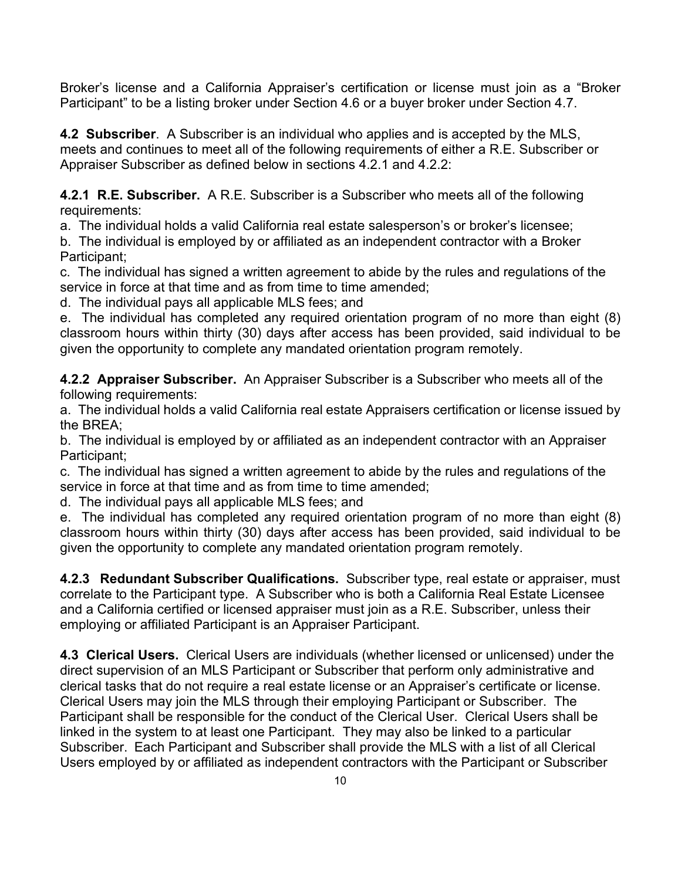Broker's license and a California Appraiser's certification or license must join as a "Broker Participant" to be a listing broker under Section 4.6 or a buyer broker under Section 4.7.

**4.2 Subscriber**. A Subscriber is an individual who applies and is accepted by the MLS, meets and continues to meet all of the following requirements of either a R.E. Subscriber or Appraiser Subscriber as defined below in sections 4.2.1 and 4.2.2:

**4.2.1 R.E. Subscriber.** A R.E. Subscriber is a Subscriber who meets all of the following requirements:

a. The individual holds a valid California real estate salesperson's or broker's licensee;

b. The individual is employed by or affiliated as an independent contractor with a Broker Participant;

c. The individual has signed a written agreement to abide by the rules and regulations of the service in force at that time and as from time to time amended;

d. The individual pays all applicable MLS fees; and

e. The individual has completed any required orientation program of no more than eight (8) classroom hours within thirty (30) days after access has been provided, said individual to be given the opportunity to complete any mandated orientation program remotely.

**4.2.2 Appraiser Subscriber.** An Appraiser Subscriber is a Subscriber who meets all of the following requirements:

a. The individual holds a valid California real estate Appraisers certification or license issued by the BREA;

b. The individual is employed by or affiliated as an independent contractor with an Appraiser Participant;

c. The individual has signed a written agreement to abide by the rules and regulations of the service in force at that time and as from time to time amended;

d. The individual pays all applicable MLS fees; and

e. The individual has completed any required orientation program of no more than eight (8) classroom hours within thirty (30) days after access has been provided, said individual to be given the opportunity to complete any mandated orientation program remotely.

**4.2.3 Redundant Subscriber Qualifications.** Subscriber type, real estate or appraiser, must correlate to the Participant type. A Subscriber who is both a California Real Estate Licensee and a California certified or licensed appraiser must join as a R.E. Subscriber, unless their employing or affiliated Participant is an Appraiser Participant.

**4.3 Clerical Users.** Clerical Users are individuals (whether licensed or unlicensed) under the direct supervision of an MLS Participant or Subscriber that perform only administrative and clerical tasks that do not require a real estate license or an Appraiser's certificate or license. Clerical Users may join the MLS through their employing Participant or Subscriber. The Participant shall be responsible for the conduct of the Clerical User. Clerical Users shall be linked in the system to at least one Participant. They may also be linked to a particular Subscriber. Each Participant and Subscriber shall provide the MLS with a list of all Clerical Users employed by or affiliated as independent contractors with the Participant or Subscriber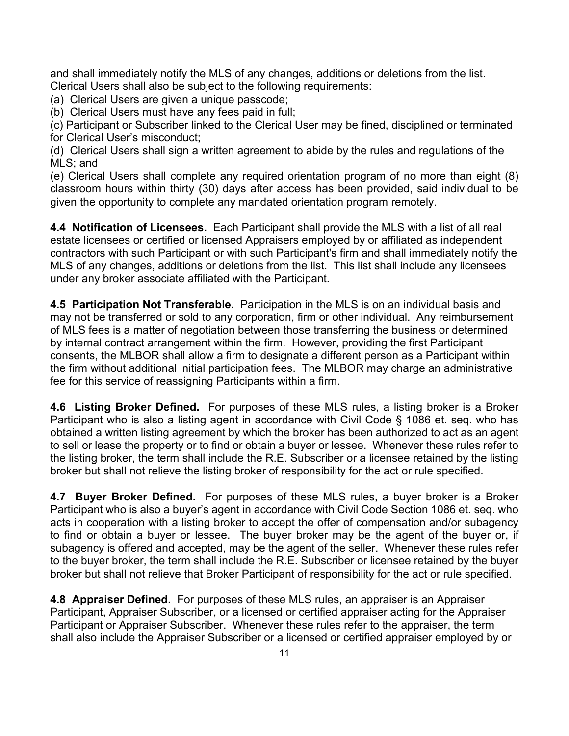and shall immediately notify the MLS of any changes, additions or deletions from the list. Clerical Users shall also be subject to the following requirements:

(a) Clerical Users are given a unique passcode;

(b) Clerical Users must have any fees paid in full;

(c) Participant or Subscriber linked to the Clerical User may be fined, disciplined or terminated for Clerical User's misconduct;

(d) Clerical Users shall sign a written agreement to abide by the rules and regulations of the MLS; and

(e) Clerical Users shall complete any required orientation program of no more than eight (8) classroom hours within thirty (30) days after access has been provided, said individual to be given the opportunity to complete any mandated orientation program remotely.

**4.4 Notification of Licensees.** Each Participant shall provide the MLS with a list of all real estate licensees or certified or licensed Appraisers employed by or affiliated as independent contractors with such Participant or with such Participant's firm and shall immediately notify the MLS of any changes, additions or deletions from the list. This list shall include any licensees under any broker associate affiliated with the Participant.

**4.5 Participation Not Transferable.** Participation in the MLS is on an individual basis and may not be transferred or sold to any corporation, firm or other individual. Any reimbursement of MLS fees is a matter of negotiation between those transferring the business or determined by internal contract arrangement within the firm. However, providing the first Participant consents, the MLBOR shall allow a firm to designate a different person as a Participant within the firm without additional initial participation fees. The MLBOR may charge an administrative fee for this service of reassigning Participants within a firm.

**4.6 Listing Broker Defined.** For purposes of these MLS rules, a listing broker is a Broker Participant who is also a listing agent in accordance with Civil Code § 1086 et. seq. who has obtained a written listing agreement by which the broker has been authorized to act as an agent to sell or lease the property or to find or obtain a buyer or lessee. Whenever these rules refer to the listing broker, the term shall include the R.E. Subscriber or a licensee retained by the listing broker but shall not relieve the listing broker of responsibility for the act or rule specified.

**4.7 Buyer Broker Defined.** For purposes of these MLS rules, a buyer broker is a Broker Participant who is also a buyer's agent in accordance with Civil Code Section 1086 et. seq. who acts in cooperation with a listing broker to accept the offer of compensation and/or subagency to find or obtain a buyer or lessee. The buyer broker may be the agent of the buyer or, if subagency is offered and accepted, may be the agent of the seller. Whenever these rules refer to the buyer broker, the term shall include the R.E. Subscriber or licensee retained by the buyer broker but shall not relieve that Broker Participant of responsibility for the act or rule specified.

**4.8 Appraiser Defined.** For purposes of these MLS rules, an appraiser is an Appraiser Participant, Appraiser Subscriber, or a licensed or certified appraiser acting for the Appraiser Participant or Appraiser Subscriber. Whenever these rules refer to the appraiser, the term shall also include the Appraiser Subscriber or a licensed or certified appraiser employed by or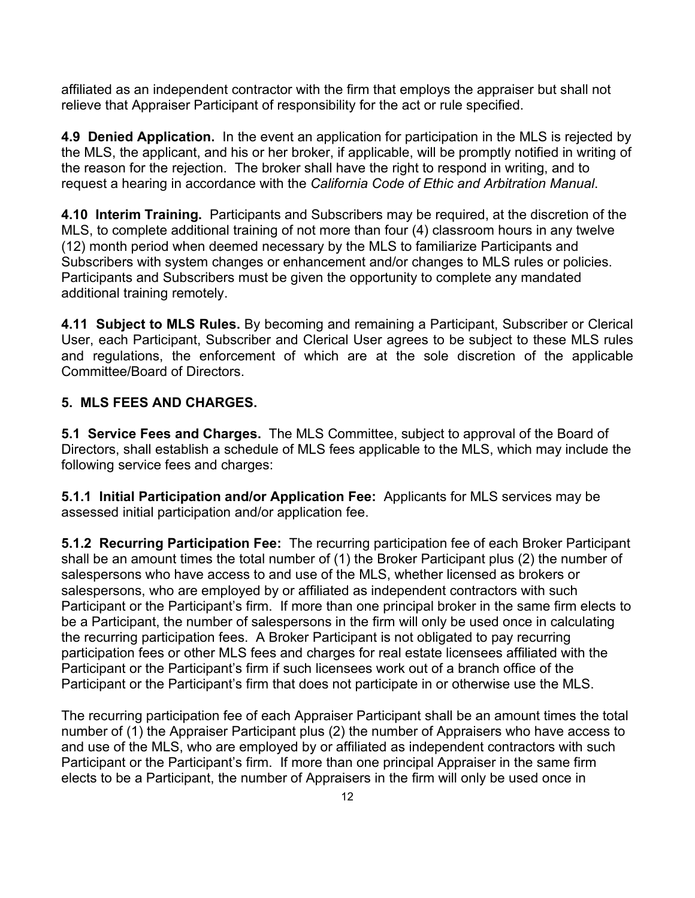affiliated as an independent contractor with the firm that employs the appraiser but shall not relieve that Appraiser Participant of responsibility for the act or rule specified.

**4.9 Denied Application.** In the event an application for participation in the MLS is rejected by the MLS, the applicant, and his or her broker, if applicable, will be promptly notified in writing of the reason for the rejection. The broker shall have the right to respond in writing, and to request a hearing in accordance with the *California Code of Ethic and Arbitration Manual*.

**4.10 Interim Training.** Participants and Subscribers may be required, at the discretion of the MLS, to complete additional training of not more than four (4) classroom hours in any twelve (12) month period when deemed necessary by the MLS to familiarize Participants and Subscribers with system changes or enhancement and/or changes to MLS rules or policies. Participants and Subscribers must be given the opportunity to complete any mandated additional training remotely.

**4.11 Subject to MLS Rules.** By becoming and remaining a Participant, Subscriber or Clerical User, each Participant, Subscriber and Clerical User agrees to be subject to these MLS rules and regulations, the enforcement of which are at the sole discretion of the applicable Committee/Board of Directors.

## 5. MLS FEES AND CHARGES.

**5.1 Service Fees and Charges.** The MLS Committee, subject to approval of the Board of Directors, shall establish a schedule of MLS fees applicable to the MLS, which may include the following service fees and charges:

**5.1.1 Initial Participation and/or Application Fee:** Applicants for MLS services may be assessed initial participation and/or application fee.

**5.1.2 Recurring Participation Fee:** The recurring participation fee of each Broker Participant shall be an amount times the total number of (1) the Broker Participant plus (2) the number of salespersons who have access to and use of the MLS, whether licensed as brokers or salespersons, who are employed by or affiliated as independent contractors with such Participant or the Participant's firm. If more than one principal broker in the same firm elects to be a Participant, the number of salespersons in the firm will only be used once in calculating the recurring participation fees. A Broker Participant is not obligated to pay recurring participation fees or other MLS fees and charges for real estate licensees affiliated with the Participant or the Participant's firm if such licensees work out of a branch office of the Participant or the Participant's firm that does not participate in or otherwise use the MLS.

The recurring participation fee of each Appraiser Participant shall be an amount times the total number of (1) the Appraiser Participant plus (2) the number of Appraisers who have access to and use of the MLS, who are employed by or affiliated as independent contractors with such Participant or the Participant's firm. If more than one principal Appraiser in the same firm elects to be a Participant, the number of Appraisers in the firm will only be used once in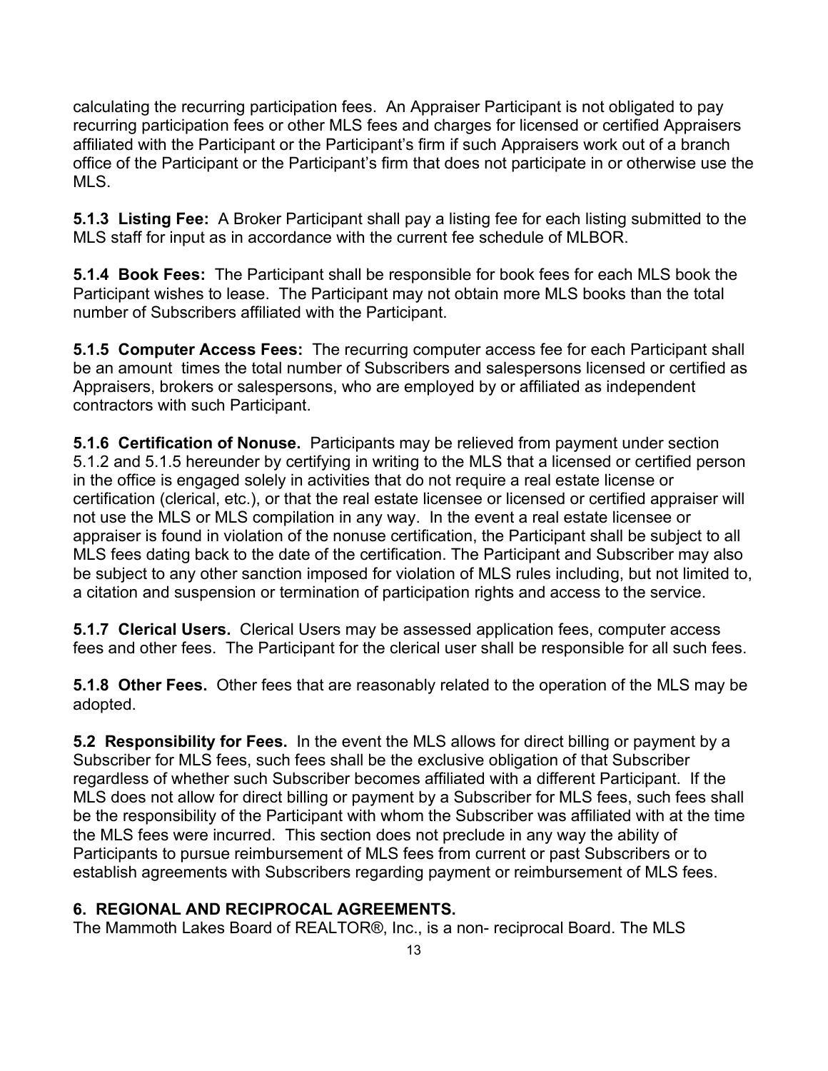calculating the recurring participation fees. An Appraiser Participant is not obligated to pay recurring participation fees or other MLS fees and charges for licensed or certified Appraisers affiliated with the Participant or the Participant's firm if such Appraisers work out of a branch office of the Participant or the Participant's firm that does not participate in or otherwise use the MLS.

**5.1.3 Listing Fee:** A Broker Participant shall pay a listing fee for each listing submitted to the MLS staff for input as in accordance with the current fee schedule of MLBOR.

**5.1.4 Book Fees:** The Participant shall be responsible for book fees for each MLS book the Participant wishes to lease. The Participant may not obtain more MLS books than the total number of Subscribers affiliated with the Participant.

**5.1.5 Computer Access Fees:** The recurring computer access fee for each Participant shall be an amount times the total number of Subscribers and salespersons licensed or certified as Appraisers, brokers or salespersons, who are employed by or affiliated as independent contractors with such Participant.

**5.1.6 Certification of Nonuse.** Participants may be relieved from payment under section 5.1.2 and 5.1.5 hereunder by certifying in writing to the MLS that a licensed or certified person in the office is engaged solely in activities that do not require a real estate license or certification (clerical, etc.), or that the real estate licensee or licensed or certified appraiser will not use the MLS or MLS compilation in any way. In the event a real estate licensee or appraiser is found in violation of the nonuse certification, the Participant shall be subject to all MLS fees dating back to the date of the certification. The Participant and Subscriber may also be subject to any other sanction imposed for violation of MLS rules including, but not limited to, a citation and suspension or termination of participation rights and access to the service.

**5.1.7 Clerical Users.** Clerical Users may be assessed application fees, computer access fees and other fees. The Participant for the clerical user shall be responsible for all such fees.

**5.1.8 Other Fees.** Other fees that are reasonably related to the operation of the MLS may be adopted.

**5.2 Responsibility for Fees.** In the event the MLS allows for direct billing or payment by a Subscriber for MLS fees, such fees shall be the exclusive obligation of that Subscriber regardless of whether such Subscriber becomes affiliated with a different Participant. If the MLS does not allow for direct billing or payment by a Subscriber for MLS fees, such fees shall be the responsibility of the Participant with whom the Subscriber was affiliated with at the time the MLS fees were incurred. This section does not preclude in any way the ability of Participants to pursue reimbursement of MLS fees from current or past Subscribers or to establish agreements with Subscribers regarding payment or reimbursement of MLS fees.

## 6. REGIONAL AND RECIPROCAL AGREEMENTS.

The Mammoth Lakes Board of REALTOR®, Inc., is a non- reciprocal Board. The MLS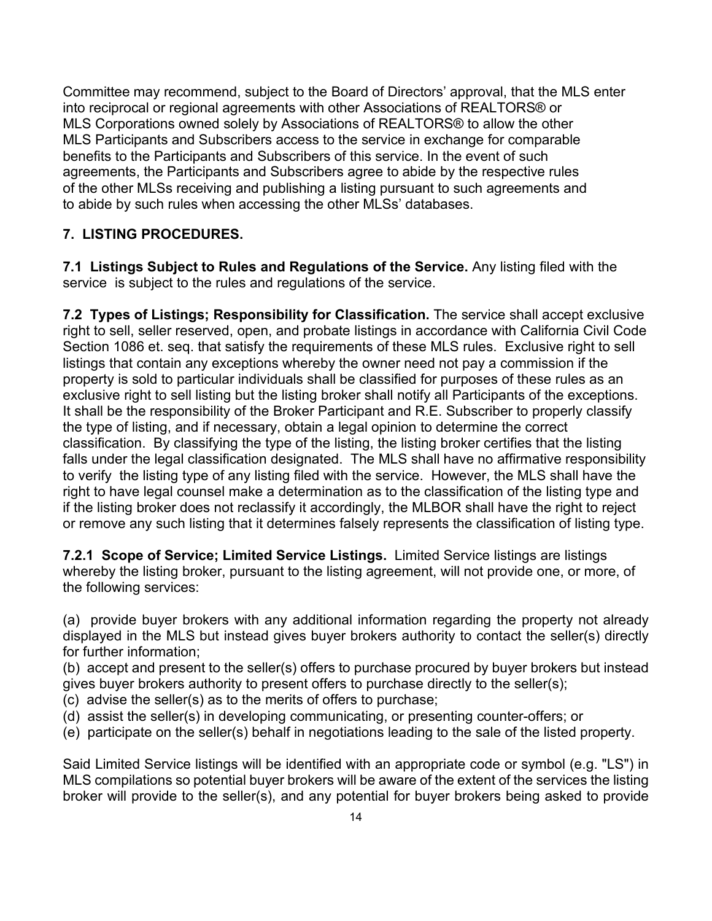Committee may recommend, subject to the Board of Directors' approval, that the MLS enter into reciprocal or regional agreements with other Associations of REALTORS® or MLS Corporations owned solely by Associations of REALTORS® to allow the other MLS Participants and Subscribers access to the service in exchange for comparable benefits to the Participants and Subscribers of this service. In the event of such agreements, the Participants and Subscribers agree to abide by the respective rules of the other MLSs receiving and publishing a listing pursuant to such agreements and to abide by such rules when accessing the other MLSs' databases.

## 7. LISTING PROCEDURES.

**7.1 Listings Subject to Rules and Regulations of the Service.** Any listing filed with the service is subject to the rules and regulations of the service.

**7.2 Types of Listings; Responsibility for Classification.** The service shall accept exclusive right to sell, seller reserved, open, and probate listings in accordance with California Civil Code Section 1086 et. seq. that satisfy the requirements of these MLS rules. Exclusive right to sell listings that contain any exceptions whereby the owner need not pay a commission if the property is sold to particular individuals shall be classified for purposes of these rules as an exclusive right to sell listing but the listing broker shall notify all Participants of the exceptions. It shall be the responsibility of the Broker Participant and R.E. Subscriber to properly classify the type of listing, and if necessary, obtain a legal opinion to determine the correct classification. By classifying the type of the listing, the listing broker certifies that the listing falls under the legal classification designated. The MLS shall have no affirmative responsibility to verify the listing type of any listing filed with the service. However, the MLS shall have the right to have legal counsel make a determination as to the classification of the listing type and if the listing broker does not reclassify it accordingly, the MLBOR shall have the right to reject or remove any such listing that it determines falsely represents the classification of listing type.

**7.2.1 Scope of Service; Limited Service Listings.** Limited Service listings are listings whereby the listing broker, pursuant to the listing agreement, will not provide one, or more, of the following services:

(a) provide buyer brokers with any additional information regarding the property not already displayed in the MLS but instead gives buyer brokers authority to contact the seller(s) directly for further information;
(b) accept and present to the seller(s) offers to purchase procured by buyer brokers but instead gives buyer brokers authority to present offers to purchase directly to the seller(s);
(c) advise the seller(s) as to the merits of offers to purchase;
(d) assist the seller(s) in developing communicating, or presenting counter-offers; or
(e) participate on the seller(s) behalf in negotiations leading to the sale of the listed property.

Said Limited Service listings will be identified with an appropriate code or symbol (e.g. "LS") in MLS compilations so potential buyer brokers will be aware of the extent of the services the listing broker will provide to the seller(s), and any potential for buyer brokers being asked to provide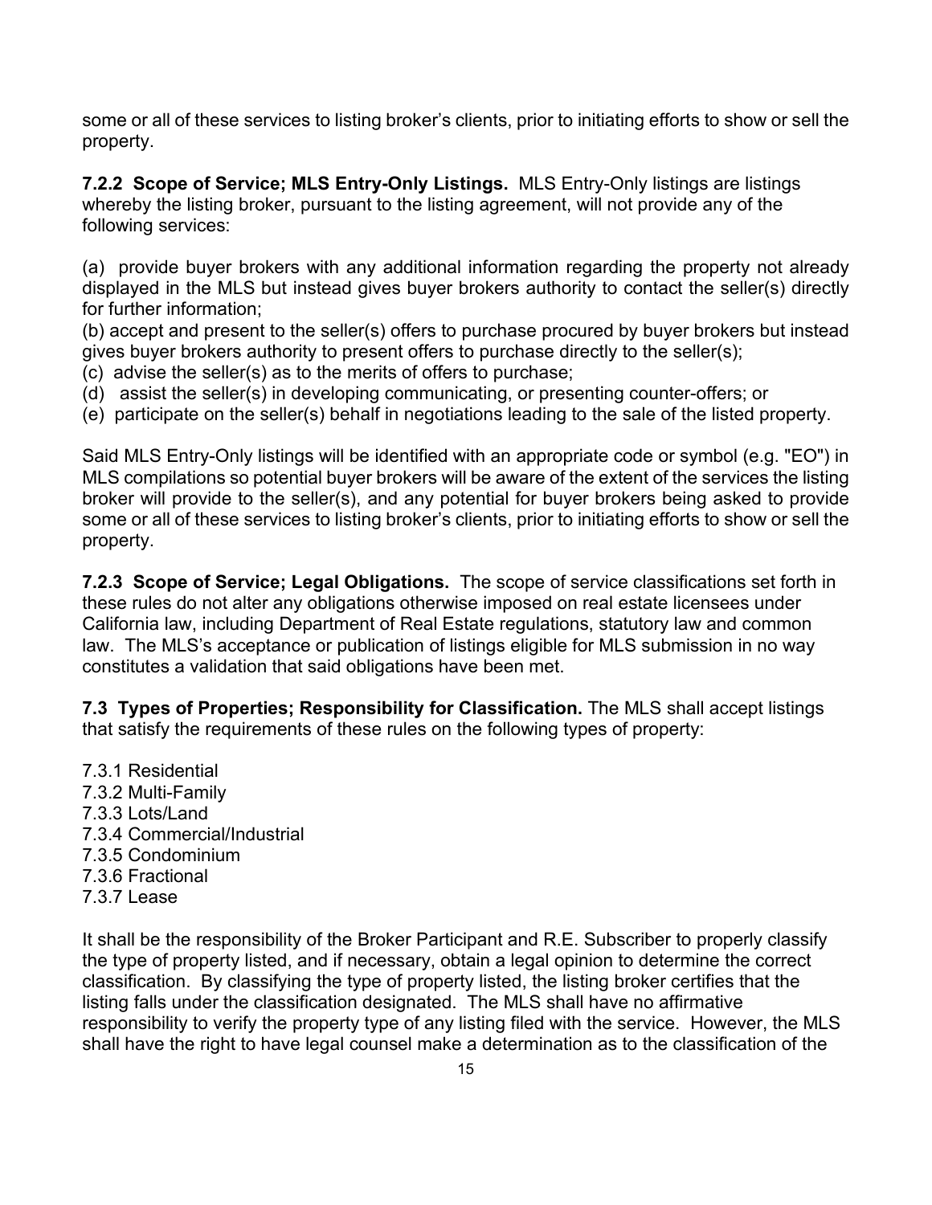some or all of these services to listing broker's clients, prior to initiating efforts to show or sell the property.

**7.2.2 Scope of Service; MLS Entry-Only Listings.** MLS Entry-Only listings are listings whereby the listing broker, pursuant to the listing agreement, will not provide any of the following services:

(a) provide buyer brokers with any additional information regarding the property not already displayed in the MLS but instead gives buyer brokers authority to contact the seller(s) directly for further information;
(b) accept and present to the seller(s) offers to purchase procured by buyer brokers but instead gives buyer brokers authority to present offers to purchase directly to the seller(s);
(c) advise the seller(s) as to the merits of offers to purchase;
(d) assist the seller(s) in developing communicating, or presenting counter-offers; or
(e) participate on the seller(s) behalf in negotiations leading to the sale of the listed property.

Said MLS Entry-Only listings will be identified with an appropriate code or symbol (e.g. "EO") in MLS compilations so potential buyer brokers will be aware of the extent of the services the listing broker will provide to the seller(s), and any potential for buyer brokers being asked to provide some or all of these services to listing broker's clients, prior to initiating efforts to show or sell the property.

**7.2.3 Scope of Service; Legal Obligations.** The scope of service classifications set forth in these rules do not alter any obligations otherwise imposed on real estate licensees under California law, including Department of Real Estate regulations, statutory law and common law. The MLS's acceptance or publication of listings eligible for MLS submission in no way constitutes a validation that said obligations have been met.

**7.3 Types of Properties; Responsibility for Classification.** The MLS shall accept listings that satisfy the requirements of these rules on the following types of property:

7.3.1 Residential
7.3.2 Multi-Family
7.3.3 Lots/Land
7.3.4 Commercial/Industrial
7.3.5 Condominium
7.3.6 Fractional
7.3.7 Lease

It shall be the responsibility of the Broker Participant and R.E. Subscriber to properly classify the type of property listed, and if necessary, obtain a legal opinion to determine the correct classification. By classifying the type of property listed, the listing broker certifies that the listing falls under the classification designated. The MLS shall have no affirmative responsibility to verify the property type of any listing filed with the service. However, the MLS shall have the right to have legal counsel make a determination as to the classification of the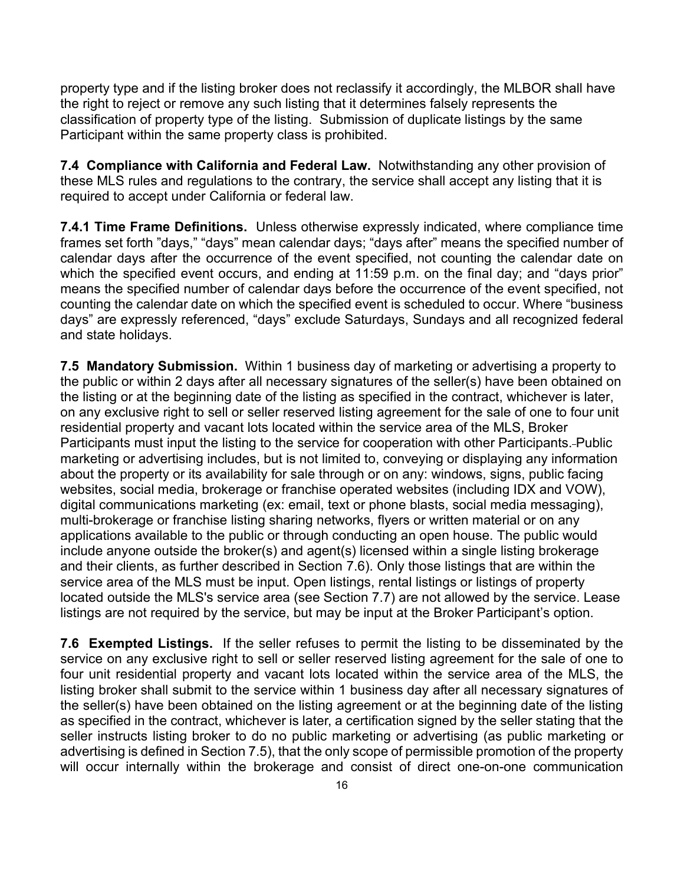property type and if the listing broker does not reclassify it accordingly, the MLBOR shall have the right to reject or remove any such listing that it determines falsely represents the classification of property type of the listing. Submission of duplicate listings by the same Participant within the same property class is prohibited.

**7.4 Compliance with California and Federal Law.** Notwithstanding any other provision of these MLS rules and regulations to the contrary, the service shall accept any listing that it is required to accept under California or federal law.

**7.4.1 Time Frame Definitions.** Unless otherwise expressly indicated, where compliance time frames set forth "days," "days" mean calendar days; "days after" means the specified number of calendar days after the occurrence of the event specified, not counting the calendar date on which the specified event occurs, and ending at 11:59 p.m. on the final day; and "days prior" means the specified number of calendar days before the occurrence of the event specified, not counting the calendar date on which the specified event is scheduled to occur. Where "business days" are expressly referenced, "days" exclude Saturdays, Sundays and all recognized federal and state holidays.

**7.5 Mandatory Submission.** Within 1 business day of marketing or advertising a property to the public or within 2 days after all necessary signatures of the seller(s) have been obtained on the listing or at the beginning date of the listing as specified in the contract, whichever is later, on any exclusive right to sell or seller reserved listing agreement for the sale of one to four unit residential property and vacant lots located within the service area of the MLS, Broker Participants must input the listing to the service for cooperation with other Participants. Public marketing or advertising includes, but is not limited to, conveying or displaying any information about the property or its availability for sale through or on any: windows, signs, public facing websites, social media, brokerage or franchise operated websites (including IDX and VOW), digital communications marketing (ex: email, text or phone blasts, social media messaging), multi-brokerage or franchise listing sharing networks, flyers or written material or on any applications available to the public or through conducting an open house. The public would include anyone outside the broker(s) and agent(s) licensed within a single listing brokerage and their clients, as further described in Section 7.6). Only those listings that are within the service area of the MLS must be input. Open listings, rental listings or listings of property located outside the MLS's service area (see Section 7.7) are not allowed by the service. Lease listings are not required by the service, but may be input at the Broker Participant's option.

**7.6 Exempted Listings.** If the seller refuses to permit the listing to be disseminated by the service on any exclusive right to sell or seller reserved listing agreement for the sale of one to four unit residential property and vacant lots located within the service area of the MLS, the listing broker shall submit to the service within 1 business day after all necessary signatures of the seller(s) have been obtained on the listing agreement or at the beginning date of the listing as specified in the contract, whichever is later, a certification signed by the seller stating that the seller instructs listing broker to do no public marketing or advertising (as public marketing or advertising is defined in Section 7.5), that the only scope of permissible promotion of the property will occur internally within the brokerage and consist of direct one-on-one communication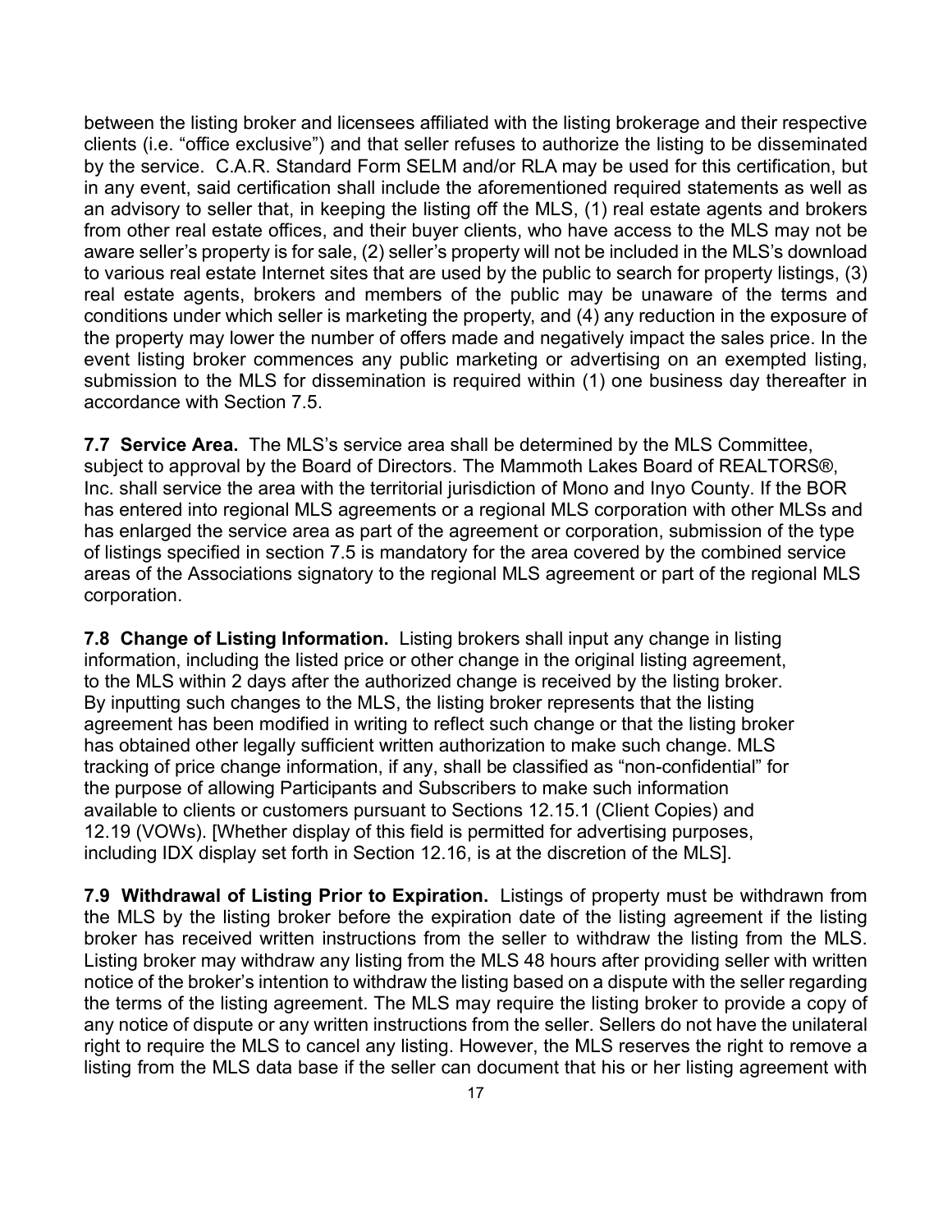between the listing broker and licensees affiliated with the listing brokerage and their respective clients (i.e. "office exclusive") and that seller refuses to authorize the listing to be disseminated by the service. C.A.R. Standard Form SELM and/or RLA may be used for this certification, but in any event, said certification shall include the aforementioned required statements as well as an advisory to seller that, in keeping the listing off the MLS, (1) real estate agents and brokers from other real estate offices, and their buyer clients, who have access to the MLS may not be aware seller's property is for sale, (2) seller's property will not be included in the MLS's download to various real estate Internet sites that are used by the public to search for property listings, (3) real estate agents, brokers and members of the public may be unaware of the terms and conditions under which seller is marketing the property, and (4) any reduction in the exposure of the property may lower the number of offers made and negatively impact the sales price. In the event listing broker commences any public marketing or advertising on an exempted listing, submission to the MLS for dissemination is required within (1) one business day thereafter in accordance with Section 7.5.

**7.7 Service Area.** The MLS's service area shall be determined by the MLS Committee, subject to approval by the Board of Directors. The Mammoth Lakes Board of REALTORS®, Inc. shall service the area with the territorial jurisdiction of Mono and Inyo County. If the BOR has entered into regional MLS agreements or a regional MLS corporation with other MLSs and has enlarged the service area as part of the agreement or corporation, submission of the type of listings specified in section 7.5 is mandatory for the area covered by the combined service areas of the Associations signatory to the regional MLS agreement or part of the regional MLS corporation.

**7.8 Change of Listing Information.** Listing brokers shall input any change in listing information, including the listed price or other change in the original listing agreement, to the MLS within 2 days after the authorized change is received by the listing broker. By inputting such changes to the MLS, the listing broker represents that the listing agreement has been modified in writing to reflect such change or that the listing broker has obtained other legally sufficient written authorization to make such change. MLS tracking of price change information, if any, shall be classified as "non-confidential" for the purpose of allowing Participants and Subscribers to make such information available to clients or customers pursuant to Sections 12.15.1 (Client Copies) and 12.19 (VOWs). [Whether display of this field is permitted for advertising purposes, including IDX display set forth in Section 12.16, is at the discretion of the MLS].

**7.9 Withdrawal of Listing Prior to Expiration.** Listings of property must be withdrawn from the MLS by the listing broker before the expiration date of the listing agreement if the listing broker has received written instructions from the seller to withdraw the listing from the MLS. Listing broker may withdraw any listing from the MLS 48 hours after providing seller with written notice of the broker's intention to withdraw the listing based on a dispute with the seller regarding the terms of the listing agreement. The MLS may require the listing broker to provide a copy of any notice of dispute or any written instructions from the seller. Sellers do not have the unilateral right to require the MLS to cancel any listing. However, the MLS reserves the right to remove a listing from the MLS data base if the seller can document that his or her listing agreement with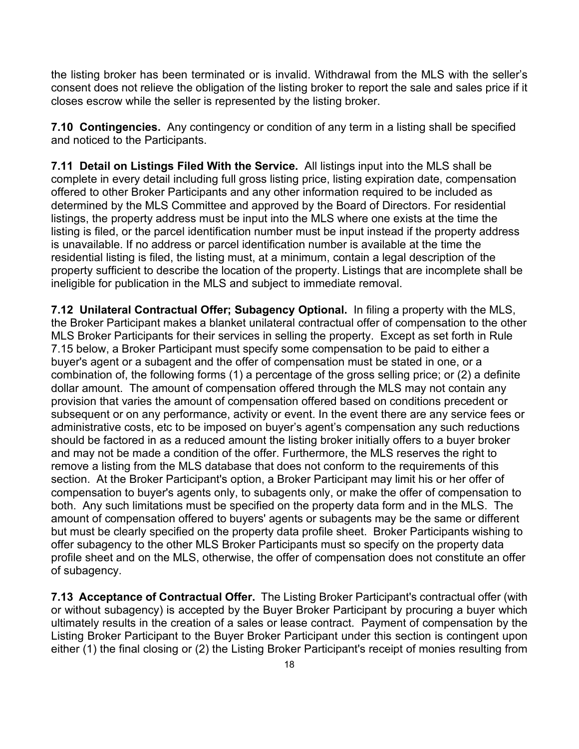the listing broker has been terminated or is invalid. Withdrawal from the MLS with the seller's consent does not relieve the obligation of the listing broker to report the sale and sales price if it closes escrow while the seller is represented by the listing broker.

**7.10 Contingencies.** Any contingency or condition of any term in a listing shall be specified and noticed to the Participants.

**7.11 Detail on Listings Filed With the Service.** All listings input into the MLS shall be complete in every detail including full gross listing price, listing expiration date, compensation offered to other Broker Participants and any other information required to be included as determined by the MLS Committee and approved by the Board of Directors. For residential listings, the property address must be input into the MLS where one exists at the time the listing is filed, or the parcel identification number must be input instead if the property address is unavailable. If no address or parcel identification number is available at the time the residential listing is filed, the listing must, at a minimum, contain a legal description of the property sufficient to describe the location of the property. Listings that are incomplete shall be ineligible for publication in the MLS and subject to immediate removal.

**7.12 Unilateral Contractual Offer; Subagency Optional.** In filing a property with the MLS, the Broker Participant makes a blanket unilateral contractual offer of compensation to the other MLS Broker Participants for their services in selling the property. Except as set forth in Rule 7.15 below, a Broker Participant must specify some compensation to be paid to either a buyer's agent or a subagent and the offer of compensation must be stated in one, or a combination of, the following forms (1) a percentage of the gross selling price; or (2) a definite dollar amount. The amount of compensation offered through the MLS may not contain any provision that varies the amount of compensation offered based on conditions precedent or subsequent or on any performance, activity or event. In the event there are any service fees or administrative costs, etc to be imposed on buyer's agent's compensation any such reductions should be factored in as a reduced amount the listing broker initially offers to a buyer broker and may not be made a condition of the offer. Furthermore, the MLS reserves the right to remove a listing from the MLS database that does not conform to the requirements of this section. At the Broker Participant's option, a Broker Participant may limit his or her offer of compensation to buyer's agents only, to subagents only, or make the offer of compensation to both. Any such limitations must be specified on the property data form and in the MLS. The amount of compensation offered to buyers' agents or subagents may be the same or different but must be clearly specified on the property data profile sheet. Broker Participants wishing to offer subagency to the other MLS Broker Participants must so specify on the property data profile sheet and on the MLS, otherwise, the offer of compensation does not constitute an offer of subagency.

**7.13 Acceptance of Contractual Offer.** The Listing Broker Participant's contractual offer (with or without subagency) is accepted by the Buyer Broker Participant by procuring a buyer which ultimately results in the creation of a sales or lease contract. Payment of compensation by the Listing Broker Participant to the Buyer Broker Participant under this section is contingent upon either (1) the final closing or (2) the Listing Broker Participant's receipt of monies resulting from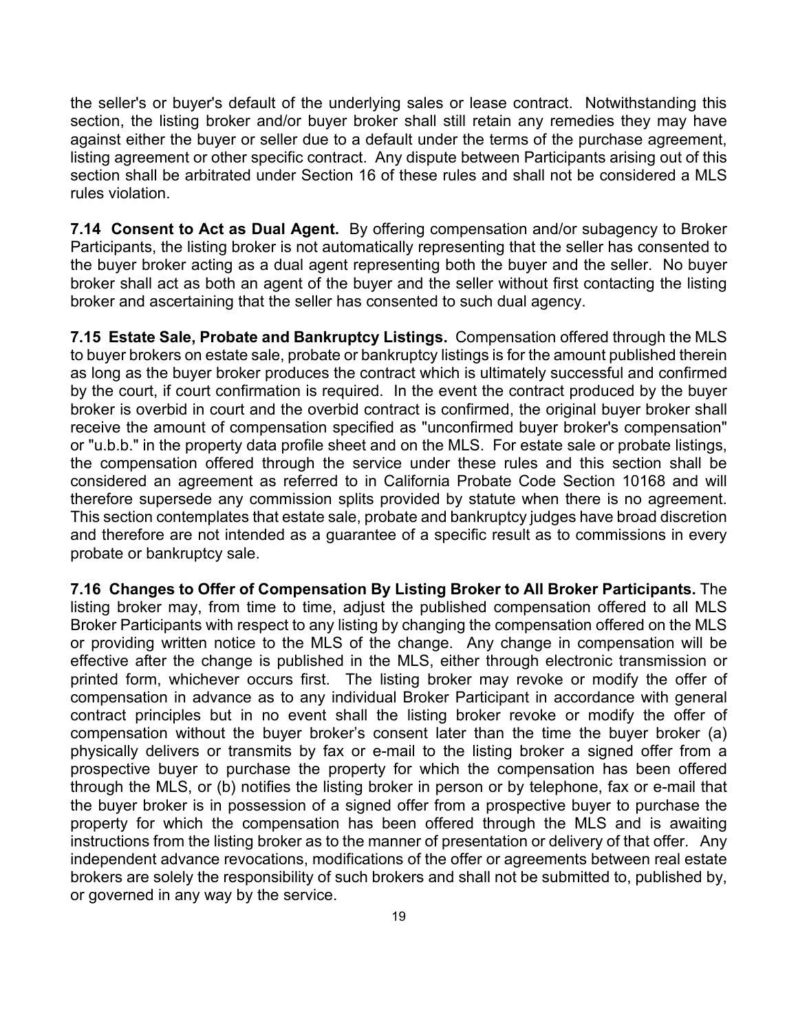the seller's or buyer's default of the underlying sales or lease contract. Notwithstanding this section, the listing broker and/or buyer broker shall still retain any remedies they may have against either the buyer or seller due to a default under the terms of the purchase agreement, listing agreement or other specific contract. Any dispute between Participants arising out of this section shall be arbitrated under Section 16 of these rules and shall not be considered a MLS rules violation.

**7.14 Consent to Act as Dual Agent.** By offering compensation and/or subagency to Broker Participants, the listing broker is not automatically representing that the seller has consented to the buyer broker acting as a dual agent representing both the buyer and the seller. No buyer broker shall act as both an agent of the buyer and the seller without first contacting the listing broker and ascertaining that the seller has consented to such dual agency.

**7.15 Estate Sale, Probate and Bankruptcy Listings.** Compensation offered through the MLS to buyer brokers on estate sale, probate or bankruptcy listings is for the amount published therein as long as the buyer broker produces the contract which is ultimately successful and confirmed by the court, if court confirmation is required. In the event the contract produced by the buyer broker is overbid in court and the overbid contract is confirmed, the original buyer broker shall receive the amount of compensation specified as "unconfirmed buyer broker's compensation" or "u.b.b." in the property data profile sheet and on the MLS. For estate sale or probate listings, the compensation offered through the service under these rules and this section shall be considered an agreement as referred to in California Probate Code Section 10168 and will therefore supersede any commission splits provided by statute when there is no agreement. This section contemplates that estate sale, probate and bankruptcy judges have broad discretion and therefore are not intended as a guarantee of a specific result as to commissions in every probate or bankruptcy sale.

**7.16 Changes to Offer of Compensation By Listing Broker to All Broker Participants.** The listing broker may, from time to time, adjust the published compensation offered to all MLS Broker Participants with respect to any listing by changing the compensation offered on the MLS or providing written notice to the MLS of the change. Any change in compensation will be effective after the change is published in the MLS, either through electronic transmission or printed form, whichever occurs first. The listing broker may revoke or modify the offer of compensation in advance as to any individual Broker Participant in accordance with general contract principles but in no event shall the listing broker revoke or modify the offer of compensation without the buyer broker's consent later than the time the buyer broker (a) physically delivers or transmits by fax or e-mail to the listing broker a signed offer from a prospective buyer to purchase the property for which the compensation has been offered through the MLS, or (b) notifies the listing broker in person or by telephone, fax or e-mail that the buyer broker is in possession of a signed offer from a prospective buyer to purchase the property for which the compensation has been offered through the MLS and is awaiting instructions from the listing broker as to the manner of presentation or delivery of that offer. Any independent advance revocations, modifications of the offer or agreements between real estate brokers are solely the responsibility of such brokers and shall not be submitted to, published by, or governed in any way by the service.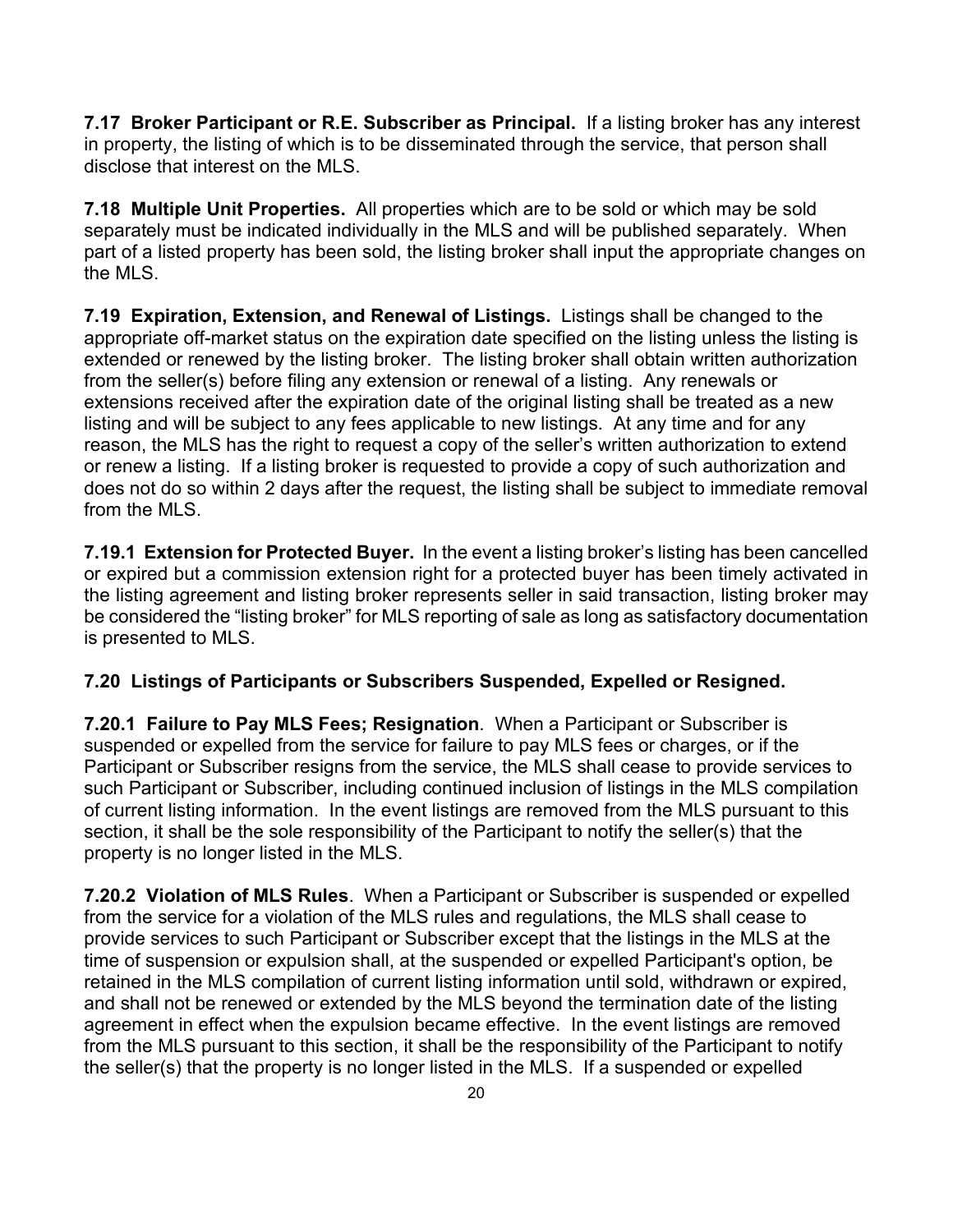**7.17 Broker Participant or R.E. Subscriber as Principal.** If a listing broker has any interest in property, the listing of which is to be disseminated through the service, that person shall disclose that interest on the MLS.

**7.18 Multiple Unit Properties.** All properties which are to be sold or which may be sold separately must be indicated individually in the MLS and will be published separately. When part of a listed property has been sold, the listing broker shall input the appropriate changes on the MLS.

**7.19 Expiration, Extension, and Renewal of Listings.** Listings shall be changed to the appropriate off-market status on the expiration date specified on the listing unless the listing is extended or renewed by the listing broker. The listing broker shall obtain written authorization from the seller(s) before filing any extension or renewal of a listing. Any renewals or extensions received after the expiration date of the original listing shall be treated as a new listing and will be subject to any fees applicable to new listings. At any time and for any reason, the MLS has the right to request a copy of the seller's written authorization to extend or renew a listing. If a listing broker is requested to provide a copy of such authorization and does not do so within 2 days after the request, the listing shall be subject to immediate removal from the MLS.

**7.19.1 Extension for Protected Buyer.** In the event a listing broker's listing has been cancelled or expired but a commission extension right for a protected buyer has been timely activated in the listing agreement and listing broker represents seller in said transaction, listing broker may be considered the "listing broker" for MLS reporting of sale as long as satisfactory documentation is presented to MLS.

**7.20 Listings of Participants or Subscribers Suspended, Expelled or Resigned.**

**7.20.1 Failure to Pay MLS Fees; Resignation**. When a Participant or Subscriber is suspended or expelled from the service for failure to pay MLS fees or charges, or if the Participant or Subscriber resigns from the service, the MLS shall cease to provide services to such Participant or Subscriber, including continued inclusion of listings in the MLS compilation of current listing information. In the event listings are removed from the MLS pursuant to this section, it shall be the sole responsibility of the Participant to notify the seller(s) that the property is no longer listed in the MLS.

**7.20.2 Violation of MLS Rules**. When a Participant or Subscriber is suspended or expelled from the service for a violation of the MLS rules and regulations, the MLS shall cease to provide services to such Participant or Subscriber except that the listings in the MLS at the time of suspension or expulsion shall, at the suspended or expelled Participant's option, be retained in the MLS compilation of current listing information until sold, withdrawn or expired, and shall not be renewed or extended by the MLS beyond the termination date of the listing agreement in effect when the expulsion became effective. In the event listings are removed from the MLS pursuant to this section, it shall be the responsibility of the Participant to notify the seller(s) that the property is no longer listed in the MLS. If a suspended or expelled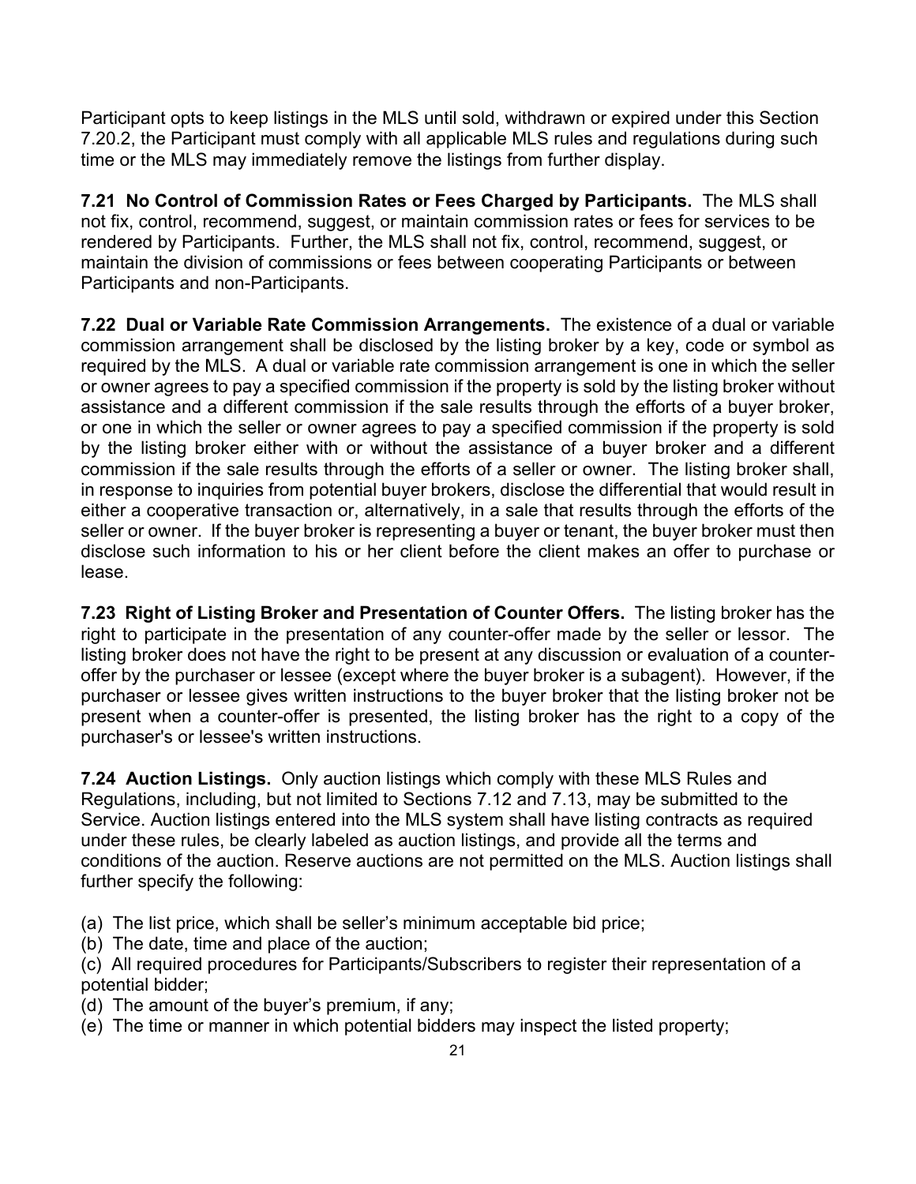Participant opts to keep listings in the MLS until sold, withdrawn or expired under this Section 7.20.2, the Participant must comply with all applicable MLS rules and regulations during such time or the MLS may immediately remove the listings from further display.

**7.21 No Control of Commission Rates or Fees Charged by Participants.** The MLS shall not fix, control, recommend, suggest, or maintain commission rates or fees for services to be rendered by Participants. Further, the MLS shall not fix, control, recommend, suggest, or maintain the division of commissions or fees between cooperating Participants or between Participants and non-Participants.

**7.22 Dual or Variable Rate Commission Arrangements.** The existence of a dual or variable commission arrangement shall be disclosed by the listing broker by a key, code or symbol as required by the MLS. A dual or variable rate commission arrangement is one in which the seller or owner agrees to pay a specified commission if the property is sold by the listing broker without assistance and a different commission if the sale results through the efforts of a buyer broker, or one in which the seller or owner agrees to pay a specified commission if the property is sold by the listing broker either with or without the assistance of a buyer broker and a different commission if the sale results through the efforts of a seller or owner. The listing broker shall, in response to inquiries from potential buyer brokers, disclose the differential that would result in either a cooperative transaction or, alternatively, in a sale that results through the efforts of the seller or owner. If the buyer broker is representing a buyer or tenant, the buyer broker must then disclose such information to his or her client before the client makes an offer to purchase or lease.

**7.23 Right of Listing Broker and Presentation of Counter Offers.** The listing broker has the right to participate in the presentation of any counter-offer made by the seller or lessor. The listing broker does not have the right to be present at any discussion or evaluation of a counter-offer by the purchaser or lessee (except where the buyer broker is a subagent). However, if the purchaser or lessee gives written instructions to the buyer broker that the listing broker not be present when a counter-offer is presented, the listing broker has the right to a copy of the purchaser's or lessee's written instructions.

**7.24 Auction Listings.** Only auction listings which comply with these MLS Rules and Regulations, including, but not limited to Sections 7.12 and 7.13, may be submitted to the Service. Auction listings entered into the MLS system shall have listing contracts as required under these rules, be clearly labeled as auction listings, and provide all the terms and conditions of the auction. Reserve auctions are not permitted on the MLS. Auction listings shall further specify the following:

(a) The list price, which shall be seller's minimum acceptable bid price;
(b) The date, time and place of the auction;
(c) All required procedures for Participants/Subscribers to register their representation of a potential bidder;
(d) The amount of the buyer's premium, if any;
(e) The time or manner in which potential bidders may inspect the listed property;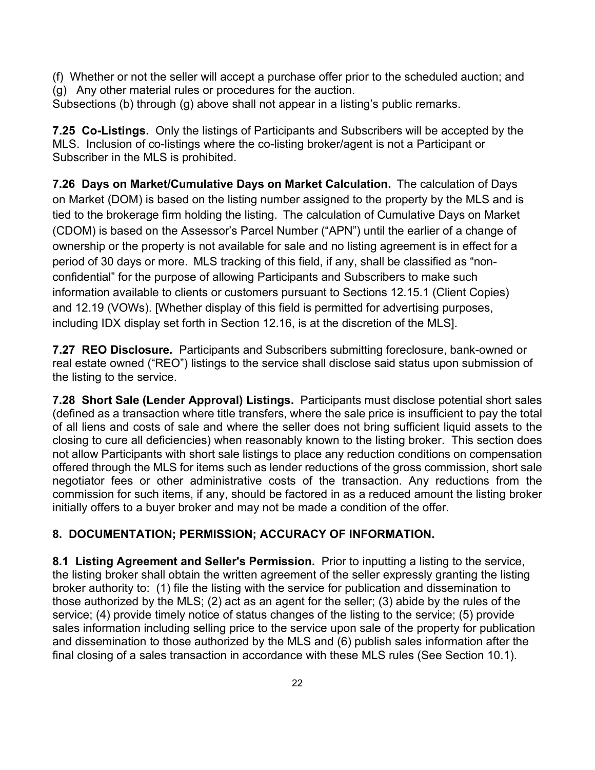(f) Whether or not the seller will accept a purchase offer prior to the scheduled auction; and

(g) Any other material rules or procedures for the auction.

Subsections (b) through (g) above shall not appear in a listing's public remarks.

**7.25 Co-Listings.** Only the listings of Participants and Subscribers will be accepted by the MLS. Inclusion of co-listings where the co-listing broker/agent is not a Participant or Subscriber in the MLS is prohibited.

**7.26 Days on Market/Cumulative Days on Market Calculation.** The calculation of Days on Market (DOM) is based on the listing number assigned to the property by the MLS and is tied to the brokerage firm holding the listing. The calculation of Cumulative Days on Market (CDOM) is based on the Assessor's Parcel Number ("APN") until the earlier of a change of ownership or the property is not available for sale and no listing agreement is in effect for a period of 30 days or more. MLS tracking of this field, if any, shall be classified as "non-confidential" for the purpose of allowing Participants and Subscribers to make such information available to clients or customers pursuant to Sections 12.15.1 (Client Copies) and 12.19 (VOWs). [Whether display of this field is permitted for advertising purposes, including IDX display set forth in Section 12.16, is at the discretion of the MLS].

**7.27 REO Disclosure.** Participants and Subscribers submitting foreclosure, bank-owned or real estate owned ("REO") listings to the service shall disclose said status upon submission of the listing to the service.

**7.28 Short Sale (Lender Approval) Listings.** Participants must disclose potential short sales (defined as a transaction where title transfers, where the sale price is insufficient to pay the total of all liens and costs of sale and where the seller does not bring sufficient liquid assets to the closing to cure all deficiencies) when reasonably known to the listing broker. This section does not allow Participants with short sale listings to place any reduction conditions on compensation offered through the MLS for items such as lender reductions of the gross commission, short sale negotiator fees or other administrative costs of the transaction. Any reductions from the commission for such items, if any, should be factored in as a reduced amount the listing broker initially offers to a buyer broker and may not be made a condition of the offer.

## 8. DOCUMENTATION; PERMISSION; ACCURACY OF INFORMATION.

**8.1 Listing Agreement and Seller's Permission.** Prior to inputting a listing to the service, the listing broker shall obtain the written agreement of the seller expressly granting the listing broker authority to: (1) file the listing with the service for publication and dissemination to those authorized by the MLS; (2) act as an agent for the seller; (3) abide by the rules of the service; (4) provide timely notice of status changes of the listing to the service; (5) provide sales information including selling price to the service upon sale of the property for publication and dissemination to those authorized by the MLS and (6) publish sales information after the final closing of a sales transaction in accordance with these MLS rules (See Section 10.1).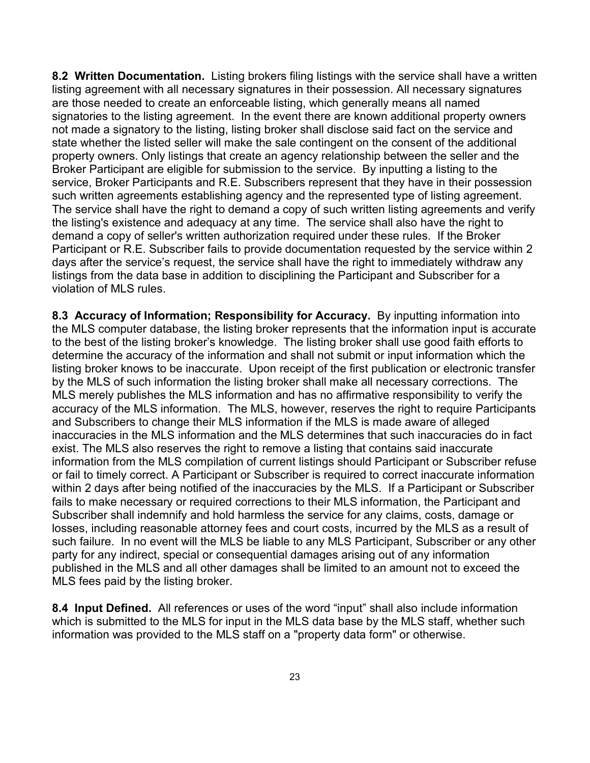**8.2 Written Documentation.** Listing brokers filing listings with the service shall have a written listing agreement with all necessary signatures in their possession. All necessary signatures are those needed to create an enforceable listing, which generally means all named signatories to the listing agreement. In the event there are known additional property owners not made a signatory to the listing, listing broker shall disclose said fact on the service and state whether the listed seller will make the sale contingent on the consent of the additional property owners. Only listings that create an agency relationship between the seller and the Broker Participant are eligible for submission to the service. By inputting a listing to the service, Broker Participants and R.E. Subscribers represent that they have in their possession such written agreements establishing agency and the represented type of listing agreement. The service shall have the right to demand a copy of such written listing agreements and verify the listing's existence and adequacy at any time. The service shall also have the right to demand a copy of seller's written authorization required under these rules. If the Broker Participant or R.E. Subscriber fails to provide documentation requested by the service within 2 days after the service's request, the service shall have the right to immediately withdraw any listings from the data base in addition to disciplining the Participant and Subscriber for a violation of MLS rules.

**8.3 Accuracy of Information; Responsibility for Accuracy.** By inputting information into the MLS computer database, the listing broker represents that the information input is accurate to the best of the listing broker's knowledge. The listing broker shall use good faith efforts to determine the accuracy of the information and shall not submit or input information which the listing broker knows to be inaccurate. Upon receipt of the first publication or electronic transfer by the MLS of such information the listing broker shall make all necessary corrections. The MLS merely publishes the MLS information and has no affirmative responsibility to verify the accuracy of the MLS information. The MLS, however, reserves the right to require Participants and Subscribers to change their MLS information if the MLS is made aware of alleged inaccuracies in the MLS information and the MLS determines that such inaccuracies do in fact exist. The MLS also reserves the right to remove a listing that contains said inaccurate information from the MLS compilation of current listings should Participant or Subscriber refuse or fail to timely correct. A Participant or Subscriber is required to correct inaccurate information within 2 days after being notified of the inaccuracies by the MLS. If a Participant or Subscriber fails to make necessary or required corrections to their MLS information, the Participant and Subscriber shall indemnify and hold harmless the service for any claims, costs, damage or losses, including reasonable attorney fees and court costs, incurred by the MLS as a result of such failure. In no event will the MLS be liable to any MLS Participant, Subscriber or any other party for any indirect, special or consequential damages arising out of any information published in the MLS and all other damages shall be limited to an amount not to exceed the MLS fees paid by the listing broker.

**8.4 Input Defined.** All references or uses of the word "input" shall also include information which is submitted to the MLS for input in the MLS data base by the MLS staff, whether such information was provided to the MLS staff on a "property data form" or otherwise.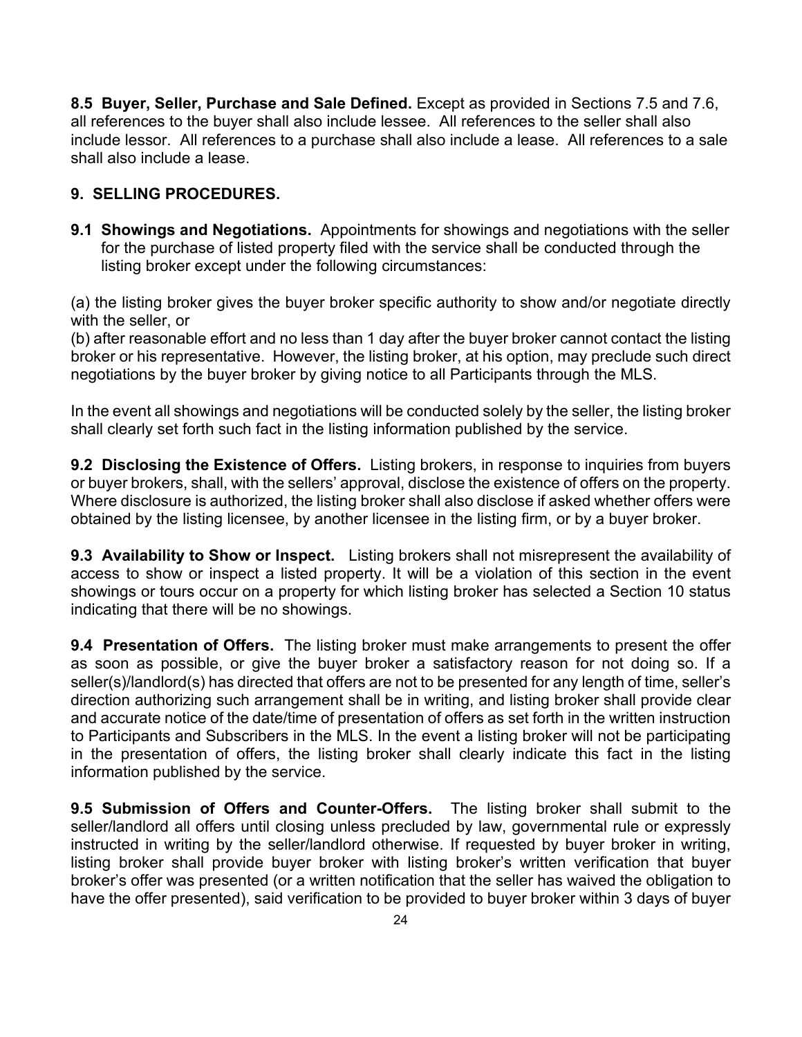**8.5 Buyer, Seller, Purchase and Sale Defined.** Except as provided in Sections 7.5 and 7.6, all references to the buyer shall also include lessee. All references to the seller shall also include lessor. All references to a purchase shall also include a lease. All references to a sale shall also include a lease.

## 9. SELLING PROCEDURES.

**9.1 Showings and Negotiations.** Appointments for showings and negotiations with the seller for the purchase of listed property filed with the service shall be conducted through the listing broker except under the following circumstances:

(a) the listing broker gives the buyer broker specific authority to show and/or negotiate directly with the seller, or
(b) after reasonable effort and no less than 1 day after the buyer broker cannot contact the listing broker or his representative. However, the listing broker, at his option, may preclude such direct negotiations by the buyer broker by giving notice to all Participants through the MLS.

In the event all showings and negotiations will be conducted solely by the seller, the listing broker shall clearly set forth such fact in the listing information published by the service.

**9.2 Disclosing the Existence of Offers.** Listing brokers, in response to inquiries from buyers or buyer brokers, shall, with the sellers' approval, disclose the existence of offers on the property. Where disclosure is authorized, the listing broker shall also disclose if asked whether offers were obtained by the listing licensee, by another licensee in the listing firm, or by a buyer broker.

**9.3 Availability to Show or Inspect.** Listing brokers shall not misrepresent the availability of access to show or inspect a listed property. It will be a violation of this section in the event showings or tours occur on a property for which listing broker has selected a Section 10 status indicating that there will be no showings.

**9.4 Presentation of Offers.** The listing broker must make arrangements to present the offer as soon as possible, or give the buyer broker a satisfactory reason for not doing so. If a seller(s)/landlord(s) has directed that offers are not to be presented for any length of time, seller's direction authorizing such arrangement shall be in writing, and listing broker shall provide clear and accurate notice of the date/time of presentation of offers as set forth in the written instruction to Participants and Subscribers in the MLS. In the event a listing broker will not be participating in the presentation of offers, the listing broker shall clearly indicate this fact in the listing information published by the service.

**9.5 Submission of Offers and Counter-Offers.** The listing broker shall submit to the seller/landlord all offers until closing unless precluded by law, governmental rule or expressly instructed in writing by the seller/landlord otherwise. If requested by buyer broker in writing, listing broker shall provide buyer broker with listing broker's written verification that buyer broker's offer was presented (or a written notification that the seller has waived the obligation to have the offer presented), said verification to be provided to buyer broker within 3 days of buyer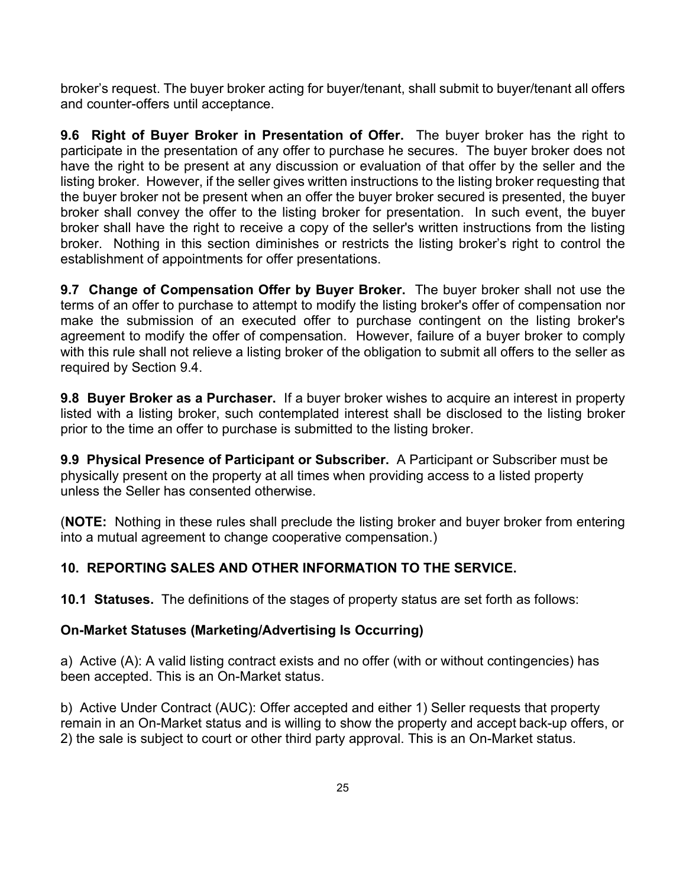broker's request. The buyer broker acting for buyer/tenant, shall submit to buyer/tenant all offers and counter-offers until acceptance.

**9.6 Right of Buyer Broker in Presentation of Offer.** The buyer broker has the right to participate in the presentation of any offer to purchase he secures. The buyer broker does not have the right to be present at any discussion or evaluation of that offer by the seller and the listing broker. However, if the seller gives written instructions to the listing broker requesting that the buyer broker not be present when an offer the buyer broker secured is presented, the buyer broker shall convey the offer to the listing broker for presentation. In such event, the buyer broker shall have the right to receive a copy of the seller's written instructions from the listing broker. Nothing in this section diminishes or restricts the listing broker's right to control the establishment of appointments for offer presentations.

**9.7 Change of Compensation Offer by Buyer Broker.** The buyer broker shall not use the terms of an offer to purchase to attempt to modify the listing broker's offer of compensation nor make the submission of an executed offer to purchase contingent on the listing broker's agreement to modify the offer of compensation. However, failure of a buyer broker to comply with this rule shall not relieve a listing broker of the obligation to submit all offers to the seller as required by Section 9.4.

**9.8 Buyer Broker as a Purchaser.** If a buyer broker wishes to acquire an interest in property listed with a listing broker, such contemplated interest shall be disclosed to the listing broker prior to the time an offer to purchase is submitted to the listing broker.

**9.9 Physical Presence of Participant or Subscriber.** A Participant or Subscriber must be physically present on the property at all times when providing access to a listed property unless the Seller has consented otherwise.

(**NOTE:** Nothing in these rules shall preclude the listing broker and buyer broker from entering into a mutual agreement to change cooperative compensation.)

## 10. REPORTING SALES AND OTHER INFORMATION TO THE SERVICE.

**10.1 Statuses.** The definitions of the stages of property status are set forth as follows:

**On-Market Statuses (Marketing/Advertising Is Occurring)**

a) Active (A): A valid listing contract exists and no offer (with or without contingencies) has been accepted. This is an On-Market status.

b) Active Under Contract (AUC): Offer accepted and either 1) Seller requests that property remain in an On-Market status and is willing to show the property and accept back-up offers, or 2) the sale is subject to court or other third party approval. This is an On-Market status.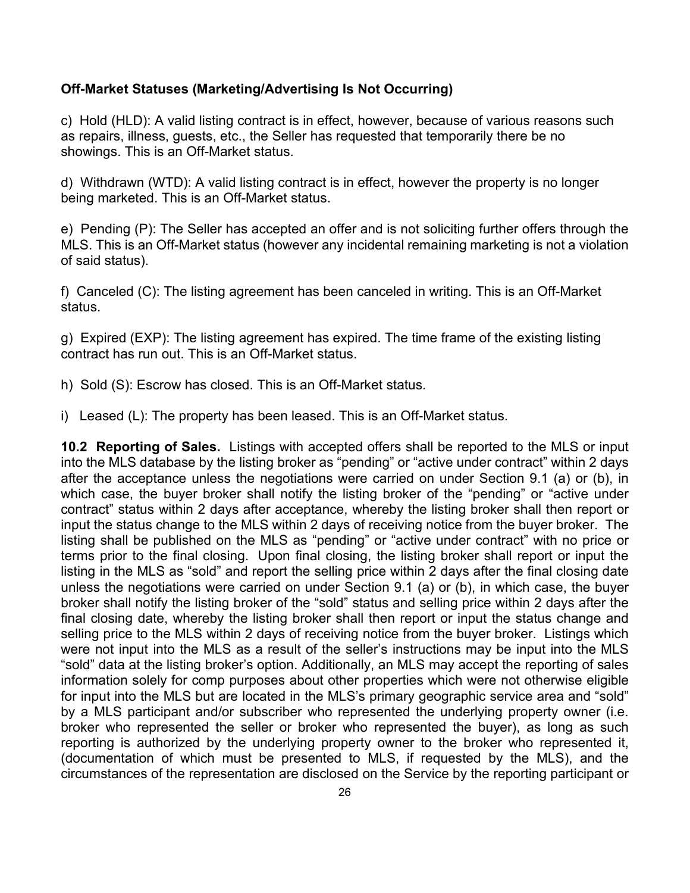**Off-Market Statuses (Marketing/Advertising Is Not Occurring)**

c) Hold (HLD): A valid listing contract is in effect, however, because of various reasons such as repairs, illness, guests, etc., the Seller has requested that temporarily there be no showings. This is an Off-Market status.

d) Withdrawn (WTD): A valid listing contract is in effect, however the property is no longer being marketed. This is an Off-Market status.

e) Pending (P): The Seller has accepted an offer and is not soliciting further offers through the MLS. This is an Off-Market status (however any incidental remaining marketing is not a violation of said status).

f) Canceled (C): The listing agreement has been canceled in writing. This is an Off-Market status.

g) Expired (EXP): The listing agreement has expired. The time frame of the existing listing contract has run out. This is an Off-Market status.

h) Sold (S): Escrow has closed. This is an Off-Market status.

i) Leased (L): The property has been leased. This is an Off-Market status.

**10.2 Reporting of Sales.** Listings with accepted offers shall be reported to the MLS or input into the MLS database by the listing broker as "pending" or "active under contract" within 2 days after the acceptance unless the negotiations were carried on under Section 9.1 (a) or (b), in which case, the buyer broker shall notify the listing broker of the "pending" or "active under contract" status within 2 days after acceptance, whereby the listing broker shall then report or input the status change to the MLS within 2 days of receiving notice from the buyer broker. The listing shall be published on the MLS as "pending" or "active under contract" with no price or terms prior to the final closing. Upon final closing, the listing broker shall report or input the listing in the MLS as "sold" and report the selling price within 2 days after the final closing date unless the negotiations were carried on under Section 9.1 (a) or (b), in which case, the buyer broker shall notify the listing broker of the "sold" status and selling price within 2 days after the final closing date, whereby the listing broker shall then report or input the status change and selling price to the MLS within 2 days of receiving notice from the buyer broker. Listings which were not input into the MLS as a result of the seller's instructions may be input into the MLS "sold" data at the listing broker's option. Additionally, an MLS may accept the reporting of sales information solely for comp purposes about other properties which were not otherwise eligible for input into the MLS but are located in the MLS's primary geographic service area and "sold" by a MLS participant and/or subscriber who represented the underlying property owner (i.e. broker who represented the seller or broker who represented the buyer), as long as such reporting is authorized by the underlying property owner to the broker who represented it, (documentation of which must be presented to MLS, if requested by the MLS), and the circumstances of the representation are disclosed on the Service by the reporting participant or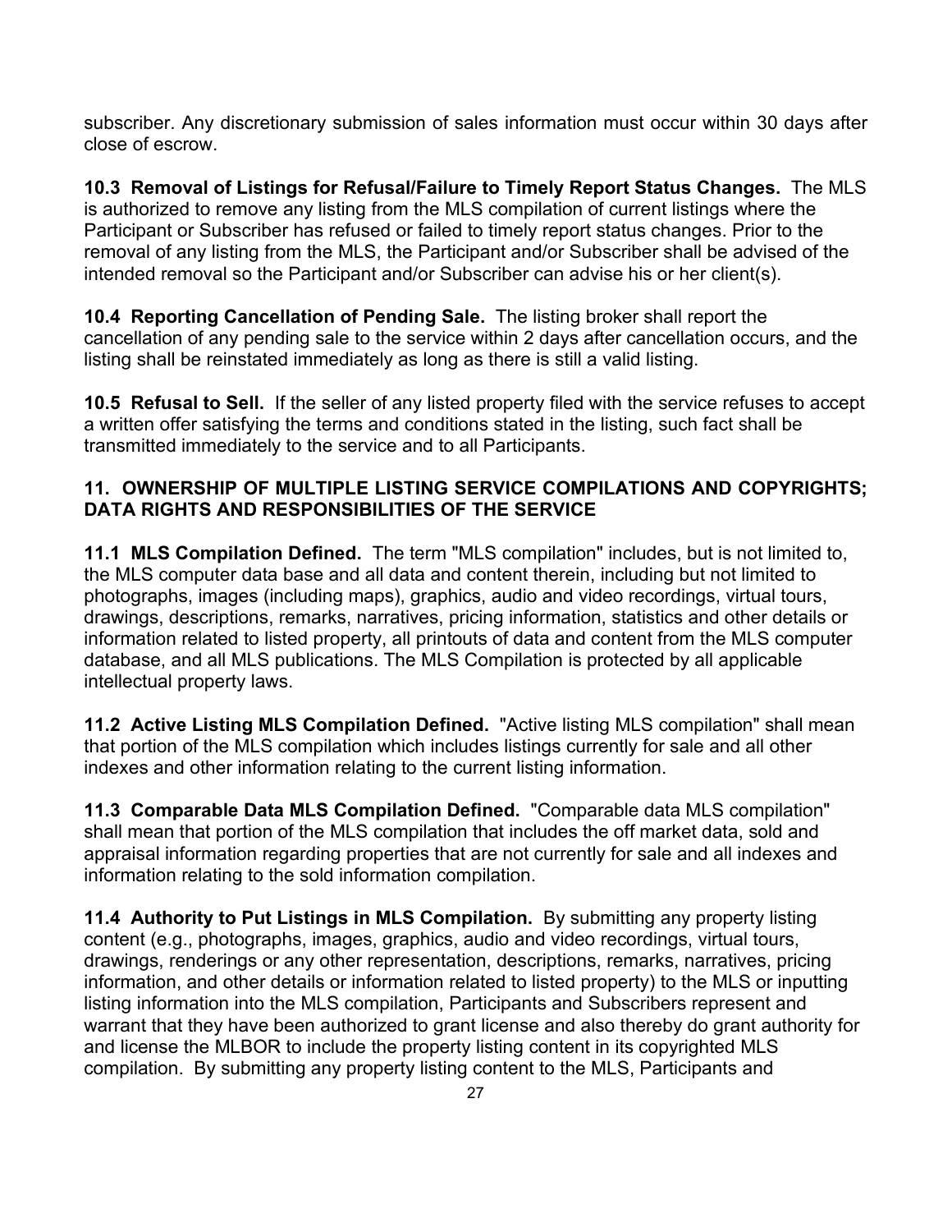subscriber. Any discretionary submission of sales information must occur within 30 days after close of escrow.

**10.3 Removal of Listings for Refusal/Failure to Timely Report Status Changes.** The MLS is authorized to remove any listing from the MLS compilation of current listings where the Participant or Subscriber has refused or failed to timely report status changes. Prior to the removal of any listing from the MLS, the Participant and/or Subscriber shall be advised of the intended removal so the Participant and/or Subscriber can advise his or her client(s).

**10.4 Reporting Cancellation of Pending Sale.** The listing broker shall report the cancellation of any pending sale to the service within 2 days after cancellation occurs, and the listing shall be reinstated immediately as long as there is still a valid listing.

**10.5 Refusal to Sell.** If the seller of any listed property filed with the service refuses to accept a written offer satisfying the terms and conditions stated in the listing, such fact shall be transmitted immediately to the service and to all Participants.

## 11. OWNERSHIP OF MULTIPLE LISTING SERVICE COMPILATIONS AND COPYRIGHTS; DATA RIGHTS AND RESPONSIBILITIES OF THE SERVICE

**11.1 MLS Compilation Defined.** The term "MLS compilation" includes, but is not limited to, the MLS computer data base and all data and content therein, including but not limited to photographs, images (including maps), graphics, audio and video recordings, virtual tours, drawings, descriptions, remarks, narratives, pricing information, statistics and other details or information related to listed property, all printouts of data and content from the MLS computer database, and all MLS publications. The MLS Compilation is protected by all applicable intellectual property laws.

**11.2 Active Listing MLS Compilation Defined.** "Active listing MLS compilation" shall mean that portion of the MLS compilation which includes listings currently for sale and all other indexes and other information relating to the current listing information.

**11.3 Comparable Data MLS Compilation Defined.** "Comparable data MLS compilation" shall mean that portion of the MLS compilation that includes the off market data, sold and appraisal information regarding properties that are not currently for sale and all indexes and information relating to the sold information compilation.

**11.4 Authority to Put Listings in MLS Compilation.** By submitting any property listing content (e.g., photographs, images, graphics, audio and video recordings, virtual tours, drawings, renderings or any other representation, descriptions, remarks, narratives, pricing information, and other details or information related to listed property) to the MLS or inputting listing information into the MLS compilation, Participants and Subscribers represent and warrant that they have been authorized to grant license and also thereby do grant authority for and license the MLBOR to include the property listing content in its copyrighted MLS compilation. By submitting any property listing content to the MLS, Participants and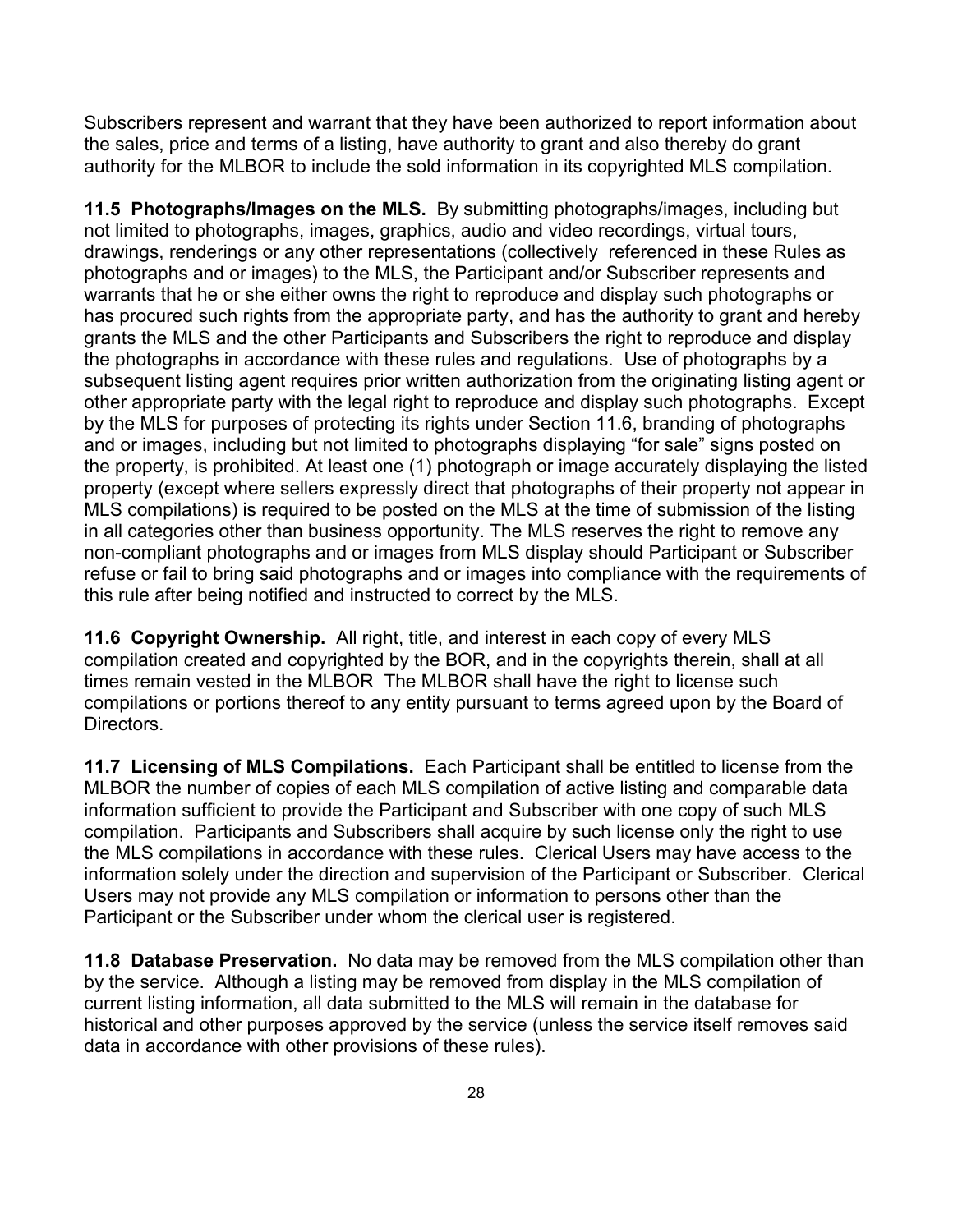Subscribers represent and warrant that they have been authorized to report information about the sales, price and terms of a listing, have authority to grant and also thereby do grant authority for the MLBOR to include the sold information in its copyrighted MLS compilation.

**11.5 Photographs/Images on the MLS.** By submitting photographs/images, including but not limited to photographs, images, graphics, audio and video recordings, virtual tours, drawings, renderings or any other representations (collectively referenced in these Rules as photographs and or images) to the MLS, the Participant and/or Subscriber represents and warrants that he or she either owns the right to reproduce and display such photographs or has procured such rights from the appropriate party, and has the authority to grant and hereby grants the MLS and the other Participants and Subscribers the right to reproduce and display the photographs in accordance with these rules and regulations. Use of photographs by a subsequent listing agent requires prior written authorization from the originating listing agent or other appropriate party with the legal right to reproduce and display such photographs. Except by the MLS for purposes of protecting its rights under Section 11.6, branding of photographs and or images, including but not limited to photographs displaying "for sale" signs posted on the property, is prohibited. At least one (1) photograph or image accurately displaying the listed property (except where sellers expressly direct that photographs of their property not appear in MLS compilations) is required to be posted on the MLS at the time of submission of the listing in all categories other than business opportunity. The MLS reserves the right to remove any non-compliant photographs and or images from MLS display should Participant or Subscriber refuse or fail to bring said photographs and or images into compliance with the requirements of this rule after being notified and instructed to correct by the MLS.

**11.6 Copyright Ownership.** All right, title, and interest in each copy of every MLS compilation created and copyrighted by the BOR, and in the copyrights therein, shall at all times remain vested in the MLBOR The MLBOR shall have the right to license such compilations or portions thereof to any entity pursuant to terms agreed upon by the Board of Directors.

**11.7 Licensing of MLS Compilations.** Each Participant shall be entitled to license from the MLBOR the number of copies of each MLS compilation of active listing and comparable data information sufficient to provide the Participant and Subscriber with one copy of such MLS compilation. Participants and Subscribers shall acquire by such license only the right to use the MLS compilations in accordance with these rules. Clerical Users may have access to the information solely under the direction and supervision of the Participant or Subscriber. Clerical Users may not provide any MLS compilation or information to persons other than the Participant or the Subscriber under whom the clerical user is registered.

**11.8 Database Preservation.** No data may be removed from the MLS compilation other than by the service. Although a listing may be removed from display in the MLS compilation of current listing information, all data submitted to the MLS will remain in the database for historical and other purposes approved by the service (unless the service itself removes said data in accordance with other provisions of these rules).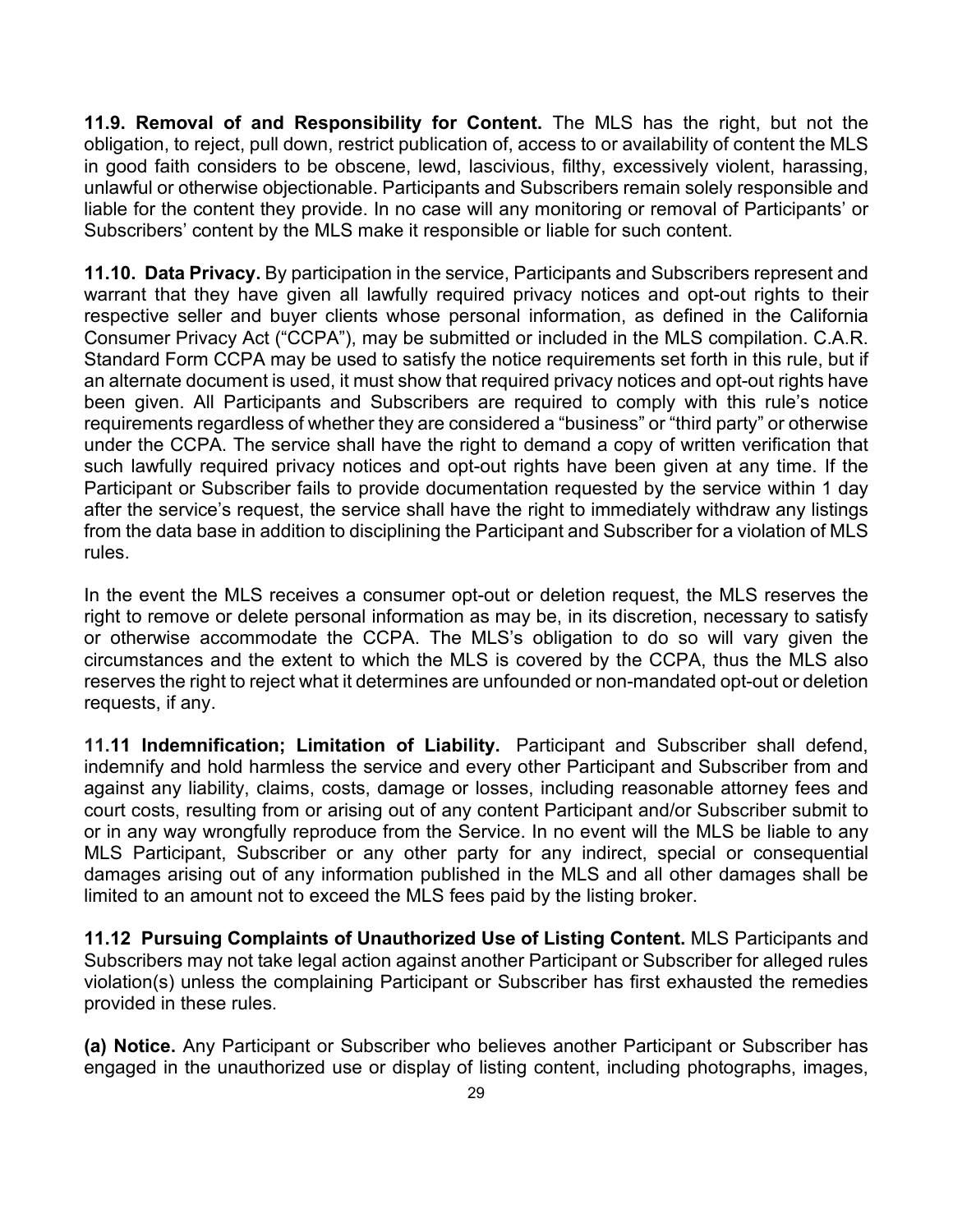**11.9. Removal of and Responsibility for Content.** The MLS has the right, but not the obligation, to reject, pull down, restrict publication of, access to or availability of content the MLS in good faith considers to be obscene, lewd, lascivious, filthy, excessively violent, harassing, unlawful or otherwise objectionable. Participants and Subscribers remain solely responsible and liable for the content they provide. In no case will any monitoring or removal of Participants' or Subscribers' content by the MLS make it responsible or liable for such content.

**11.10. Data Privacy.** By participation in the service, Participants and Subscribers represent and warrant that they have given all lawfully required privacy notices and opt-out rights to their respective seller and buyer clients whose personal information, as defined in the California Consumer Privacy Act ("CCPA"), may be submitted or included in the MLS compilation. C.A.R. Standard Form CCPA may be used to satisfy the notice requirements set forth in this rule, but if an alternate document is used, it must show that required privacy notices and opt-out rights have been given. All Participants and Subscribers are required to comply with this rule's notice requirements regardless of whether they are considered a "business" or "third party" or otherwise under the CCPA. The service shall have the right to demand a copy of written verification that such lawfully required privacy notices and opt-out rights have been given at any time. If the Participant or Subscriber fails to provide documentation requested by the service within 1 day after the service's request, the service shall have the right to immediately withdraw any listings from the data base in addition to disciplining the Participant and Subscriber for a violation of MLS rules.

In the event the MLS receives a consumer opt-out or deletion request, the MLS reserves the right to remove or delete personal information as may be, in its discretion, necessary to satisfy or otherwise accommodate the CCPA. The MLS's obligation to do so will vary given the circumstances and the extent to which the MLS is covered by the CCPA, thus the MLS also reserves the right to reject what it determines are unfounded or non-mandated opt-out or deletion requests, if any.

**11.11 Indemnification; Limitation of Liability.** Participant and Subscriber shall defend, indemnify and hold harmless the service and every other Participant and Subscriber from and against any liability, claims, costs, damage or losses, including reasonable attorney fees and court costs, resulting from or arising out of any content Participant and/or Subscriber submit to or in any way wrongfully reproduce from the Service. In no event will the MLS be liable to any MLS Participant, Subscriber or any other party for any indirect, special or consequential damages arising out of any information published in the MLS and all other damages shall be limited to an amount not to exceed the MLS fees paid by the listing broker.

**11.12 Pursuing Complaints of Unauthorized Use of Listing Content.** MLS Participants and Subscribers may not take legal action against another Participant or Subscriber for alleged rules violation(s) unless the complaining Participant or Subscriber has first exhausted the remedies provided in these rules.

**(a) Notice.** Any Participant or Subscriber who believes another Participant or Subscriber has engaged in the unauthorized use or display of listing content, including photographs, images,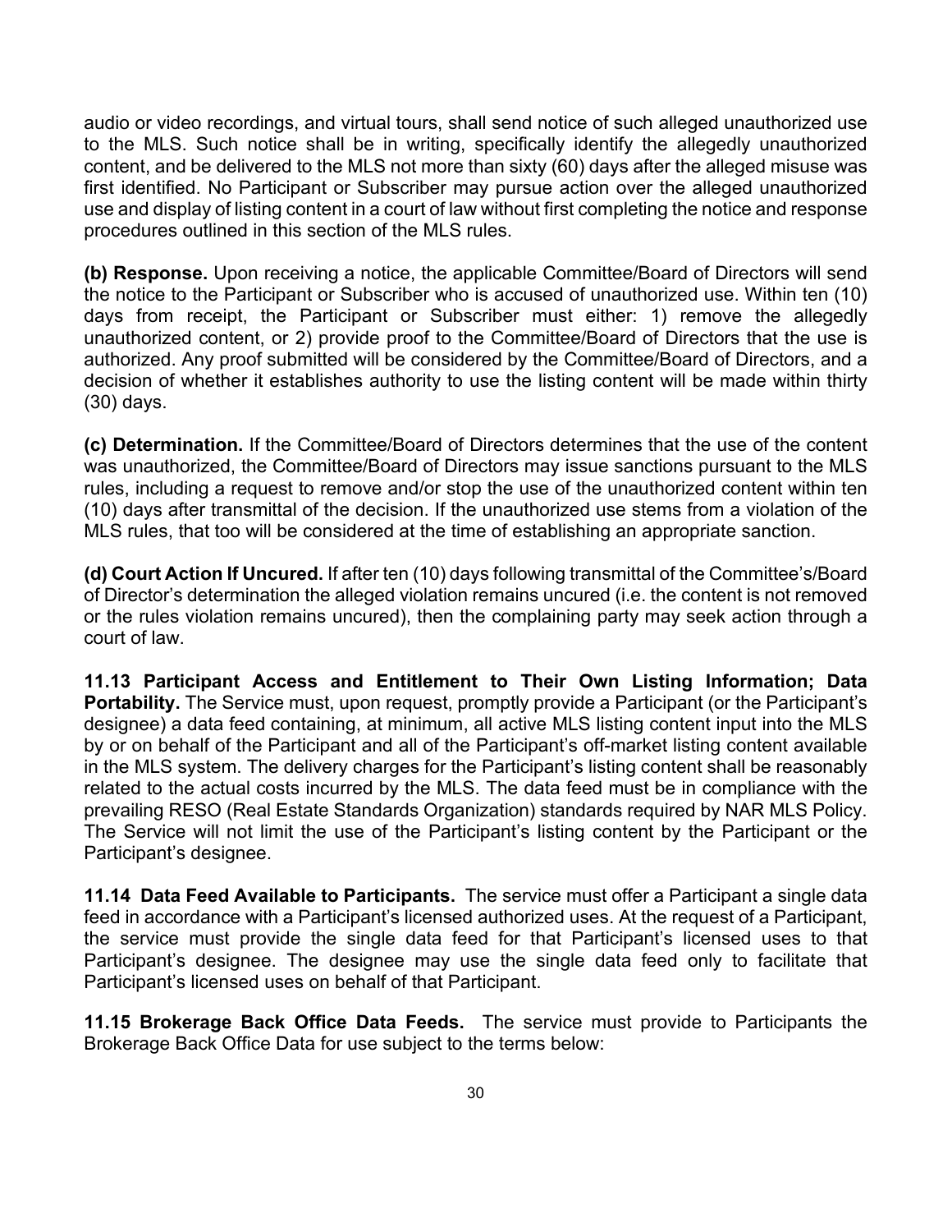audio or video recordings, and virtual tours, shall send notice of such alleged unauthorized use to the MLS. Such notice shall be in writing, specifically identify the allegedly unauthorized content, and be delivered to the MLS not more than sixty (60) days after the alleged misuse was first identified. No Participant or Subscriber may pursue action over the alleged unauthorized use and display of listing content in a court of law without first completing the notice and response procedures outlined in this section of the MLS rules.

**(b) Response.** Upon receiving a notice, the applicable Committee/Board of Directors will send the notice to the Participant or Subscriber who is accused of unauthorized use. Within ten (10) days from receipt, the Participant or Subscriber must either: 1) remove the allegedly unauthorized content, or 2) provide proof to the Committee/Board of Directors that the use is authorized. Any proof submitted will be considered by the Committee/Board of Directors, and a decision of whether it establishes authority to use the listing content will be made within thirty (30) days.

**(c) Determination.** If the Committee/Board of Directors determines that the use of the content was unauthorized, the Committee/Board of Directors may issue sanctions pursuant to the MLS rules, including a request to remove and/or stop the use of the unauthorized content within ten (10) days after transmittal of the decision. If the unauthorized use stems from a violation of the MLS rules, that too will be considered at the time of establishing an appropriate sanction.

**(d) Court Action If Uncured.** If after ten (10) days following transmittal of the Committee's/Board of Director's determination the alleged violation remains uncured (i.e. the content is not removed or the rules violation remains uncured), then the complaining party may seek action through a court of law.

**11.13 Participant Access and Entitlement to Their Own Listing Information; Data Portability.** The Service must, upon request, promptly provide a Participant (or the Participant's designee) a data feed containing, at minimum, all active MLS listing content input into the MLS by or on behalf of the Participant and all of the Participant's off-market listing content available in the MLS system. The delivery charges for the Participant's listing content shall be reasonably related to the actual costs incurred by the MLS. The data feed must be in compliance with the prevailing RESO (Real Estate Standards Organization) standards required by NAR MLS Policy. The Service will not limit the use of the Participant's listing content by the Participant or the Participant's designee.

**11.14 Data Feed Available to Participants.** The service must offer a Participant a single data feed in accordance with a Participant's licensed authorized uses. At the request of a Participant, the service must provide the single data feed for that Participant's licensed uses to that Participant's designee. The designee may use the single data feed only to facilitate that Participant's licensed uses on behalf of that Participant.

**11.15 Brokerage Back Office Data Feeds.** The service must provide to Participants the Brokerage Back Office Data for use subject to the terms below: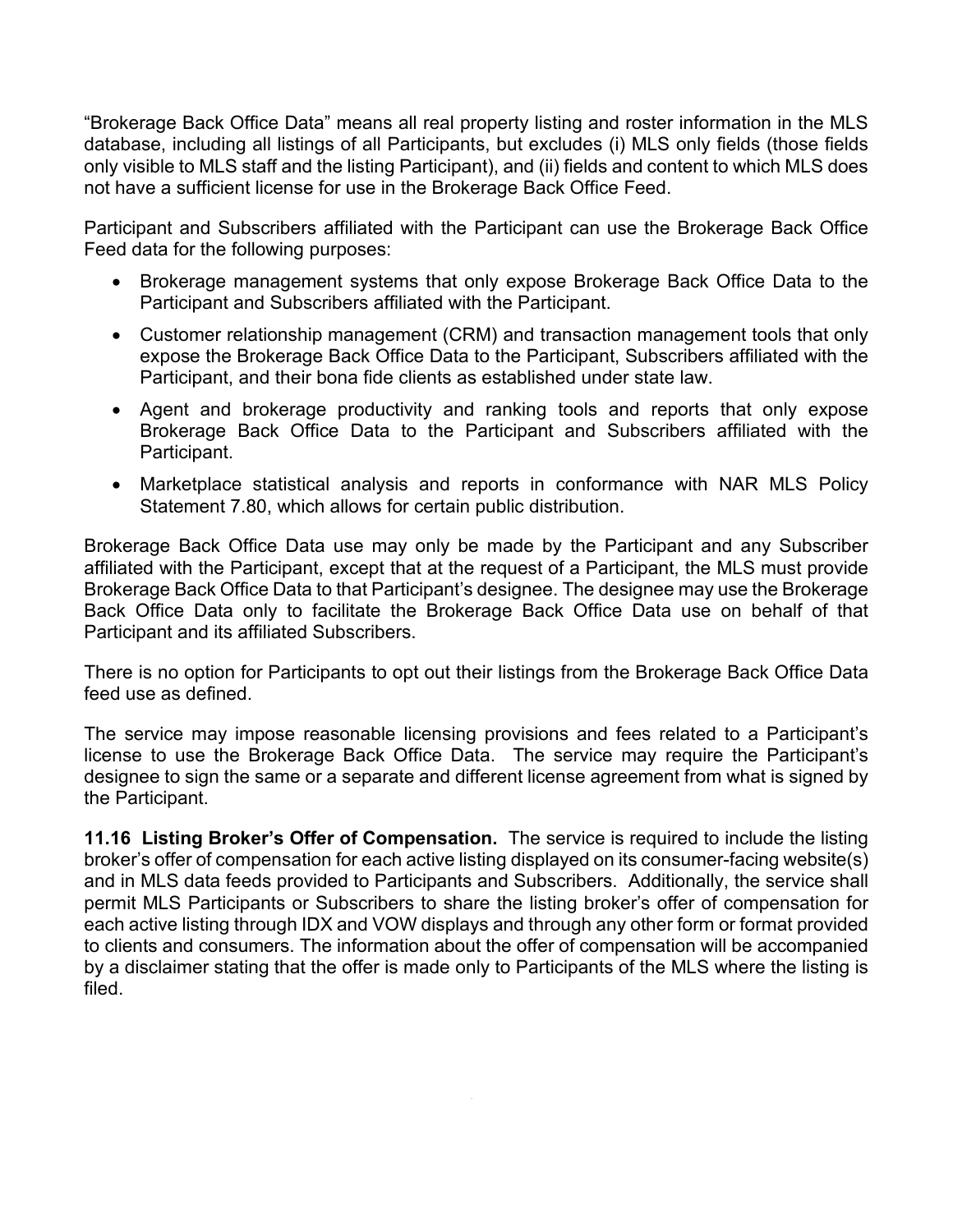"Brokerage Back Office Data" means all real property listing and roster information in the MLS database, including all listings of all Participants, but excludes (i) MLS only fields (those fields only visible to MLS staff and the listing Participant), and (ii) fields and content to which MLS does not have a sufficient license for use in the Brokerage Back Office Feed.

Participant and Subscribers affiliated with the Participant can use the Brokerage Back Office Feed data for the following purposes:

- Brokerage management systems that only expose Brokerage Back Office Data to the Participant and Subscribers affiliated with the Participant.
- Customer relationship management (CRM) and transaction management tools that only expose the Brokerage Back Office Data to the Participant, Subscribers affiliated with the Participant, and their bona fide clients as established under state law.
- Agent and brokerage productivity and ranking tools and reports that only expose Brokerage Back Office Data to the Participant and Subscribers affiliated with the Participant.
- Marketplace statistical analysis and reports in conformance with NAR MLS Policy Statement 7.80, which allows for certain public distribution.

Brokerage Back Office Data use may only be made by the Participant and any Subscriber affiliated with the Participant, except that at the request of a Participant, the MLS must provide Brokerage Back Office Data to that Participant's designee. The designee may use the Brokerage Back Office Data only to facilitate the Brokerage Back Office Data use on behalf of that Participant and its affiliated Subscribers.

There is no option for Participants to opt out their listings from the Brokerage Back Office Data feed use as defined.

The service may impose reasonable licensing provisions and fees related to a Participant's license to use the Brokerage Back Office Data. The service may require the Participant's designee to sign the same or a separate and different license agreement from what is signed by the Participant.

**11.16 Listing Broker's Offer of Compensation.** The service is required to include the listing broker's offer of compensation for each active listing displayed on its consumer-facing website(s) and in MLS data feeds provided to Participants and Subscribers. Additionally, the service shall permit MLS Participants or Subscribers to share the listing broker's offer of compensation for each active listing through IDX and VOW displays and through any other form or format provided to clients and consumers. The information about the offer of compensation will be accompanied by a disclaimer stating that the offer is made only to Participants of the MLS where the listing is filed.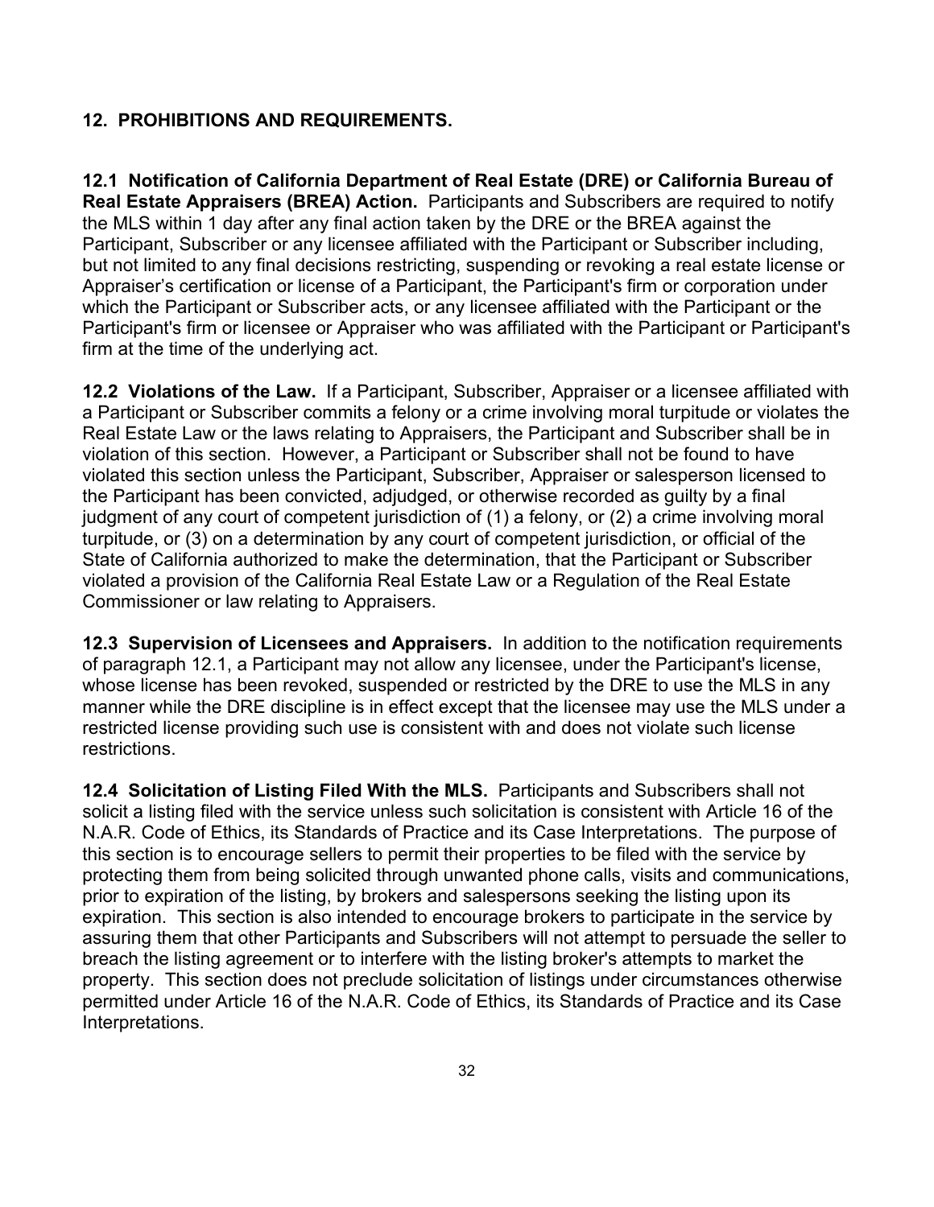## 12. PROHIBITIONS AND REQUIREMENTS.

**12.1 Notification of California Department of Real Estate (DRE) or California Bureau of Real Estate Appraisers (BREA) Action.** Participants and Subscribers are required to notify the MLS within 1 day after any final action taken by the DRE or the BREA against the Participant, Subscriber or any licensee affiliated with the Participant or Subscriber including, but not limited to any final decisions restricting, suspending or revoking a real estate license or Appraiser's certification or license of a Participant, the Participant's firm or corporation under which the Participant or Subscriber acts, or any licensee affiliated with the Participant or the Participant's firm or licensee or Appraiser who was affiliated with the Participant or Participant's firm at the time of the underlying act.

**12.2 Violations of the Law.** If a Participant, Subscriber, Appraiser or a licensee affiliated with a Participant or Subscriber commits a felony or a crime involving moral turpitude or violates the Real Estate Law or the laws relating to Appraisers, the Participant and Subscriber shall be in violation of this section. However, a Participant or Subscriber shall not be found to have violated this section unless the Participant, Subscriber, Appraiser or salesperson licensed to the Participant has been convicted, adjudged, or otherwise recorded as guilty by a final judgment of any court of competent jurisdiction of (1) a felony, or (2) a crime involving moral turpitude, or (3) on a determination by any court of competent jurisdiction, or official of the State of California authorized to make the determination, that the Participant or Subscriber violated a provision of the California Real Estate Law or a Regulation of the Real Estate Commissioner or law relating to Appraisers.

**12.3 Supervision of Licensees and Appraisers.** In addition to the notification requirements of paragraph 12.1, a Participant may not allow any licensee, under the Participant's license, whose license has been revoked, suspended or restricted by the DRE to use the MLS in any manner while the DRE discipline is in effect except that the licensee may use the MLS under a restricted license providing such use is consistent with and does not violate such license restrictions.

**12.4 Solicitation of Listing Filed With the MLS.** Participants and Subscribers shall not solicit a listing filed with the service unless such solicitation is consistent with Article 16 of the N.A.R. Code of Ethics, its Standards of Practice and its Case Interpretations. The purpose of this section is to encourage sellers to permit their properties to be filed with the service by protecting them from being solicited through unwanted phone calls, visits and communications, prior to expiration of the listing, by brokers and salespersons seeking the listing upon its expiration. This section is also intended to encourage brokers to participate in the service by assuring them that other Participants and Subscribers will not attempt to persuade the seller to breach the listing agreement or to interfere with the listing broker's attempts to market the property. This section does not preclude solicitation of listings under circumstances otherwise permitted under Article 16 of the N.A.R. Code of Ethics, its Standards of Practice and its Case Interpretations.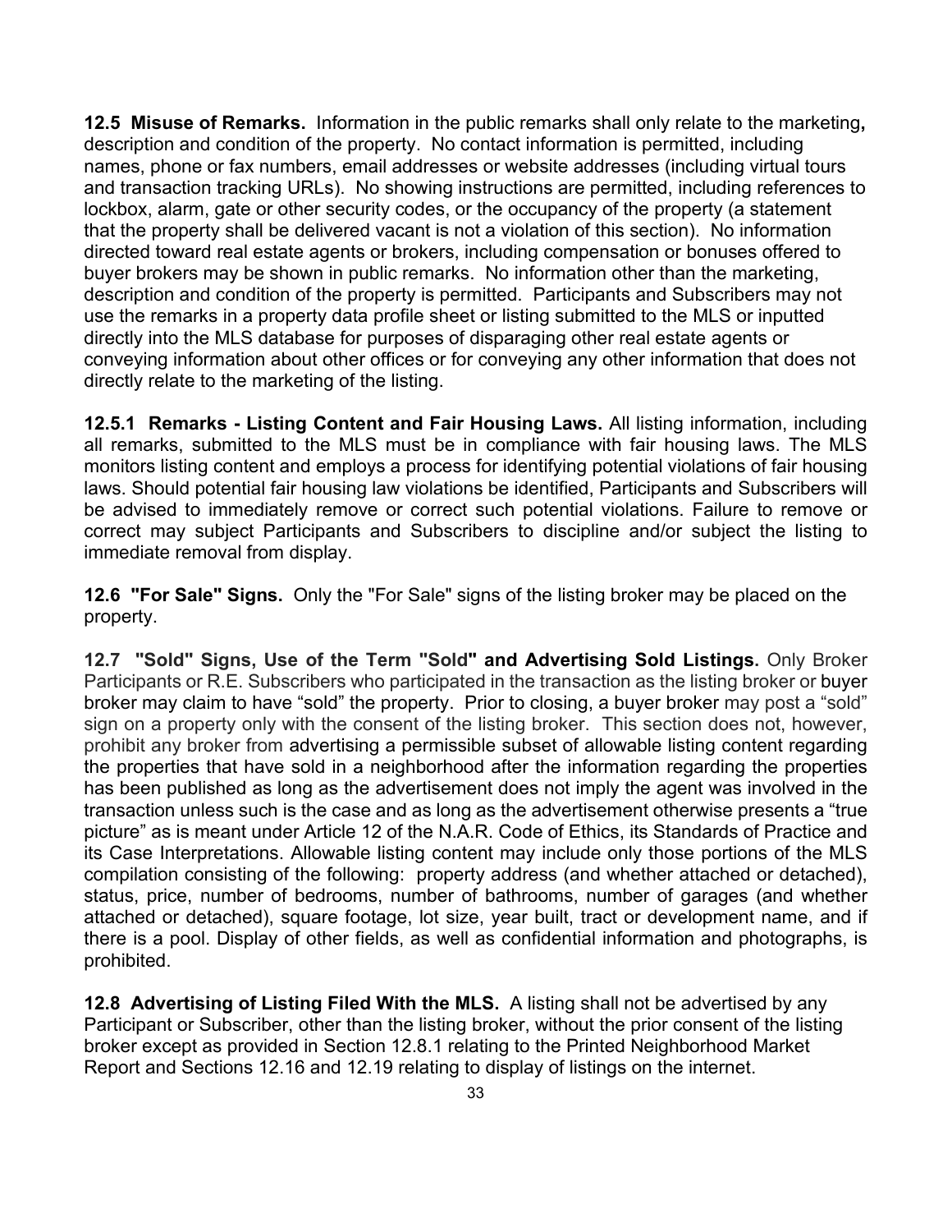**12.5 Misuse of Remarks.** Information in the public remarks shall only relate to the marketing**,** description and condition of the property. No contact information is permitted, including names, phone or fax numbers, email addresses or website addresses (including virtual tours and transaction tracking URLs). No showing instructions are permitted, including references to lockbox, alarm, gate or other security codes, or the occupancy of the property (a statement that the property shall be delivered vacant is not a violation of this section). No information directed toward real estate agents or brokers, including compensation or bonuses offered to buyer brokers may be shown in public remarks. No information other than the marketing, description and condition of the property is permitted. Participants and Subscribers may not use the remarks in a property data profile sheet or listing submitted to the MLS or inputted directly into the MLS database for purposes of disparaging other real estate agents or conveying information about other offices or for conveying any other information that does not directly relate to the marketing of the listing.

**12.5.1 Remarks - Listing Content and Fair Housing Laws.** All listing information, including all remarks, submitted to the MLS must be in compliance with fair housing laws. The MLS monitors listing content and employs a process for identifying potential violations of fair housing laws. Should potential fair housing law violations be identified, Participants and Subscribers will be advised to immediately remove or correct such potential violations. Failure to remove or correct may subject Participants and Subscribers to discipline and/or subject the listing to immediate removal from display.

**12.6 "For Sale" Signs.** Only the "For Sale" signs of the listing broker may be placed on the property.

**12.7 "Sold" Signs, Use of the Term "Sold" and Advertising Sold Listings.** Only Broker Participants or R.E. Subscribers who participated in the transaction as the listing broker or buyer broker may claim to have "sold" the property. Prior to closing, a buyer broker may post a "sold" sign on a property only with the consent of the listing broker. This section does not, however, prohibit any broker from advertising a permissible subset of allowable listing content regarding the properties that have sold in a neighborhood after the information regarding the properties has been published as long as the advertisement does not imply the agent was involved in the transaction unless such is the case and as long as the advertisement otherwise presents a "true picture" as is meant under Article 12 of the N.A.R. Code of Ethics, its Standards of Practice and its Case Interpretations. Allowable listing content may include only those portions of the MLS compilation consisting of the following: property address (and whether attached or detached), status, price, number of bedrooms, number of bathrooms, number of garages (and whether attached or detached), square footage, lot size, year built, tract or development name, and if there is a pool. Display of other fields, as well as confidential information and photographs, is prohibited.

**12.8 Advertising of Listing Filed With the MLS.** A listing shall not be advertised by any Participant or Subscriber, other than the listing broker, without the prior consent of the listing broker except as provided in Section 12.8.1 relating to the Printed Neighborhood Market Report and Sections 12.16 and 12.19 relating to display of listings on the internet.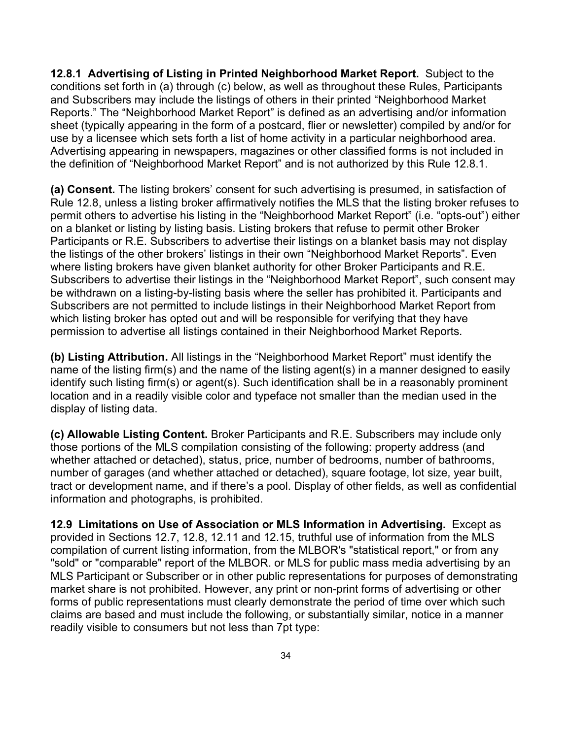**12.8.1 Advertising of Listing in Printed Neighborhood Market Report.** Subject to the conditions set forth in (a) through (c) below, as well as throughout these Rules, Participants and Subscribers may include the listings of others in their printed "Neighborhood Market Reports." The "Neighborhood Market Report" is defined as an advertising and/or information sheet (typically appearing in the form of a postcard, flier or newsletter) compiled by and/or for use by a licensee which sets forth a list of home activity in a particular neighborhood area. Advertising appearing in newspapers, magazines or other classified forms is not included in the definition of "Neighborhood Market Report" and is not authorized by this Rule 12.8.1.

**(a) Consent.** The listing brokers' consent for such advertising is presumed, in satisfaction of Rule 12.8, unless a listing broker affirmatively notifies the MLS that the listing broker refuses to permit others to advertise his listing in the "Neighborhood Market Report" (i.e. "opts-out") either on a blanket or listing by listing basis. Listing brokers that refuse to permit other Broker Participants or R.E. Subscribers to advertise their listings on a blanket basis may not display the listings of the other brokers' listings in their own "Neighborhood Market Reports". Even where listing brokers have given blanket authority for other Broker Participants and R.E. Subscribers to advertise their listings in the "Neighborhood Market Report", such consent may be withdrawn on a listing-by-listing basis where the seller has prohibited it. Participants and Subscribers are not permitted to include listings in their Neighborhood Market Report from which listing broker has opted out and will be responsible for verifying that they have permission to advertise all listings contained in their Neighborhood Market Reports.

**(b) Listing Attribution.** All listings in the "Neighborhood Market Report" must identify the name of the listing firm(s) and the name of the listing agent(s) in a manner designed to easily identify such listing firm(s) or agent(s). Such identification shall be in a reasonably prominent location and in a readily visible color and typeface not smaller than the median used in the display of listing data.

**(c) Allowable Listing Content.** Broker Participants and R.E. Subscribers may include only those portions of the MLS compilation consisting of the following: property address (and whether attached or detached), status, price, number of bedrooms, number of bathrooms, number of garages (and whether attached or detached), square footage, lot size, year built, tract or development name, and if there's a pool. Display of other fields, as well as confidential information and photographs, is prohibited.

**12.9 Limitations on Use of Association or MLS Information in Advertising.** Except as provided in Sections 12.7, 12.8, 12.11 and 12.15, truthful use of information from the MLS compilation of current listing information, from the MLBOR's "statistical report," or from any "sold" or "comparable" report of the MLBOR. or MLS for public mass media advertising by an MLS Participant or Subscriber or in other public representations for purposes of demonstrating market share is not prohibited. However, any print or non-print forms of advertising or other forms of public representations must clearly demonstrate the period of time over which such claims are based and must include the following, or substantially similar, notice in a manner readily visible to consumers but not less than 7pt type: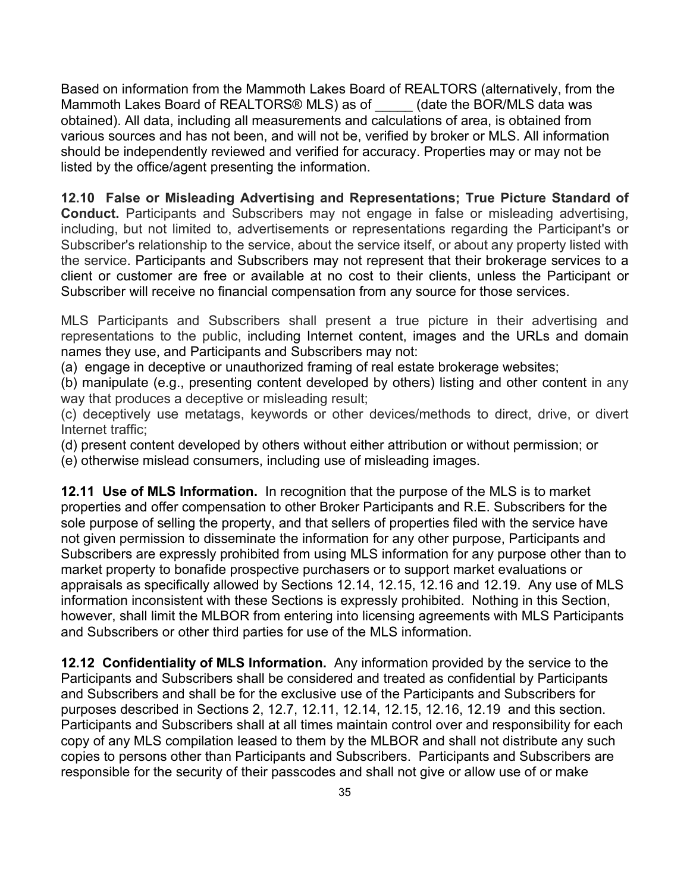Based on information from the Mammoth Lakes Board of REALTORS (alternatively, from the Mammoth Lakes Board of REALTORS® MLS) as of _____ (date the BOR/MLS data was obtained). All data, including all measurements and calculations of area, is obtained from various sources and has not been, and will not be, verified by broker or MLS. All information should be independently reviewed and verified for accuracy. Properties may or may not be listed by the office/agent presenting the information.

**12.10 False or Misleading Advertising and Representations; True Picture Standard of Conduct.** Participants and Subscribers may not engage in false or misleading advertising, including, but not limited to, advertisements or representations regarding the Participant's or Subscriber's relationship to the service, about the service itself, or about any property listed with the service. Participants and Subscribers may not represent that their brokerage services to a client or customer are free or available at no cost to their clients, unless the Participant or Subscriber will receive no financial compensation from any source for those services.

MLS Participants and Subscribers shall present a true picture in their advertising and representations to the public, including Internet content, images and the URLs and domain names they use, and Participants and Subscribers may not:

(a) engage in deceptive or unauthorized framing of real estate brokerage websites;
(b) manipulate (e.g., presenting content developed by others) listing and other content in any way that produces a deceptive or misleading result;
(c) deceptively use metatags, keywords or other devices/methods to direct, drive, or divert Internet traffic;
(d) present content developed by others without either attribution or without permission; or
(e) otherwise mislead consumers, including use of misleading images.

**12.11 Use of MLS Information.** In recognition that the purpose of the MLS is to market properties and offer compensation to other Broker Participants and R.E. Subscribers for the sole purpose of selling the property, and that sellers of properties filed with the service have not given permission to disseminate the information for any other purpose, Participants and Subscribers are expressly prohibited from using MLS information for any purpose other than to market property to bonafide prospective purchasers or to support market evaluations or appraisals as specifically allowed by Sections 12.14, 12.15, 12.16 and 12.19. Any use of MLS information inconsistent with these Sections is expressly prohibited. Nothing in this Section, however, shall limit the MLBOR from entering into licensing agreements with MLS Participants and Subscribers or other third parties for use of the MLS information.

**12.12 Confidentiality of MLS Information.** Any information provided by the service to the Participants and Subscribers shall be considered and treated as confidential by Participants and Subscribers and shall be for the exclusive use of the Participants and Subscribers for purposes described in Sections 2, 12.7, 12.11, 12.14, 12.15, 12.16, 12.19 and this section. Participants and Subscribers shall at all times maintain control over and responsibility for each copy of any MLS compilation leased to them by the MLBOR and shall not distribute any such copies to persons other than Participants and Subscribers. Participants and Subscribers are responsible for the security of their passcodes and shall not give or allow use of or make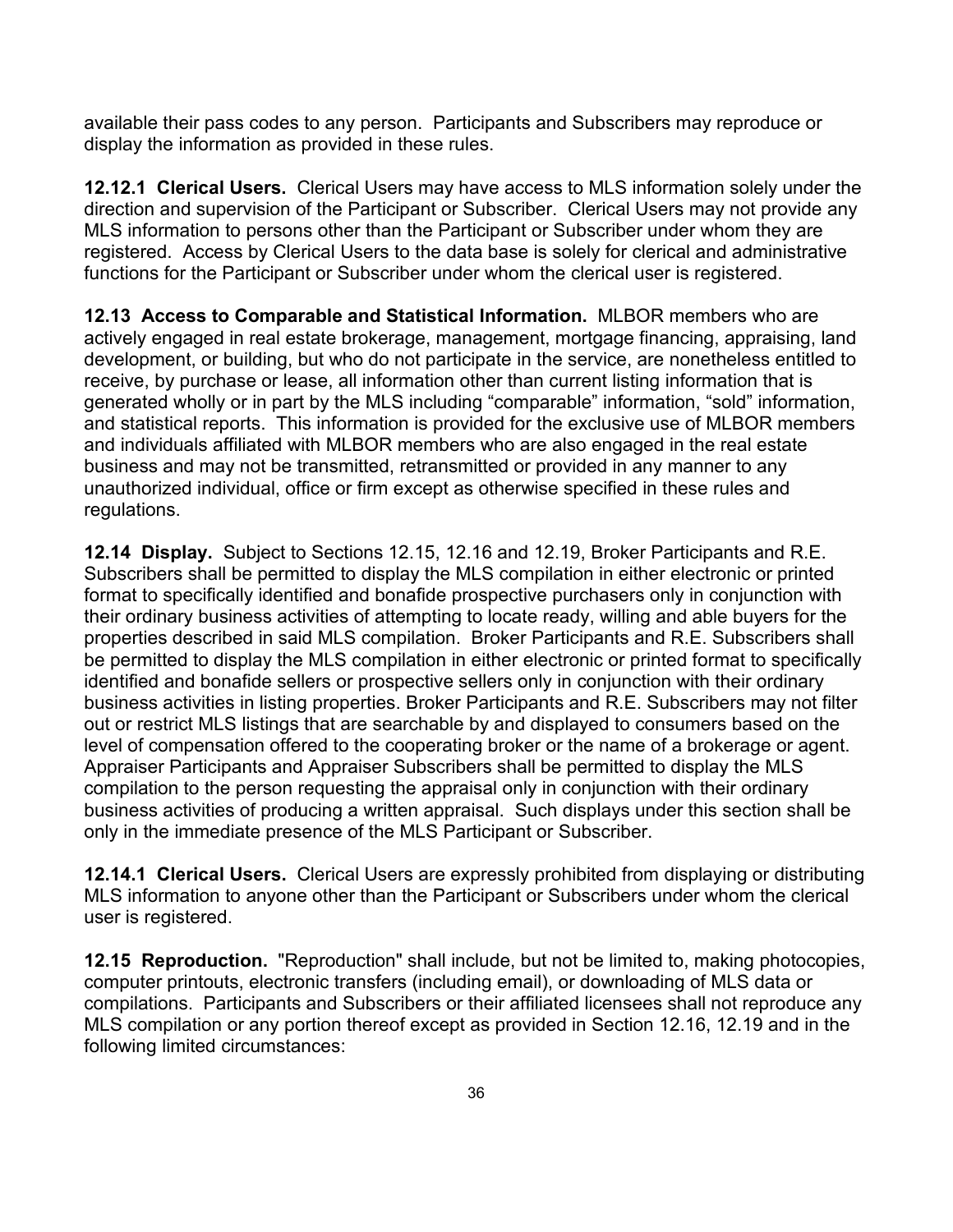available their pass codes to any person. Participants and Subscribers may reproduce or display the information as provided in these rules.

**12.12.1 Clerical Users.** Clerical Users may have access to MLS information solely under the direction and supervision of the Participant or Subscriber. Clerical Users may not provide any MLS information to persons other than the Participant or Subscriber under whom they are registered. Access by Clerical Users to the data base is solely for clerical and administrative functions for the Participant or Subscriber under whom the clerical user is registered.

**12.13 Access to Comparable and Statistical Information.** MLBOR members who are actively engaged in real estate brokerage, management, mortgage financing, appraising, land development, or building, but who do not participate in the service, are nonetheless entitled to receive, by purchase or lease, all information other than current listing information that is generated wholly or in part by the MLS including "comparable" information, "sold" information, and statistical reports. This information is provided for the exclusive use of MLBOR members and individuals affiliated with MLBOR members who are also engaged in the real estate business and may not be transmitted, retransmitted or provided in any manner to any unauthorized individual, office or firm except as otherwise specified in these rules and regulations.

**12.14 Display.** Subject to Sections 12.15, 12.16 and 12.19, Broker Participants and R.E. Subscribers shall be permitted to display the MLS compilation in either electronic or printed format to specifically identified and bonafide prospective purchasers only in conjunction with their ordinary business activities of attempting to locate ready, willing and able buyers for the properties described in said MLS compilation. Broker Participants and R.E. Subscribers shall be permitted to display the MLS compilation in either electronic or printed format to specifically identified and bonafide sellers or prospective sellers only in conjunction with their ordinary business activities in listing properties. Broker Participants and R.E. Subscribers may not filter out or restrict MLS listings that are searchable by and displayed to consumers based on the level of compensation offered to the cooperating broker or the name of a brokerage or agent. Appraiser Participants and Appraiser Subscribers shall be permitted to display the MLS compilation to the person requesting the appraisal only in conjunction with their ordinary business activities of producing a written appraisal. Such displays under this section shall be only in the immediate presence of the MLS Participant or Subscriber.

**12.14.1 Clerical Users.** Clerical Users are expressly prohibited from displaying or distributing MLS information to anyone other than the Participant or Subscribers under whom the clerical user is registered.

**12.15 Reproduction.** "Reproduction" shall include, but not be limited to, making photocopies, computer printouts, electronic transfers (including email), or downloading of MLS data or compilations. Participants and Subscribers or their affiliated licensees shall not reproduce any MLS compilation or any portion thereof except as provided in Section 12.16, 12.19 and in the following limited circumstances: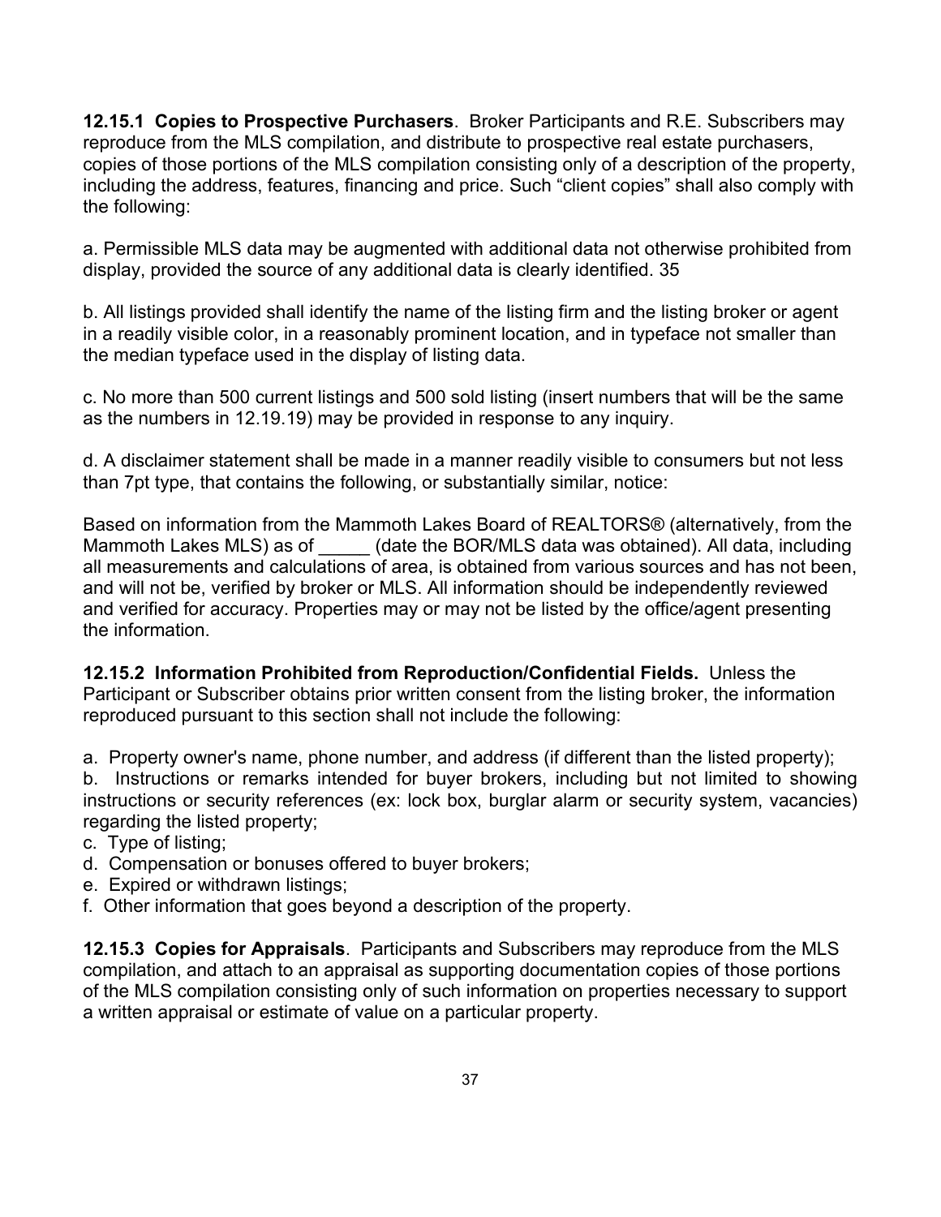**12.15.1 Copies to Prospective Purchasers**. Broker Participants and R.E. Subscribers may reproduce from the MLS compilation, and distribute to prospective real estate purchasers, copies of those portions of the MLS compilation consisting only of a description of the property, including the address, features, financing and price. Such "client copies" shall also comply with the following:

a. Permissible MLS data may be augmented with additional data not otherwise prohibited from display, provided the source of any additional data is clearly identified. 35

b. All listings provided shall identify the name of the listing firm and the listing broker or agent in a readily visible color, in a reasonably prominent location, and in typeface not smaller than the median typeface used in the display of listing data.

c. No more than 500 current listings and 500 sold listing (insert numbers that will be the same as the numbers in 12.19.19) may be provided in response to any inquiry.

d. A disclaimer statement shall be made in a manner readily visible to consumers but not less than 7pt type, that contains the following, or substantially similar, notice:

Based on information from the Mammoth Lakes Board of REALTORS® (alternatively, from the Mammoth Lakes MLS) as of _____ (date the BOR/MLS data was obtained). All data, including all measurements and calculations of area, is obtained from various sources and has not been, and will not be, verified by broker or MLS. All information should be independently reviewed and verified for accuracy. Properties may or may not be listed by the office/agent presenting the information.

**12.15.2 Information Prohibited from Reproduction/Confidential Fields.** Unless the Participant or Subscriber obtains prior written consent from the listing broker, the information reproduced pursuant to this section shall not include the following:

a. Property owner's name, phone number, and address (if different than the listed property);
b. Instructions or remarks intended for buyer brokers, including but not limited to showing instructions or security references (ex: lock box, burglar alarm or security system, vacancies) regarding the listed property;
c. Type of listing;
d. Compensation or bonuses offered to buyer brokers;
e. Expired or withdrawn listings;
f. Other information that goes beyond a description of the property.

**12.15.3 Copies for Appraisals**. Participants and Subscribers may reproduce from the MLS compilation, and attach to an appraisal as supporting documentation copies of those portions of the MLS compilation consisting only of such information on properties necessary to support a written appraisal or estimate of value on a particular property.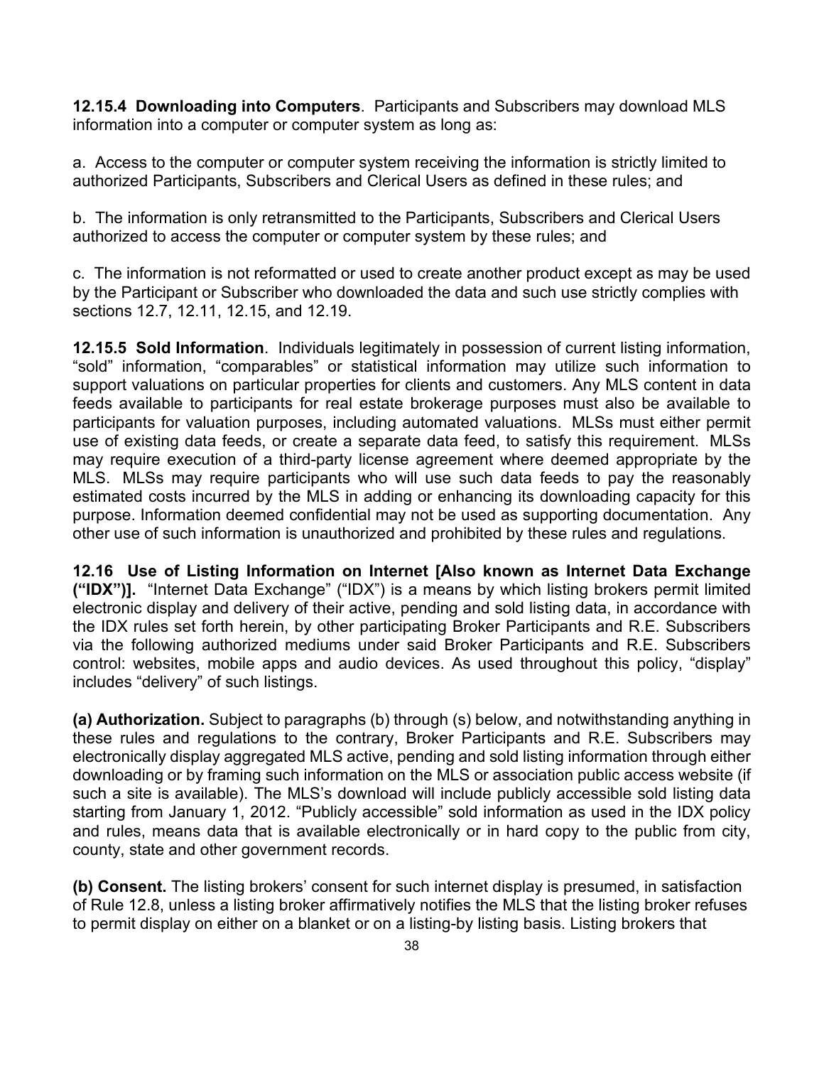**12.15.4 Downloading into Computers**. Participants and Subscribers may download MLS information into a computer or computer system as long as:

a. Access to the computer or computer system receiving the information is strictly limited to authorized Participants, Subscribers and Clerical Users as defined in these rules; and

b. The information is only retransmitted to the Participants, Subscribers and Clerical Users authorized to access the computer or computer system by these rules; and

c. The information is not reformatted or used to create another product except as may be used by the Participant or Subscriber who downloaded the data and such use strictly complies with sections 12.7, 12.11, 12.15, and 12.19.

**12.15.5 Sold Information**. Individuals legitimately in possession of current listing information, "sold" information, "comparables" or statistical information may utilize such information to support valuations on particular properties for clients and customers. Any MLS content in data feeds available to participants for real estate brokerage purposes must also be available to participants for valuation purposes, including automated valuations. MLSs must either permit use of existing data feeds, or create a separate data feed, to satisfy this requirement. MLSs may require execution of a third-party license agreement where deemed appropriate by the MLS. MLSs may require participants who will use such data feeds to pay the reasonably estimated costs incurred by the MLS in adding or enhancing its downloading capacity for this purpose. Information deemed confidential may not be used as supporting documentation. Any other use of such information is unauthorized and prohibited by these rules and regulations.

**12.16 Use of Listing Information on Internet [Also known as Internet Data Exchange ("IDX")].** "Internet Data Exchange" ("IDX") is a means by which listing brokers permit limited electronic display and delivery of their active, pending and sold listing data, in accordance with the IDX rules set forth herein, by other participating Broker Participants and R.E. Subscribers via the following authorized mediums under said Broker Participants and R.E. Subscribers control: websites, mobile apps and audio devices. As used throughout this policy, "display" includes "delivery" of such listings.

**(a) Authorization.** Subject to paragraphs (b) through (s) below, and notwithstanding anything in these rules and regulations to the contrary, Broker Participants and R.E. Subscribers may electronically display aggregated MLS active, pending and sold listing information through either downloading or by framing such information on the MLS or association public access website (if such a site is available). The MLS's download will include publicly accessible sold listing data starting from January 1, 2012. "Publicly accessible" sold information as used in the IDX policy and rules, means data that is available electronically or in hard copy to the public from city, county, state and other government records.

**(b) Consent.** The listing brokers' consent for such internet display is presumed, in satisfaction of Rule 12.8, unless a listing broker affirmatively notifies the MLS that the listing broker refuses to permit display on either on a blanket or on a listing-by listing basis. Listing brokers that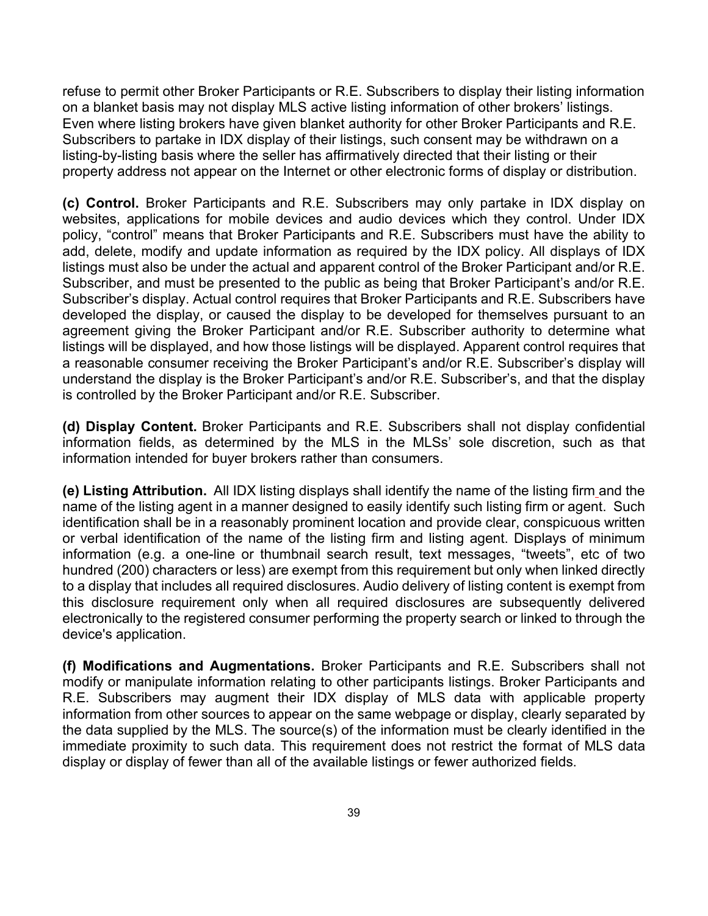refuse to permit other Broker Participants or R.E. Subscribers to display their listing information on a blanket basis may not display MLS active listing information of other brokers' listings. Even where listing brokers have given blanket authority for other Broker Participants and R.E. Subscribers to partake in IDX display of their listings, such consent may be withdrawn on a listing-by-listing basis where the seller has affirmatively directed that their listing or their property address not appear on the Internet or other electronic forms of display or distribution.

**(c) Control.** Broker Participants and R.E. Subscribers may only partake in IDX display on websites, applications for mobile devices and audio devices which they control. Under IDX policy, "control" means that Broker Participants and R.E. Subscribers must have the ability to add, delete, modify and update information as required by the IDX policy. All displays of IDX listings must also be under the actual and apparent control of the Broker Participant and/or R.E. Subscriber, and must be presented to the public as being that Broker Participant's and/or R.E. Subscriber's display. Actual control requires that Broker Participants and R.E. Subscribers have developed the display, or caused the display to be developed for themselves pursuant to an agreement giving the Broker Participant and/or R.E. Subscriber authority to determine what listings will be displayed, and how those listings will be displayed. Apparent control requires that a reasonable consumer receiving the Broker Participant's and/or R.E. Subscriber's display will understand the display is the Broker Participant's and/or R.E. Subscriber's, and that the display is controlled by the Broker Participant and/or R.E. Subscriber.

**(d) Display Content.** Broker Participants and R.E. Subscribers shall not display confidential information fields, as determined by the MLS in the MLSs' sole discretion, such as that information intended for buyer brokers rather than consumers.

**(e) Listing Attribution.** All IDX listing displays shall identify the name of the listing firm and the name of the listing agent in a manner designed to easily identify such listing firm or agent. Such identification shall be in a reasonably prominent location and provide clear, conspicuous written or verbal identification of the name of the listing firm and listing agent. Displays of minimum information (e.g. a one-line or thumbnail search result, text messages, "tweets", etc of two hundred (200) characters or less) are exempt from this requirement but only when linked directly to a display that includes all required disclosures. Audio delivery of listing content is exempt from this disclosure requirement only when all required disclosures are subsequently delivered electronically to the registered consumer performing the property search or linked to through the device's application.

**(f) Modifications and Augmentations.** Broker Participants and R.E. Subscribers shall not modify or manipulate information relating to other participants listings. Broker Participants and R.E. Subscribers may augment their IDX display of MLS data with applicable property information from other sources to appear on the same webpage or display, clearly separated by the data supplied by the MLS. The source(s) of the information must be clearly identified in the immediate proximity to such data. This requirement does not restrict the format of MLS data display or display of fewer than all of the available listings or fewer authorized fields.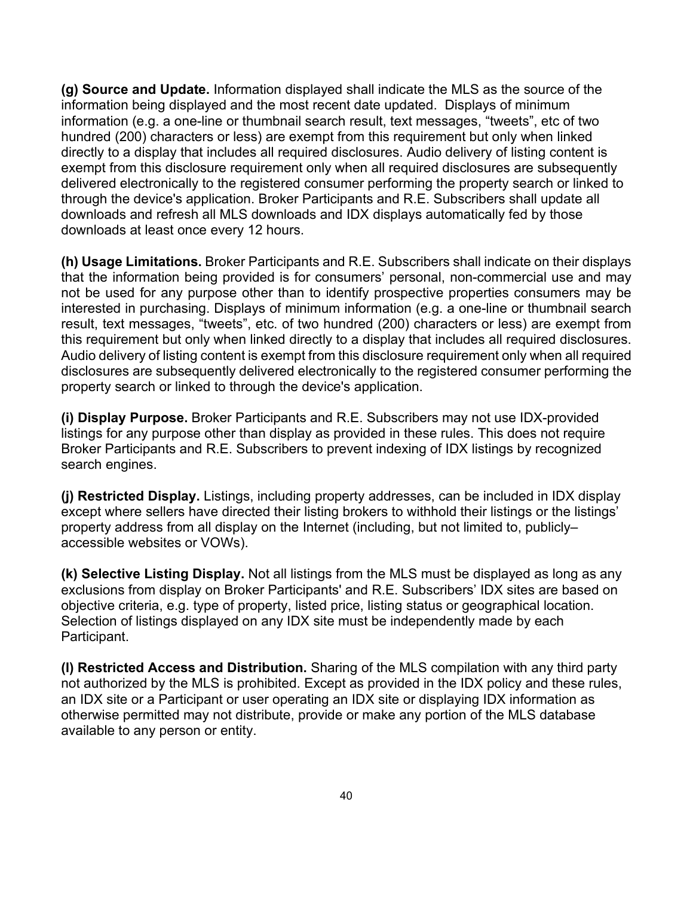**(g) Source and Update.** Information displayed shall indicate the MLS as the source of the information being displayed and the most recent date updated. Displays of minimum information (e.g. a one-line or thumbnail search result, text messages, “tweets”, etc of two hundred (200) characters or less) are exempt from this requirement but only when linked directly to a display that includes all required disclosures. Audio delivery of listing content is exempt from this disclosure requirement only when all required disclosures are subsequently delivered electronically to the registered consumer performing the property search or linked to through the device's application. Broker Participants and R.E. Subscribers shall update all downloads and refresh all MLS downloads and IDX displays automatically fed by those downloads at least once every 12 hours.

**(h) Usage Limitations.** Broker Participants and R.E. Subscribers shall indicate on their displays that the information being provided is for consumers’ personal, non-commercial use and may not be used for any purpose other than to identify prospective properties consumers may be interested in purchasing. Displays of minimum information (e.g. a one-line or thumbnail search result, text messages, “tweets”, etc. of two hundred (200) characters or less) are exempt from this requirement but only when linked directly to a display that includes all required disclosures. Audio delivery of listing content is exempt from this disclosure requirement only when all required disclosures are subsequently delivered electronically to the registered consumer performing the property search or linked to through the device's application.

**(i) Display Purpose.** Broker Participants and R.E. Subscribers may not use IDX-provided listings for any purpose other than display as provided in these rules. This does not require Broker Participants and R.E. Subscribers to prevent indexing of IDX listings by recognized search engines.

**(j) Restricted Display.** Listings, including property addresses, can be included in IDX display except where sellers have directed their listing brokers to withhold their listings or the listings’ property address from all display on the Internet (including, but not limited to, publicly–accessible websites or VOWs).

**(k) Selective Listing Display.** Not all listings from the MLS must be displayed as long as any exclusions from display on Broker Participants' and R.E. Subscribers’ IDX sites are based on objective criteria, e.g. type of property, listed price, listing status or geographical location. Selection of listings displayed on any IDX site must be independently made by each Participant.

**(l) Restricted Access and Distribution.** Sharing of the MLS compilation with any third party not authorized by the MLS is prohibited. Except as provided in the IDX policy and these rules, an IDX site or a Participant or user operating an IDX site or displaying IDX information as otherwise permitted may not distribute, provide or make any portion of the MLS database available to any person or entity.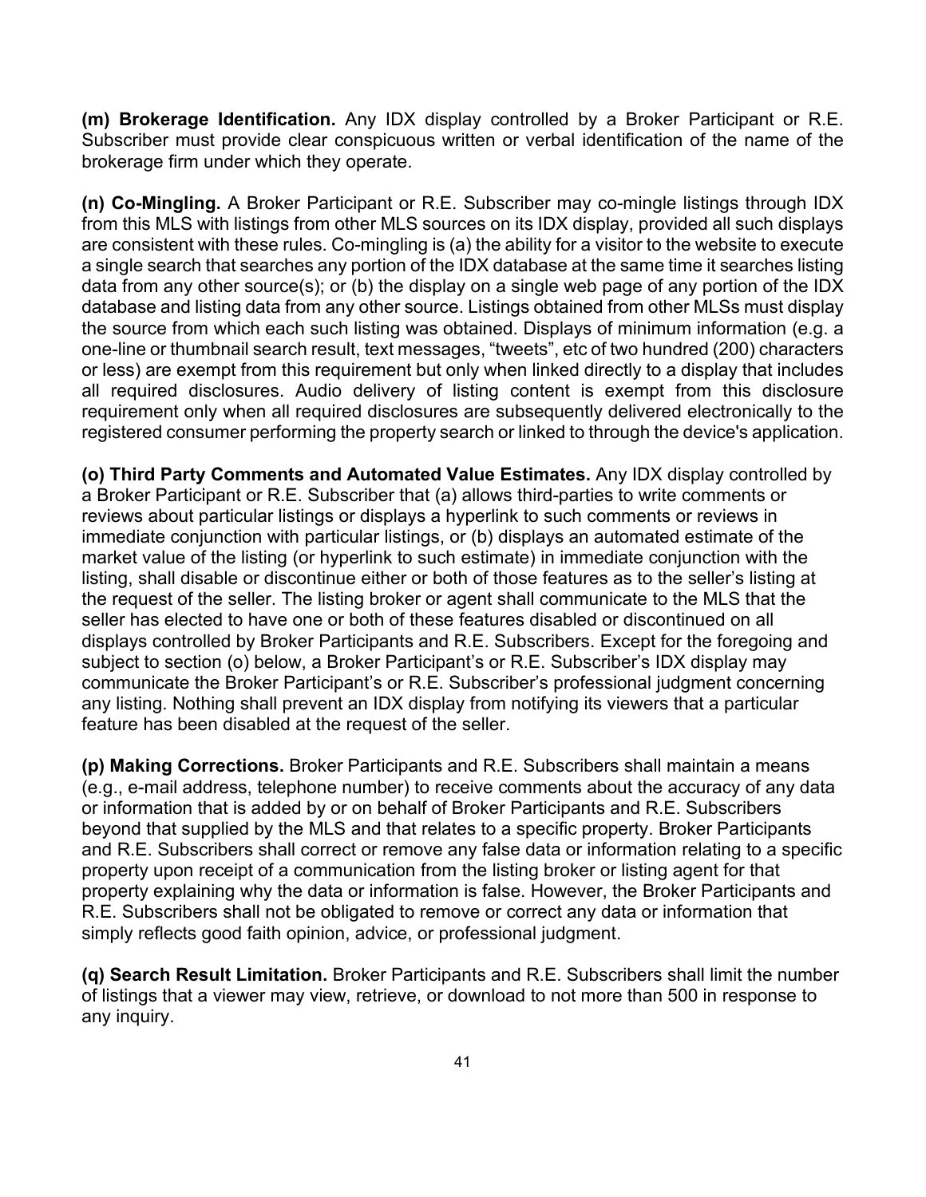**(m) Brokerage Identification.** Any IDX display controlled by a Broker Participant or R.E. Subscriber must provide clear conspicuous written or verbal identification of the name of the brokerage firm under which they operate.

**(n) Co-Mingling.** A Broker Participant or R.E. Subscriber may co-mingle listings through IDX from this MLS with listings from other MLS sources on its IDX display, provided all such displays are consistent with these rules. Co-mingling is (a) the ability for a visitor to the website to execute a single search that searches any portion of the IDX database at the same time it searches listing data from any other source(s); or (b) the display on a single web page of any portion of the IDX database and listing data from any other source. Listings obtained from other MLSs must display the source from which each such listing was obtained. Displays of minimum information (e.g. a one-line or thumbnail search result, text messages, "tweets", etc of two hundred (200) characters or less) are exempt from this requirement but only when linked directly to a display that includes all required disclosures. Audio delivery of listing content is exempt from this disclosure requirement only when all required disclosures are subsequently delivered electronically to the registered consumer performing the property search or linked to through the device's application.

**(o) Third Party Comments and Automated Value Estimates.** Any IDX display controlled by a Broker Participant or R.E. Subscriber that (a) allows third-parties to write comments or reviews about particular listings or displays a hyperlink to such comments or reviews in immediate conjunction with particular listings, or (b) displays an automated estimate of the market value of the listing (or hyperlink to such estimate) in immediate conjunction with the listing, shall disable or discontinue either or both of those features as to the seller's listing at the request of the seller. The listing broker or agent shall communicate to the MLS that the seller has elected to have one or both of these features disabled or discontinued on all displays controlled by Broker Participants and R.E. Subscribers. Except for the foregoing and subject to section (o) below, a Broker Participant's or R.E. Subscriber's IDX display may communicate the Broker Participant's or R.E. Subscriber's professional judgment concerning any listing. Nothing shall prevent an IDX display from notifying its viewers that a particular feature has been disabled at the request of the seller.

**(p) Making Corrections.** Broker Participants and R.E. Subscribers shall maintain a means (e.g., e-mail address, telephone number) to receive comments about the accuracy of any data or information that is added by or on behalf of Broker Participants and R.E. Subscribers beyond that supplied by the MLS and that relates to a specific property. Broker Participants and R.E. Subscribers shall correct or remove any false data or information relating to a specific property upon receipt of a communication from the listing broker or listing agent for that property explaining why the data or information is false. However, the Broker Participants and R.E. Subscribers shall not be obligated to remove or correct any data or information that simply reflects good faith opinion, advice, or professional judgment.

**(q) Search Result Limitation.** Broker Participants and R.E. Subscribers shall limit the number of listings that a viewer may view, retrieve, or download to not more than 500 in response to any inquiry.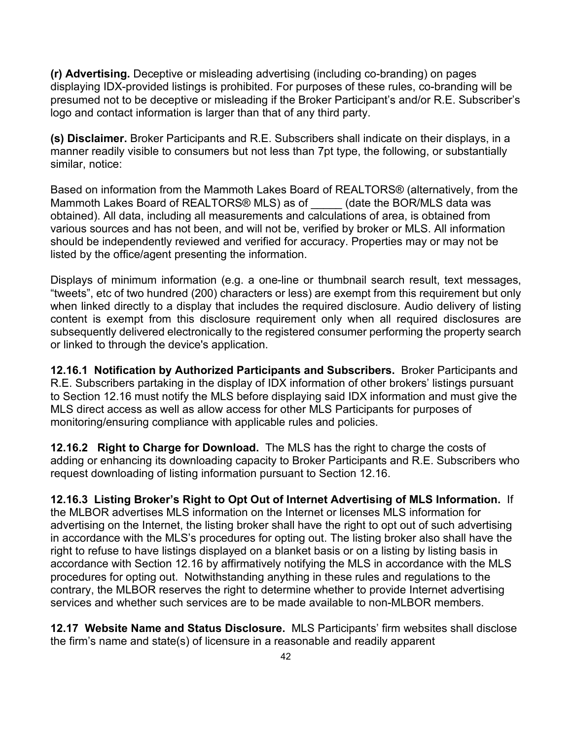**(r) Advertising.** Deceptive or misleading advertising (including co-branding) on pages displaying IDX-provided listings is prohibited. For purposes of these rules, co-branding will be presumed not to be deceptive or misleading if the Broker Participant's and/or R.E. Subscriber's logo and contact information is larger than that of any third party.

**(s) Disclaimer.** Broker Participants and R.E. Subscribers shall indicate on their displays, in a manner readily visible to consumers but not less than 7pt type, the following, or substantially similar, notice:

Based on information from the Mammoth Lakes Board of REALTORS® (alternatively, from the Mammoth Lakes Board of REALTORS® MLS) as of _____ (date the BOR/MLS data was obtained). All data, including all measurements and calculations of area, is obtained from various sources and has not been, and will not be, verified by broker or MLS. All information should be independently reviewed and verified for accuracy. Properties may or may not be listed by the office/agent presenting the information.

Displays of minimum information (e.g. a one-line or thumbnail search result, text messages, "tweets", etc of two hundred (200) characters or less) are exempt from this requirement but only when linked directly to a display that includes the required disclosure. Audio delivery of listing content is exempt from this disclosure requirement only when all required disclosures are subsequently delivered electronically to the registered consumer performing the property search or linked to through the device's application.

**12.16.1 Notification by Authorized Participants and Subscribers.** Broker Participants and R.E. Subscribers partaking in the display of IDX information of other brokers' listings pursuant to Section 12.16 must notify the MLS before displaying said IDX information and must give the MLS direct access as well as allow access for other MLS Participants for purposes of monitoring/ensuring compliance with applicable rules and policies.

**12.16.2 Right to Charge for Download.** The MLS has the right to charge the costs of adding or enhancing its downloading capacity to Broker Participants and R.E. Subscribers who request downloading of listing information pursuant to Section 12.16.

**12.16.3 Listing Broker's Right to Opt Out of Internet Advertising of MLS Information.** If the MLBOR advertises MLS information on the Internet or licenses MLS information for advertising on the Internet, the listing broker shall have the right to opt out of such advertising in accordance with the MLS's procedures for opting out. The listing broker also shall have the right to refuse to have listings displayed on a blanket basis or on a listing by listing basis in accordance with Section 12.16 by affirmatively notifying the MLS in accordance with the MLS procedures for opting out. Notwithstanding anything in these rules and regulations to the contrary, the MLBOR reserves the right to determine whether to provide Internet advertising services and whether such services are to be made available to non-MLBOR members.

**12.17 Website Name and Status Disclosure.** MLS Participants' firm websites shall disclose the firm's name and state(s) of licensure in a reasonable and readily apparent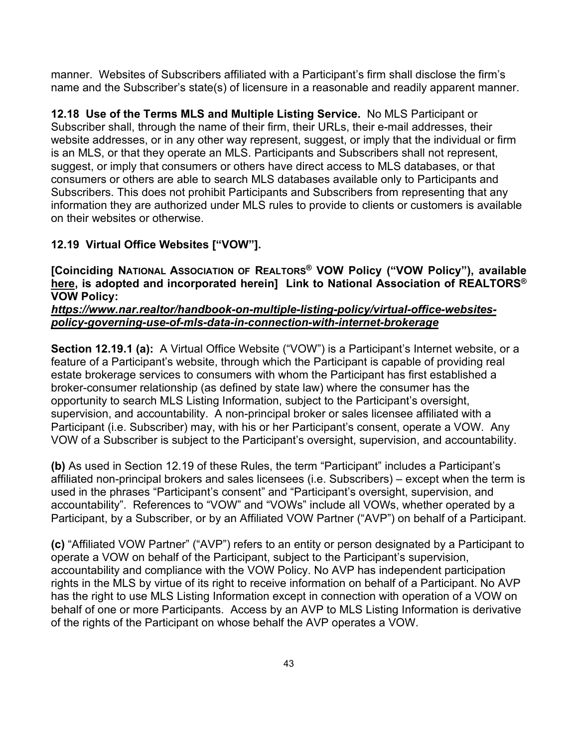manner. Websites of Subscribers affiliated with a Participant's firm shall disclose the firm's name and the Subscriber's state(s) of licensure in a reasonable and readily apparent manner.

**12.18 Use of the Terms MLS and Multiple Listing Service.** No MLS Participant or Subscriber shall, through the name of their firm, their URLs, their e-mail addresses, their website addresses, or in any other way represent, suggest, or imply that the individual or firm is an MLS, or that they operate an MLS. Participants and Subscribers shall not represent, suggest, or imply that consumers or others have direct access to MLS databases, or that consumers or others are able to search MLS databases available only to Participants and Subscribers. This does not prohibit Participants and Subscribers from representing that any information they are authorized under MLS rules to provide to clients or customers is available on their websites or otherwise.

**12.19 Virtual Office Websites ["VOW"].**

**[Coinciding NATIONAL ASSOCIATION OF REALTORS® VOW Policy ("VOW Policy"), available here, is adopted and incorporated herein] Link to National Association of REALTORS® VOW Policy:**
***https://www.nar.realtor/handbook-on-multiple-listing-policy/virtual-office-websites-policy-governing-use-of-mls-data-in-connection-with-internet-brokerage***

**Section 12.19.1 (a):** A Virtual Office Website ("VOW") is a Participant's Internet website, or a feature of a Participant's website, through which the Participant is capable of providing real estate brokerage services to consumers with whom the Participant has first established a broker-consumer relationship (as defined by state law) where the consumer has the opportunity to search MLS Listing Information, subject to the Participant's oversight, supervision, and accountability. A non-principal broker or sales licensee affiliated with a Participant (i.e. Subscriber) may, with his or her Participant's consent, operate a VOW. Any VOW of a Subscriber is subject to the Participant's oversight, supervision, and accountability.

**(b)** As used in Section 12.19 of these Rules, the term "Participant" includes a Participant's affiliated non-principal brokers and sales licensees (i.e. Subscribers) – except when the term is used in the phrases "Participant's consent" and "Participant's oversight, supervision, and accountability". References to "VOW" and "VOWs" include all VOWs, whether operated by a Participant, by a Subscriber, or by an Affiliated VOW Partner ("AVP") on behalf of a Participant.

**(c)** "Affiliated VOW Partner" ("AVP") refers to an entity or person designated by a Participant to operate a VOW on behalf of the Participant, subject to the Participant's supervision, accountability and compliance with the VOW Policy. No AVP has independent participation rights in the MLS by virtue of its right to receive information on behalf of a Participant. No AVP has the right to use MLS Listing Information except in connection with operation of a VOW on behalf of one or more Participants. Access by an AVP to MLS Listing Information is derivative of the rights of the Participant on whose behalf the AVP operates a VOW.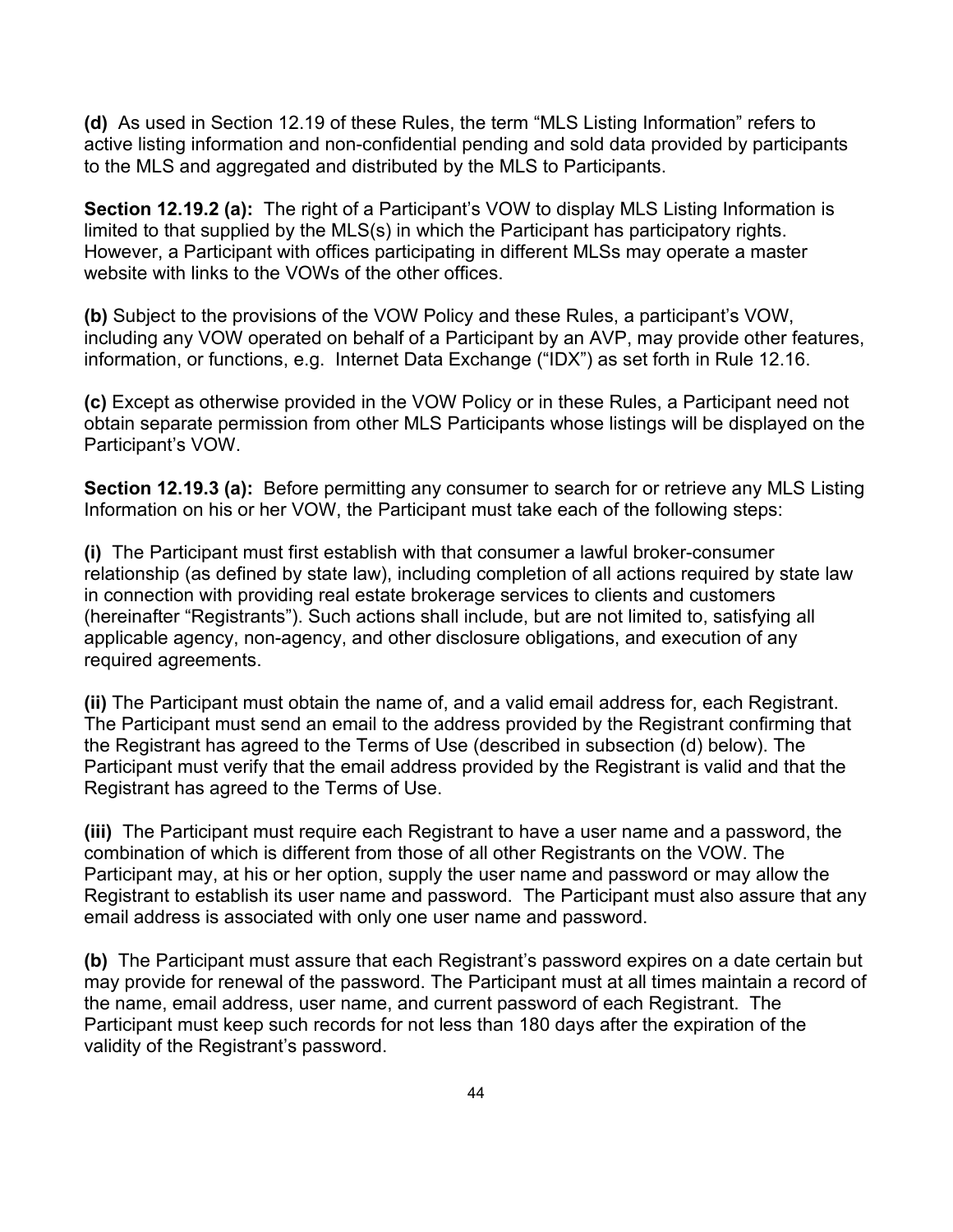**(d)** As used in Section 12.19 of these Rules, the term “MLS Listing Information” refers to active listing information and non-confidential pending and sold data provided by participants to the MLS and aggregated and distributed by the MLS to Participants.

**Section 12.19.2 (a):** The right of a Participant’s VOW to display MLS Listing Information is limited to that supplied by the MLS(s) in which the Participant has participatory rights. However, a Participant with offices participating in different MLSs may operate a master website with links to the VOWs of the other offices.

**(b)** Subject to the provisions of the VOW Policy and these Rules, a participant’s VOW, including any VOW operated on behalf of a Participant by an AVP, may provide other features, information, or functions, e.g. Internet Data Exchange (“IDX”) as set forth in Rule 12.16.

**(c)** Except as otherwise provided in the VOW Policy or in these Rules, a Participant need not obtain separate permission from other MLS Participants whose listings will be displayed on the Participant’s VOW.

**Section 12.19.3 (a):** Before permitting any consumer to search for or retrieve any MLS Listing Information on his or her VOW, the Participant must take each of the following steps:

**(i)** The Participant must first establish with that consumer a lawful broker-consumer relationship (as defined by state law), including completion of all actions required by state law in connection with providing real estate brokerage services to clients and customers (hereinafter “Registrants”). Such actions shall include, but are not limited to, satisfying all applicable agency, non-agency, and other disclosure obligations, and execution of any required agreements.

**(ii)** The Participant must obtain the name of, and a valid email address for, each Registrant. The Participant must send an email to the address provided by the Registrant confirming that the Registrant has agreed to the Terms of Use (described in subsection (d) below). The Participant must verify that the email address provided by the Registrant is valid and that the Registrant has agreed to the Terms of Use.

**(iii)** The Participant must require each Registrant to have a user name and a password, the combination of which is different from those of all other Registrants on the VOW. The Participant may, at his or her option, supply the user name and password or may allow the Registrant to establish its user name and password. The Participant must also assure that any email address is associated with only one user name and password.

**(b)** The Participant must assure that each Registrant’s password expires on a date certain but may provide for renewal of the password. The Participant must at all times maintain a record of the name, email address, user name, and current password of each Registrant. The Participant must keep such records for not less than 180 days after the expiration of the validity of the Registrant’s password.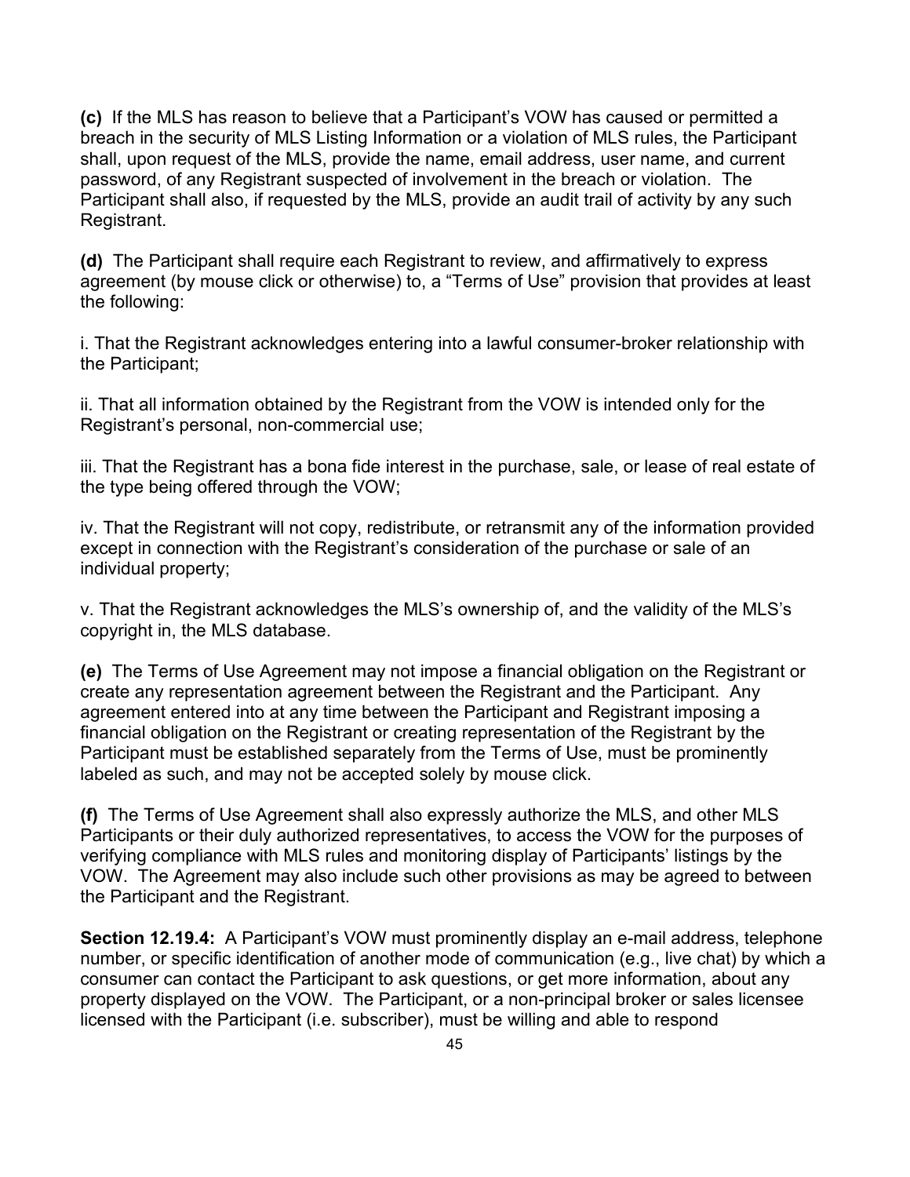**(c)** If the MLS has reason to believe that a Participant's VOW has caused or permitted a breach in the security of MLS Listing Information or a violation of MLS rules, the Participant shall, upon request of the MLS, provide the name, email address, user name, and current password, of any Registrant suspected of involvement in the breach or violation. The Participant shall also, if requested by the MLS, provide an audit trail of activity by any such Registrant.

**(d)** The Participant shall require each Registrant to review, and affirmatively to express agreement (by mouse click or otherwise) to, a "Terms of Use" provision that provides at least the following:

i. That the Registrant acknowledges entering into a lawful consumer-broker relationship with the Participant;

ii. That all information obtained by the Registrant from the VOW is intended only for the Registrant's personal, non-commercial use;

iii. That the Registrant has a bona fide interest in the purchase, sale, or lease of real estate of the type being offered through the VOW;

iv. That the Registrant will not copy, redistribute, or retransmit any of the information provided except in connection with the Registrant's consideration of the purchase or sale of an individual property;

v. That the Registrant acknowledges the MLS's ownership of, and the validity of the MLS's copyright in, the MLS database.

**(e)** The Terms of Use Agreement may not impose a financial obligation on the Registrant or create any representation agreement between the Registrant and the Participant. Any agreement entered into at any time between the Participant and Registrant imposing a financial obligation on the Registrant or creating representation of the Registrant by the Participant must be established separately from the Terms of Use, must be prominently labeled as such, and may not be accepted solely by mouse click.

**(f)** The Terms of Use Agreement shall also expressly authorize the MLS, and other MLS Participants or their duly authorized representatives, to access the VOW for the purposes of verifying compliance with MLS rules and monitoring display of Participants' listings by the VOW. The Agreement may also include such other provisions as may be agreed to between the Participant and the Registrant.

**Section 12.19.4:** A Participant's VOW must prominently display an e-mail address, telephone number, or specific identification of another mode of communication (e.g., live chat) by which a consumer can contact the Participant to ask questions, or get more information, about any property displayed on the VOW. The Participant, or a non-principal broker or sales licensee licensed with the Participant (i.e. subscriber), must be willing and able to respond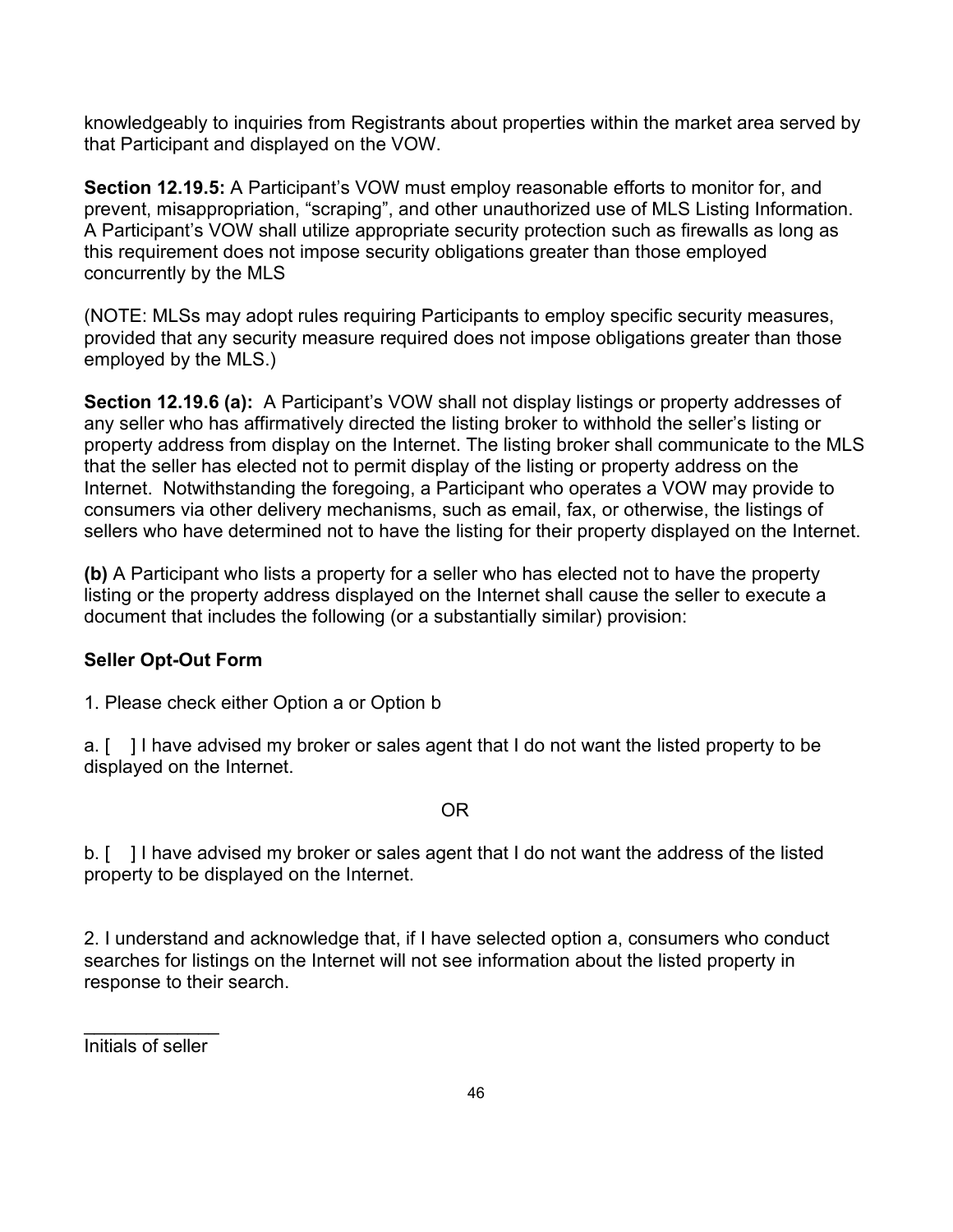knowledgeably to inquiries from Registrants about properties within the market area served by that Participant and displayed on the VOW.

**Section 12.19.5:** A Participant's VOW must employ reasonable efforts to monitor for, and prevent, misappropriation, "scraping", and other unauthorized use of MLS Listing Information. A Participant's VOW shall utilize appropriate security protection such as firewalls as long as this requirement does not impose security obligations greater than those employed concurrently by the MLS

(NOTE: MLSs may adopt rules requiring Participants to employ specific security measures, provided that any security measure required does not impose obligations greater than those employed by the MLS.)

**Section 12.19.6 (a):** A Participant's VOW shall not display listings or property addresses of any seller who has affirmatively directed the listing broker to withhold the seller's listing or property address from display on the Internet. The listing broker shall communicate to the MLS that the seller has elected not to permit display of the listing or property address on the Internet. Notwithstanding the foregoing, a Participant who operates a VOW may provide to consumers via other delivery mechanisms, such as email, fax, or otherwise, the listings of sellers who have determined not to have the listing for their property displayed on the Internet.

**(b)** A Participant who lists a property for a seller who has elected not to have the property listing or the property address displayed on the Internet shall cause the seller to execute a document that includes the following (or a substantially similar) provision:

**Seller Opt-Out Form**

1. Please check either Option a or Option b

a. [ ] I have advised my broker or sales agent that I do not want the listed property to be displayed on the Internet.

OR

b. [ ] I have advised my broker or sales agent that I do not want the address of the listed property to be displayed on the Internet.

2. I understand and acknowledge that, if I have selected option a, consumers who conduct searches for listings on the Internet will not see information about the listed property in response to their search.

_____________
Initials of seller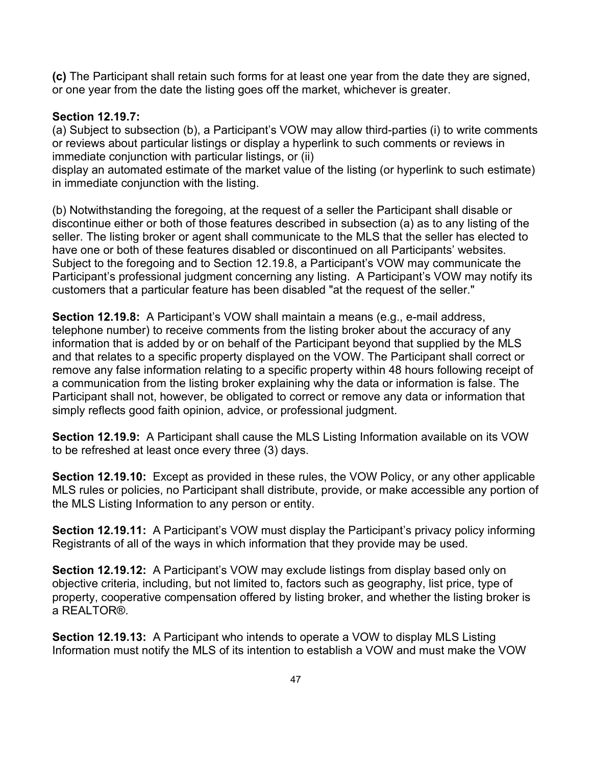**(c)** The Participant shall retain such forms for at least one year from the date they are signed, or one year from the date the listing goes off the market, whichever is greater.

**Section 12.19.7:**

(a) Subject to subsection (b), a Participant's VOW may allow third-parties (i) to write comments or reviews about particular listings or display a hyperlink to such comments or reviews in immediate conjunction with particular listings, or (ii) display an automated estimate of the market value of the listing (or hyperlink to such estimate) in immediate conjunction with the listing.

(b) Notwithstanding the foregoing, at the request of a seller the Participant shall disable or discontinue either or both of those features described in subsection (a) as to any listing of the seller. The listing broker or agent shall communicate to the MLS that the seller has elected to have one or both of these features disabled or discontinued on all Participants' websites. Subject to the foregoing and to Section 12.19.8, a Participant's VOW may communicate the Participant's professional judgment concerning any listing. A Participant's VOW may notify its customers that a particular feature has been disabled "at the request of the seller."

**Section 12.19.8:** A Participant's VOW shall maintain a means (e.g., e-mail address, telephone number) to receive comments from the listing broker about the accuracy of any information that is added by or on behalf of the Participant beyond that supplied by the MLS and that relates to a specific property displayed on the VOW. The Participant shall correct or remove any false information relating to a specific property within 48 hours following receipt of a communication from the listing broker explaining why the data or information is false. The Participant shall not, however, be obligated to correct or remove any data or information that simply reflects good faith opinion, advice, or professional judgment.

**Section 12.19.9:** A Participant shall cause the MLS Listing Information available on its VOW to be refreshed at least once every three (3) days.

**Section 12.19.10:** Except as provided in these rules, the VOW Policy, or any other applicable MLS rules or policies, no Participant shall distribute, provide, or make accessible any portion of the MLS Listing Information to any person or entity.

**Section 12.19.11:** A Participant's VOW must display the Participant's privacy policy informing Registrants of all of the ways in which information that they provide may be used.

**Section 12.19.12:** A Participant's VOW may exclude listings from display based only on objective criteria, including, but not limited to, factors such as geography, list price, type of property, cooperative compensation offered by listing broker, and whether the listing broker is a REALTOR®.

**Section 12.19.13:** A Participant who intends to operate a VOW to display MLS Listing Information must notify the MLS of its intention to establish a VOW and must make the VOW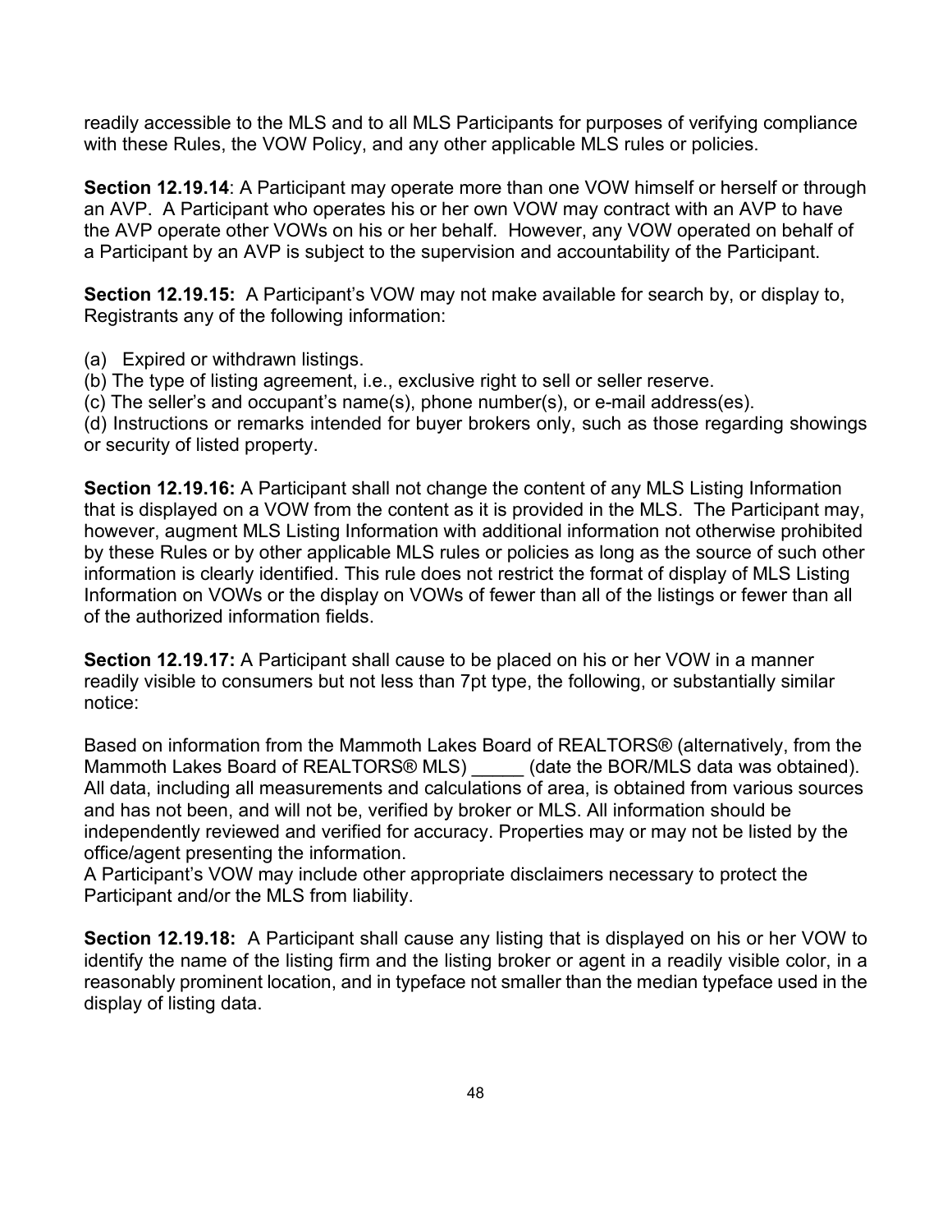readily accessible to the MLS and to all MLS Participants for purposes of verifying compliance with these Rules, the VOW Policy, and any other applicable MLS rules or policies.

**Section 12.19.14**: A Participant may operate more than one VOW himself or herself or through an AVP. A Participant who operates his or her own VOW may contract with an AVP to have the AVP operate other VOWs on his or her behalf. However, any VOW operated on behalf of a Participant by an AVP is subject to the supervision and accountability of the Participant.

**Section 12.19.15:** A Participant's VOW may not make available for search by, or display to, Registrants any of the following information:

(a) Expired or withdrawn listings.
(b) The type of listing agreement, i.e., exclusive right to sell or seller reserve.
(c) The seller's and occupant's name(s), phone number(s), or e-mail address(es).
(d) Instructions or remarks intended for buyer brokers only, such as those regarding showings or security of listed property.

**Section 12.19.16:** A Participant shall not change the content of any MLS Listing Information that is displayed on a VOW from the content as it is provided in the MLS. The Participant may, however, augment MLS Listing Information with additional information not otherwise prohibited by these Rules or by other applicable MLS rules or policies as long as the source of such other information is clearly identified. This rule does not restrict the format of display of MLS Listing Information on VOWs or the display on VOWs of fewer than all of the listings or fewer than all of the authorized information fields.

**Section 12.19.17:** A Participant shall cause to be placed on his or her VOW in a manner readily visible to consumers but not less than 7pt type, the following, or substantially similar notice:

Based on information from the Mammoth Lakes Board of REALTORS® (alternatively, from the Mammoth Lakes Board of REALTORS® MLS) _____ (date the BOR/MLS data was obtained). All data, including all measurements and calculations of area, is obtained from various sources and has not been, and will not be, verified by broker or MLS. All information should be independently reviewed and verified for accuracy. Properties may or may not be listed by the office/agent presenting the information.
A Participant's VOW may include other appropriate disclaimers necessary to protect the Participant and/or the MLS from liability.

**Section 12.19.18:** A Participant shall cause any listing that is displayed on his or her VOW to identify the name of the listing firm and the listing broker or agent in a readily visible color, in a reasonably prominent location, and in typeface not smaller than the median typeface used in the display of listing data.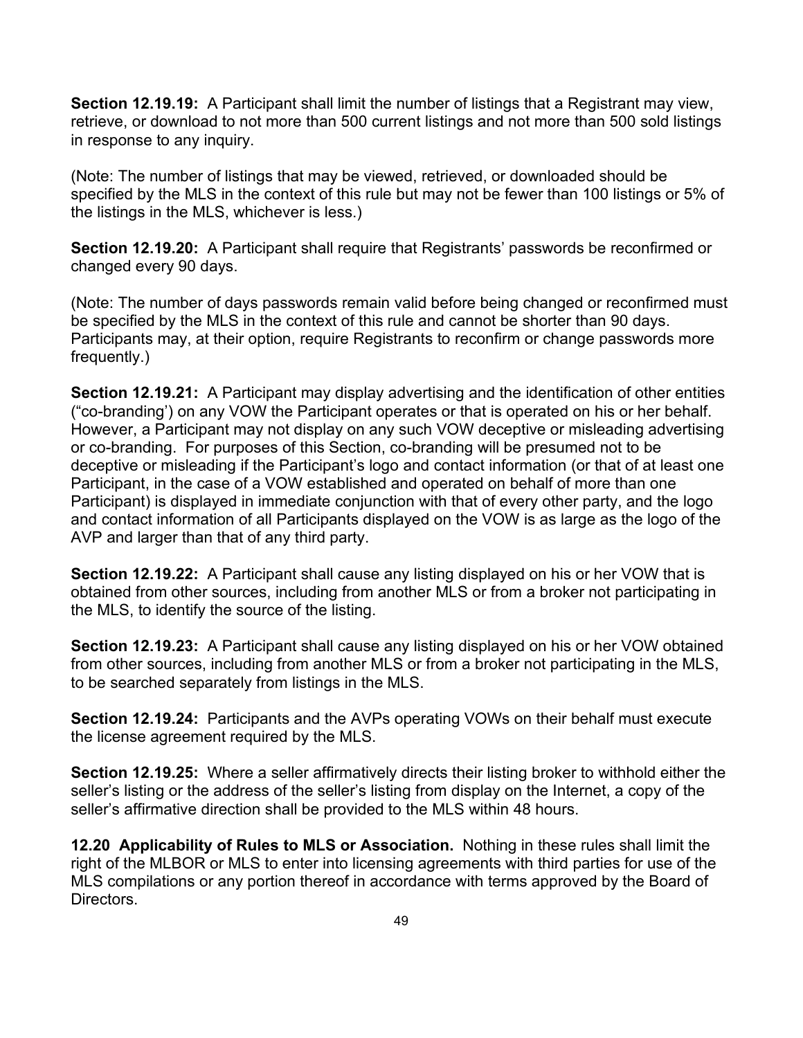**Section 12.19.19:** A Participant shall limit the number of listings that a Registrant may view, retrieve, or download to not more than 500 current listings and not more than 500 sold listings in response to any inquiry.

(Note: The number of listings that may be viewed, retrieved, or downloaded should be specified by the MLS in the context of this rule but may not be fewer than 100 listings or 5% of the listings in the MLS, whichever is less.)

**Section 12.19.20:** A Participant shall require that Registrants' passwords be reconfirmed or changed every 90 days.

(Note: The number of days passwords remain valid before being changed or reconfirmed must be specified by the MLS in the context of this rule and cannot be shorter than 90 days. Participants may, at their option, require Registrants to reconfirm or change passwords more frequently.)

**Section 12.19.21:** A Participant may display advertising and the identification of other entities ("co-branding') on any VOW the Participant operates or that is operated on his or her behalf. However, a Participant may not display on any such VOW deceptive or misleading advertising or co-branding. For purposes of this Section, co-branding will be presumed not to be deceptive or misleading if the Participant's logo and contact information (or that of at least one Participant, in the case of a VOW established and operated on behalf of more than one Participant) is displayed in immediate conjunction with that of every other party, and the logo and contact information of all Participants displayed on the VOW is as large as the logo of the AVP and larger than that of any third party.

**Section 12.19.22:** A Participant shall cause any listing displayed on his or her VOW that is obtained from other sources, including from another MLS or from a broker not participating in the MLS, to identify the source of the listing.

**Section 12.19.23:** A Participant shall cause any listing displayed on his or her VOW obtained from other sources, including from another MLS or from a broker not participating in the MLS, to be searched separately from listings in the MLS.

**Section 12.19.24:** Participants and the AVPs operating VOWs on their behalf must execute the license agreement required by the MLS.

**Section 12.19.25:** Where a seller affirmatively directs their listing broker to withhold either the seller's listing or the address of the seller's listing from display on the Internet, a copy of the seller's affirmative direction shall be provided to the MLS within 48 hours.

**12.20 Applicability of Rules to MLS or Association.** Nothing in these rules shall limit the right of the MLBOR or MLS to enter into licensing agreements with third parties for use of the MLS compilations or any portion thereof in accordance with terms approved by the Board of Directors.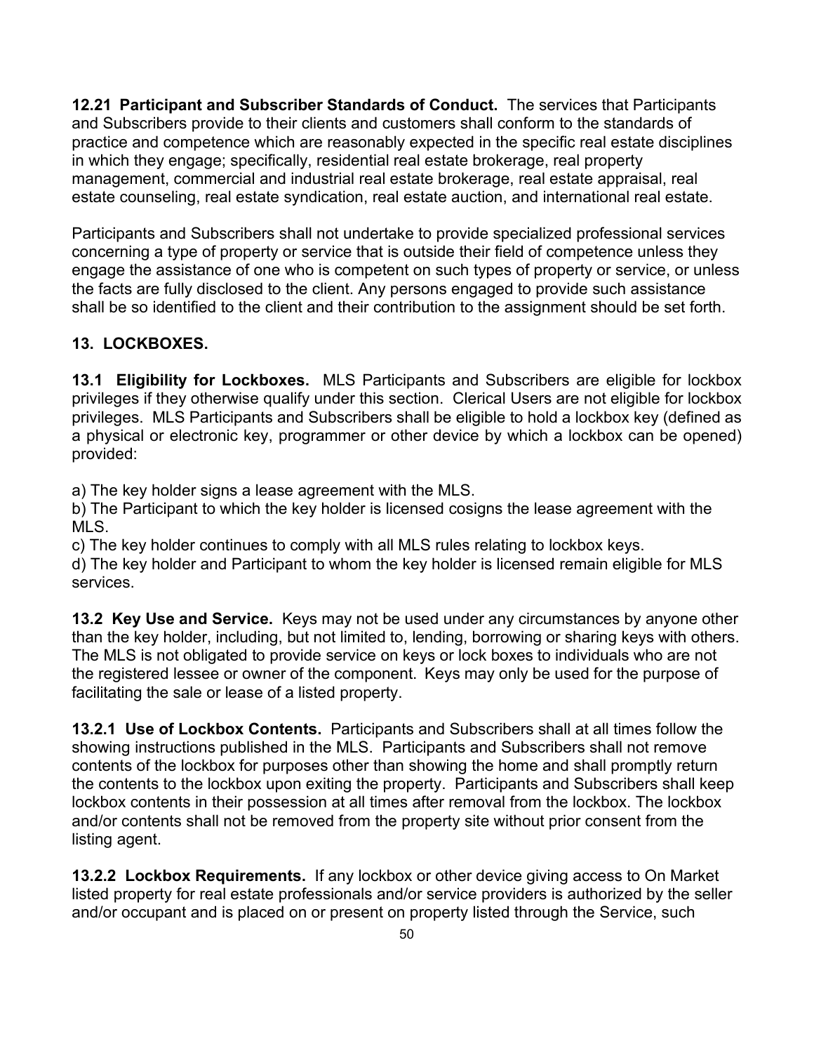**12.21 Participant and Subscriber Standards of Conduct.** The services that Participants and Subscribers provide to their clients and customers shall conform to the standards of practice and competence which are reasonably expected in the specific real estate disciplines in which they engage; specifically, residential real estate brokerage, real property management, commercial and industrial real estate brokerage, real estate appraisal, real estate counseling, real estate syndication, real estate auction, and international real estate.

Participants and Subscribers shall not undertake to provide specialized professional services concerning a type of property or service that is outside their field of competence unless they engage the assistance of one who is competent on such types of property or service, or unless the facts are fully disclosed to the client. Any persons engaged to provide such assistance shall be so identified to the client and their contribution to the assignment should be set forth.

## 13. LOCKBOXES.

**13.1 Eligibility for Lockboxes.** MLS Participants and Subscribers are eligible for lockbox privileges if they otherwise qualify under this section. Clerical Users are not eligible for lockbox privileges. MLS Participants and Subscribers shall be eligible to hold a lockbox key (defined as a physical or electronic key, programmer or other device by which a lockbox can be opened) provided:

a) The key holder signs a lease agreement with the MLS.
b) The Participant to which the key holder is licensed cosigns the lease agreement with the MLS.
c) The key holder continues to comply with all MLS rules relating to lockbox keys.
d) The key holder and Participant to whom the key holder is licensed remain eligible for MLS services.

**13.2 Key Use and Service.** Keys may not be used under any circumstances by anyone other than the key holder, including, but not limited to, lending, borrowing or sharing keys with others. The MLS is not obligated to provide service on keys or lock boxes to individuals who are not the registered lessee or owner of the component. Keys may only be used for the purpose of facilitating the sale or lease of a listed property.

**13.2.1 Use of Lockbox Contents.** Participants and Subscribers shall at all times follow the showing instructions published in the MLS. Participants and Subscribers shall not remove contents of the lockbox for purposes other than showing the home and shall promptly return the contents to the lockbox upon exiting the property. Participants and Subscribers shall keep lockbox contents in their possession at all times after removal from the lockbox. The lockbox and/or contents shall not be removed from the property site without prior consent from the listing agent.

**13.2.2 Lockbox Requirements.** If any lockbox or other device giving access to On Market listed property for real estate professionals and/or service providers is authorized by the seller and/or occupant and is placed on or present on property listed through the Service, such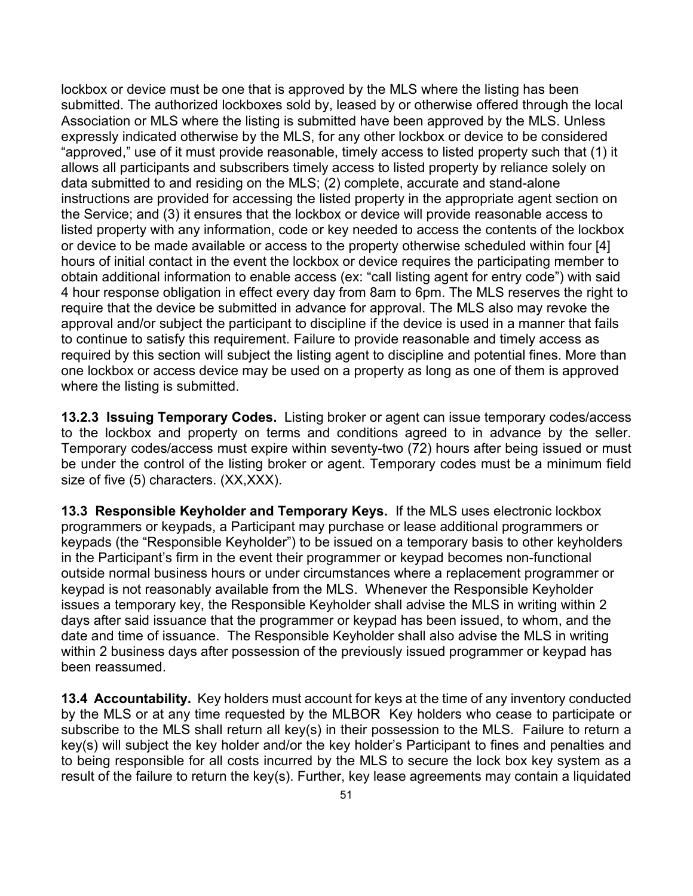lockbox or device must be one that is approved by the MLS where the listing has been submitted. The authorized lockboxes sold by, leased by or otherwise offered through the local Association or MLS where the listing is submitted have been approved by the MLS. Unless expressly indicated otherwise by the MLS, for any other lockbox or device to be considered "approved," use of it must provide reasonable, timely access to listed property such that (1) it allows all participants and subscribers timely access to listed property by reliance solely on data submitted to and residing on the MLS; (2) complete, accurate and stand-alone instructions are provided for accessing the listed property in the appropriate agent section on the Service; and (3) it ensures that the lockbox or device will provide reasonable access to listed property with any information, code or key needed to access the contents of the lockbox or device to be made available or access to the property otherwise scheduled within four [4] hours of initial contact in the event the lockbox or device requires the participating member to obtain additional information to enable access (ex: "call listing agent for entry code") with said 4 hour response obligation in effect every day from 8am to 6pm. The MLS reserves the right to require that the device be submitted in advance for approval. The MLS also may revoke the approval and/or subject the participant to discipline if the device is used in a manner that fails to continue to satisfy this requirement. Failure to provide reasonable and timely access as required by this section will subject the listing agent to discipline and potential fines. More than one lockbox or access device may be used on a property as long as one of them is approved where the listing is submitted.

**13.2.3 Issuing Temporary Codes.** Listing broker or agent can issue temporary codes/access to the lockbox and property on terms and conditions agreed to in advance by the seller. Temporary codes/access must expire within seventy-two (72) hours after being issued or must be under the control of the listing broker or agent. Temporary codes must be a minimum field size of five (5) characters. (XX,XXX).

**13.3 Responsible Keyholder and Temporary Keys.** If the MLS uses electronic lockbox programmers or keypads, a Participant may purchase or lease additional programmers or keypads (the "Responsible Keyholder") to be issued on a temporary basis to other keyholders in the Participant's firm in the event their programmer or keypad becomes non-functional outside normal business hours or under circumstances where a replacement programmer or keypad is not reasonably available from the MLS. Whenever the Responsible Keyholder issues a temporary key, the Responsible Keyholder shall advise the MLS in writing within 2 days after said issuance that the programmer or keypad has been issued, to whom, and the date and time of issuance. The Responsible Keyholder shall also advise the MLS in writing within 2 business days after possession of the previously issued programmer or keypad has been reassumed.

**13.4 Accountability.** Key holders must account for keys at the time of any inventory conducted by the MLS or at any time requested by the MLBOR Key holders who cease to participate or subscribe to the MLS shall return all key(s) in their possession to the MLS. Failure to return a key(s) will subject the key holder and/or the key holder's Participant to fines and penalties and to being responsible for all costs incurred by the MLS to secure the lock box key system as a result of the failure to return the key(s). Further, key lease agreements may contain a liquidated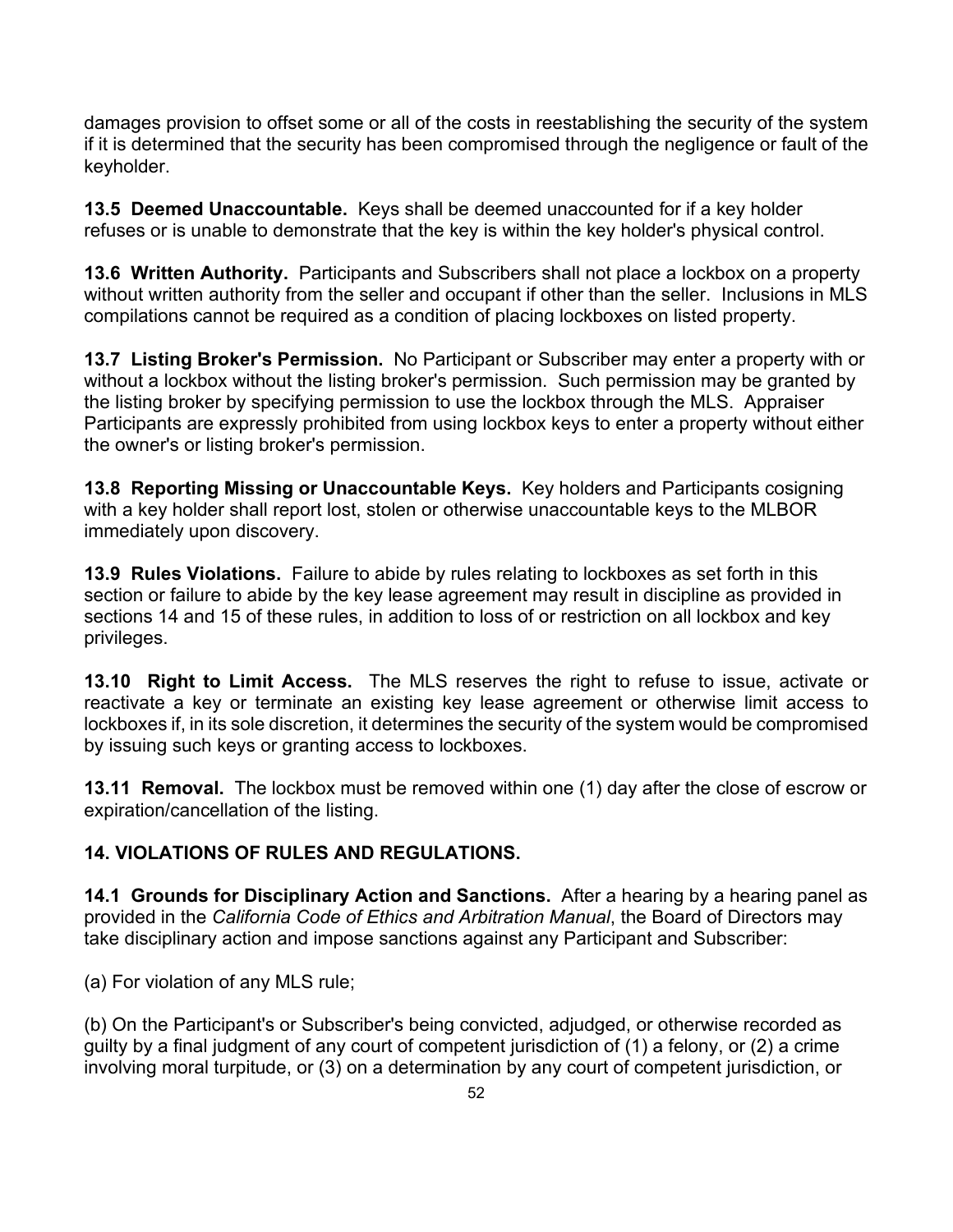damages provision to offset some or all of the costs in reestablishing the security of the system if it is determined that the security has been compromised through the negligence or fault of the keyholder.

**13.5 Deemed Unaccountable.** Keys shall be deemed unaccounted for if a key holder refuses or is unable to demonstrate that the key is within the key holder's physical control.

**13.6 Written Authority.** Participants and Subscribers shall not place a lockbox on a property without written authority from the seller and occupant if other than the seller. Inclusions in MLS compilations cannot be required as a condition of placing lockboxes on listed property.

**13.7 Listing Broker's Permission.** No Participant or Subscriber may enter a property with or without a lockbox without the listing broker's permission. Such permission may be granted by the listing broker by specifying permission to use the lockbox through the MLS. Appraiser Participants are expressly prohibited from using lockbox keys to enter a property without either the owner's or listing broker's permission.

**13.8 Reporting Missing or Unaccountable Keys.** Key holders and Participants cosigning with a key holder shall report lost, stolen or otherwise unaccountable keys to the MLBOR immediately upon discovery.

**13.9 Rules Violations.** Failure to abide by rules relating to lockboxes as set forth in this section or failure to abide by the key lease agreement may result in discipline as provided in sections 14 and 15 of these rules, in addition to loss of or restriction on all lockbox and key privileges.

**13.10 Right to Limit Access.** The MLS reserves the right to refuse to issue, activate or reactivate a key or terminate an existing key lease agreement or otherwise limit access to lockboxes if, in its sole discretion, it determines the security of the system would be compromised by issuing such keys or granting access to lockboxes.

**13.11 Removal.** The lockbox must be removed within one (1) day after the close of escrow or expiration/cancellation of the listing.

## 14. VIOLATIONS OF RULES AND REGULATIONS.

**14.1 Grounds for Disciplinary Action and Sanctions.** After a hearing by a hearing panel as provided in the *California Code of Ethics and Arbitration Manual*, the Board of Directors may take disciplinary action and impose sanctions against any Participant and Subscriber:

(a) For violation of any MLS rule;

(b) On the Participant's or Subscriber's being convicted, adjudged, or otherwise recorded as guilty by a final judgment of any court of competent jurisdiction of (1) a felony, or (2) a crime involving moral turpitude, or (3) on a determination by any court of competent jurisdiction, or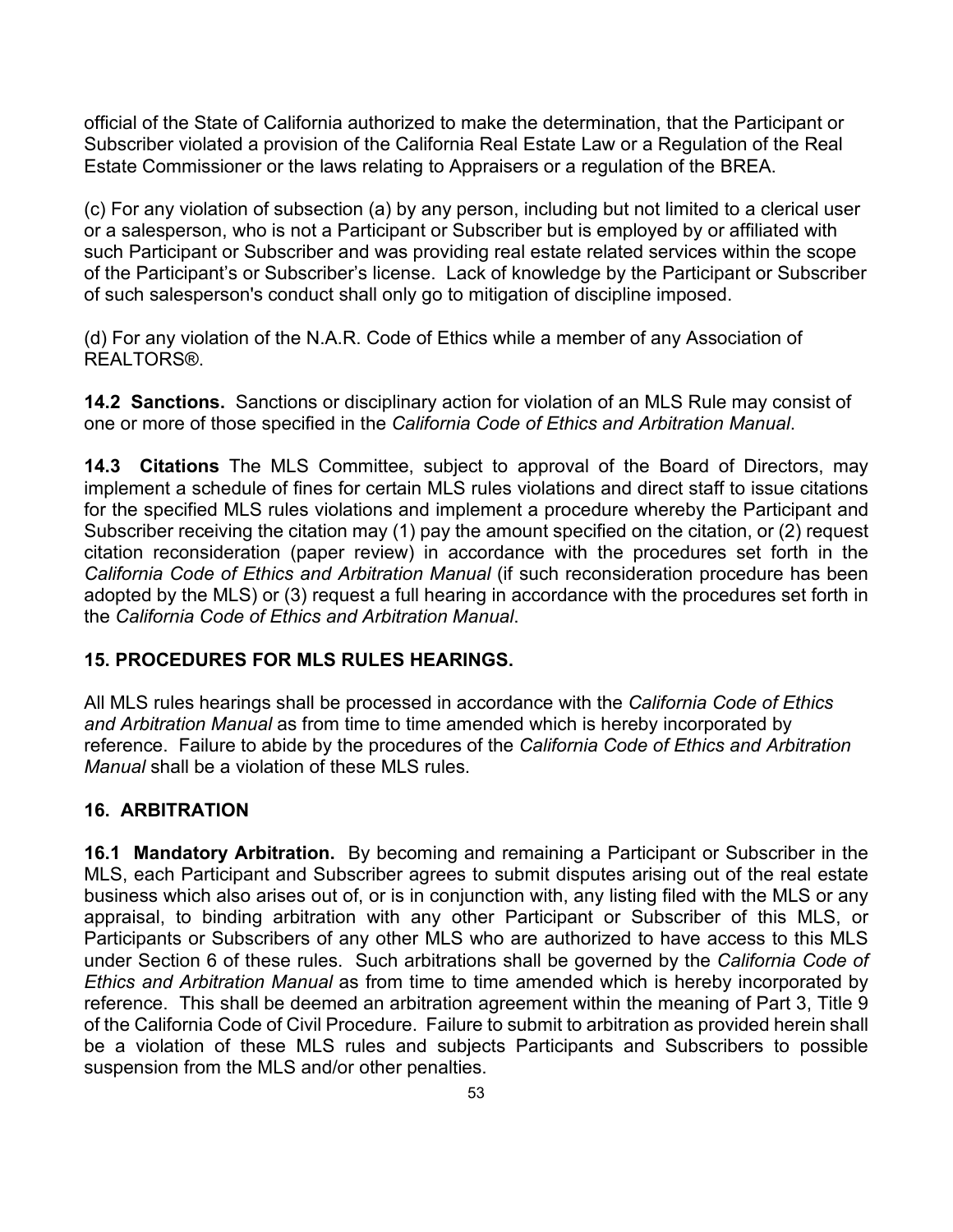official of the State of California authorized to make the determination, that the Participant or Subscriber violated a provision of the California Real Estate Law or a Regulation of the Real Estate Commissioner or the laws relating to Appraisers or a regulation of the BREA.

(c) For any violation of subsection (a) by any person, including but not limited to a clerical user or a salesperson, who is not a Participant or Subscriber but is employed by or affiliated with such Participant or Subscriber and was providing real estate related services within the scope of the Participant's or Subscriber's license. Lack of knowledge by the Participant or Subscriber of such salesperson's conduct shall only go to mitigation of discipline imposed.

(d) For any violation of the N.A.R. Code of Ethics while a member of any Association of REALTORS®.

**14.2 Sanctions.** Sanctions or disciplinary action for violation of an MLS Rule may consist of one or more of those specified in the *California Code of Ethics and Arbitration Manual*.

**14.3 Citations** The MLS Committee, subject to approval of the Board of Directors, may implement a schedule of fines for certain MLS rules violations and direct staff to issue citations for the specified MLS rules violations and implement a procedure whereby the Participant and Subscriber receiving the citation may (1) pay the amount specified on the citation, or (2) request citation reconsideration (paper review) in accordance with the procedures set forth in the *California Code of Ethics and Arbitration Manual* (if such reconsideration procedure has been adopted by the MLS) or (3) request a full hearing in accordance with the procedures set forth in the *California Code of Ethics and Arbitration Manual*.

## 15. PROCEDURES FOR MLS RULES HEARINGS.

All MLS rules hearings shall be processed in accordance with the *California Code of Ethics and Arbitration Manual* as from time to time amended which is hereby incorporated by reference. Failure to abide by the procedures of the *California Code of Ethics and Arbitration Manual* shall be a violation of these MLS rules.

## 16. ARBITRATION

**16.1 Mandatory Arbitration.** By becoming and remaining a Participant or Subscriber in the MLS, each Participant and Subscriber agrees to submit disputes arising out of the real estate business which also arises out of, or is in conjunction with, any listing filed with the MLS or any appraisal, to binding arbitration with any other Participant or Subscriber of this MLS, or Participants or Subscribers of any other MLS who are authorized to have access to this MLS under Section 6 of these rules. Such arbitrations shall be governed by the *California Code of Ethics and Arbitration Manual* as from time to time amended which is hereby incorporated by reference. This shall be deemed an arbitration agreement within the meaning of Part 3, Title 9 of the California Code of Civil Procedure. Failure to submit to arbitration as provided herein shall be a violation of these MLS rules and subjects Participants and Subscribers to possible suspension from the MLS and/or other penalties.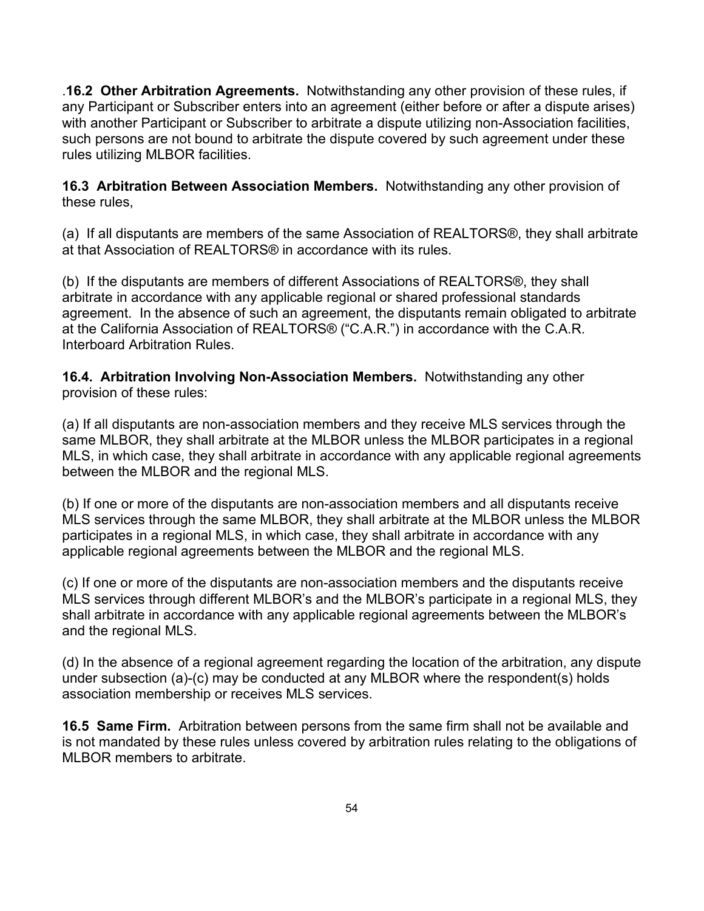.**16.2 Other Arbitration Agreements.** Notwithstanding any other provision of these rules, if any Participant or Subscriber enters into an agreement (either before or after a dispute arises) with another Participant or Subscriber to arbitrate a dispute utilizing non-Association facilities, such persons are not bound to arbitrate the dispute covered by such agreement under these rules utilizing MLBOR facilities.

**16.3 Arbitration Between Association Members.** Notwithstanding any other provision of these rules,

(a) If all disputants are members of the same Association of REALTORS®, they shall arbitrate at that Association of REALTORS® in accordance with its rules.

(b) If the disputants are members of different Associations of REALTORS®, they shall arbitrate in accordance with any applicable regional or shared professional standards agreement. In the absence of such an agreement, the disputants remain obligated to arbitrate at the California Association of REALTORS® ("C.A.R.") in accordance with the C.A.R. Interboard Arbitration Rules.

**16.4. Arbitration Involving Non-Association Members.** Notwithstanding any other provision of these rules:

(a) If all disputants are non-association members and they receive MLS services through the same MLBOR, they shall arbitrate at the MLBOR unless the MLBOR participates in a regional MLS, in which case, they shall arbitrate in accordance with any applicable regional agreements between the MLBOR and the regional MLS.

(b) If one or more of the disputants are non-association members and all disputants receive MLS services through the same MLBOR, they shall arbitrate at the MLBOR unless the MLBOR participates in a regional MLS, in which case, they shall arbitrate in accordance with any applicable regional agreements between the MLBOR and the regional MLS.

(c) If one or more of the disputants are non-association members and the disputants receive MLS services through different MLBOR's and the MLBOR's participate in a regional MLS, they shall arbitrate in accordance with any applicable regional agreements between the MLBOR's and the regional MLS.

(d) In the absence of a regional agreement regarding the location of the arbitration, any dispute under subsection (a)-(c) may be conducted at any MLBOR where the respondent(s) holds association membership or receives MLS services.

**16.5 Same Firm.** Arbitration between persons from the same firm shall not be available and is not mandated by these rules unless covered by arbitration rules relating to the obligations of MLBOR members to arbitrate.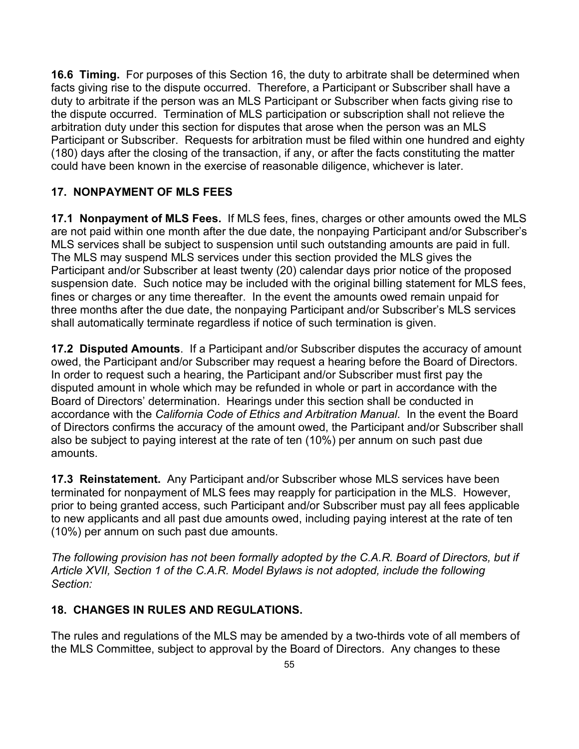**16.6 Timing.** For purposes of this Section 16, the duty to arbitrate shall be determined when facts giving rise to the dispute occurred. Therefore, a Participant or Subscriber shall have a duty to arbitrate if the person was an MLS Participant or Subscriber when facts giving rise to the dispute occurred. Termination of MLS participation or subscription shall not relieve the arbitration duty under this section for disputes that arose when the person was an MLS Participant or Subscriber. Requests for arbitration must be filed within one hundred and eighty (180) days after the closing of the transaction, if any, or after the facts constituting the matter could have been known in the exercise of reasonable diligence, whichever is later.

## 17. NONPAYMENT OF MLS FEES

**17.1 Nonpayment of MLS Fees.** If MLS fees, fines, charges or other amounts owed the MLS are not paid within one month after the due date, the nonpaying Participant and/or Subscriber's MLS services shall be subject to suspension until such outstanding amounts are paid in full. The MLS may suspend MLS services under this section provided the MLS gives the Participant and/or Subscriber at least twenty (20) calendar days prior notice of the proposed suspension date. Such notice may be included with the original billing statement for MLS fees, fines or charges or any time thereafter. In the event the amounts owed remain unpaid for three months after the due date, the nonpaying Participant and/or Subscriber's MLS services shall automatically terminate regardless if notice of such termination is given.

**17.2 Disputed Amounts**. If a Participant and/or Subscriber disputes the accuracy of amount owed, the Participant and/or Subscriber may request a hearing before the Board of Directors. In order to request such a hearing, the Participant and/or Subscriber must first pay the disputed amount in whole which may be refunded in whole or part in accordance with the Board of Directors' determination. Hearings under this section shall be conducted in accordance with the *California Code of Ethics and Arbitration Manual*. In the event the Board of Directors confirms the accuracy of the amount owed, the Participant and/or Subscriber shall also be subject to paying interest at the rate of ten (10%) per annum on such past due amounts.

**17.3 Reinstatement.** Any Participant and/or Subscriber whose MLS services have been terminated for nonpayment of MLS fees may reapply for participation in the MLS. However, prior to being granted access, such Participant and/or Subscriber must pay all fees applicable to new applicants and all past due amounts owed, including paying interest at the rate of ten (10%) per annum on such past due amounts.

*The following provision has not been formally adopted by the C.A.R. Board of Directors, but if Article XVII, Section 1 of the C.A.R. Model Bylaws is not adopted, include the following Section:*

## 18. CHANGES IN RULES AND REGULATIONS.

The rules and regulations of the MLS may be amended by a two-thirds vote of all members of the MLS Committee, subject to approval by the Board of Directors. Any changes to these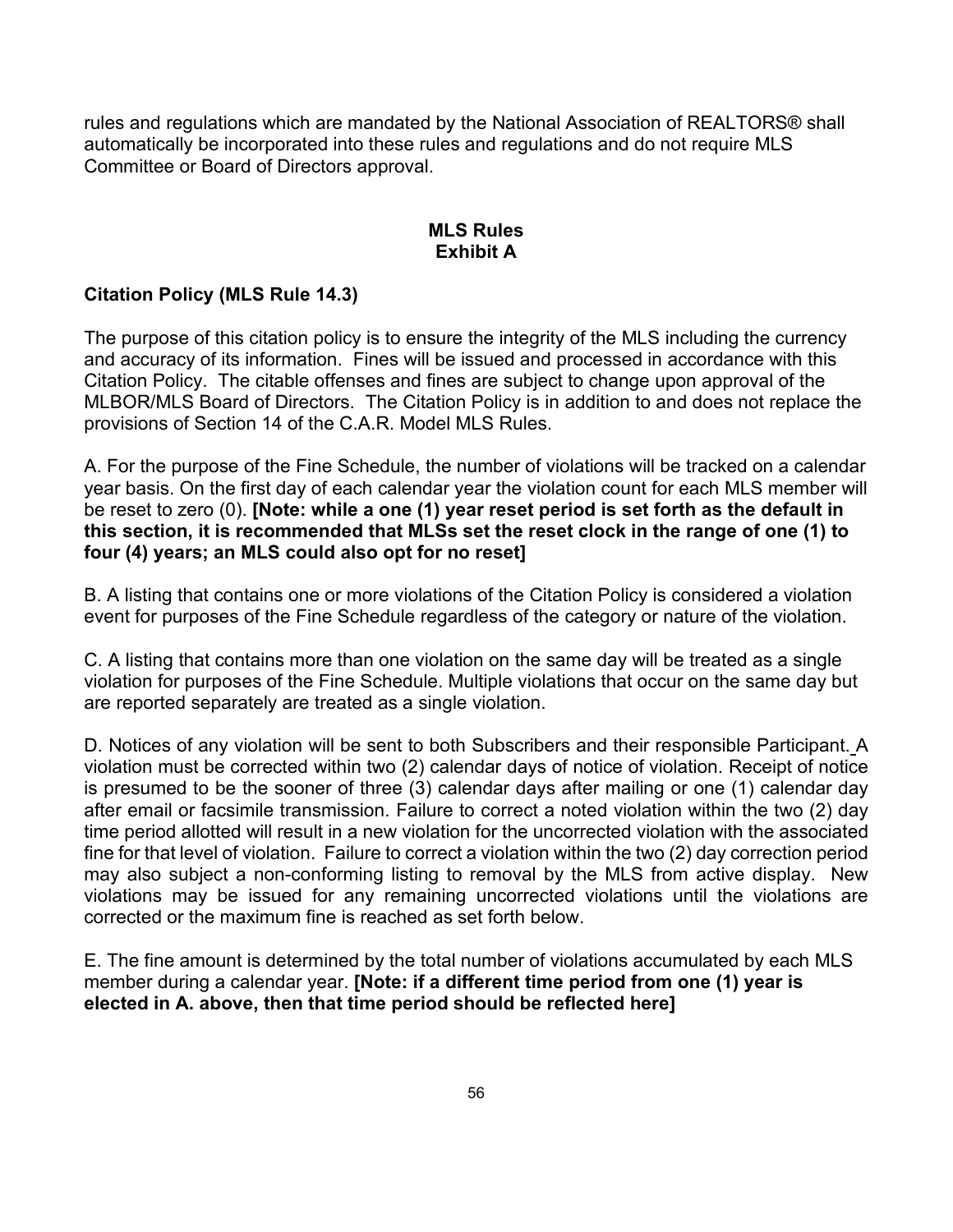rules and regulations which are mandated by the National Association of REALTORS® shall automatically be incorporated into these rules and regulations and do not require MLS Committee or Board of Directors approval.

## MLS Rules
## Exhibit A

### Citation Policy (MLS Rule 14.3)

The purpose of this citation policy is to ensure the integrity of the MLS including the currency and accuracy of its information. Fines will be issued and processed in accordance with this Citation Policy. The citable offenses and fines are subject to change upon approval of the MLBOR/MLS Board of Directors. The Citation Policy is in addition to and does not replace the provisions of Section 14 of the C.A.R. Model MLS Rules.

A. For the purpose of the Fine Schedule, the number of violations will be tracked on a calendar year basis. On the first day of each calendar year the violation count for each MLS member will be reset to zero (0). **[Note: while a one (1) year reset period is set forth as the default in this section, it is recommended that MLSs set the reset clock in the range of one (1) to four (4) years; an MLS could also opt for no reset]**

B. A listing that contains one or more violations of the Citation Policy is considered a violation event for purposes of the Fine Schedule regardless of the category or nature of the violation.

C. A listing that contains more than one violation on the same day will be treated as a single violation for purposes of the Fine Schedule. Multiple violations that occur on the same day but are reported separately are treated as a single violation.

D. Notices of any violation will be sent to both Subscribers and their responsible Participant. A violation must be corrected within two (2) calendar days of notice of violation. Receipt of notice is presumed to be the sooner of three (3) calendar days after mailing or one (1) calendar day after email or facsimile transmission. Failure to correct a noted violation within the two (2) day time period allotted will result in a new violation for the uncorrected violation with the associated fine for that level of violation. Failure to correct a violation within the two (2) day correction period may also subject a non-conforming listing to removal by the MLS from active display. New violations may be issued for any remaining uncorrected violations until the violations are corrected or the maximum fine is reached as set forth below.

E. The fine amount is determined by the total number of violations accumulated by each MLS member during a calendar year. **[Note: if a different time period from one (1) year is elected in A. above, then that time period should be reflected here]**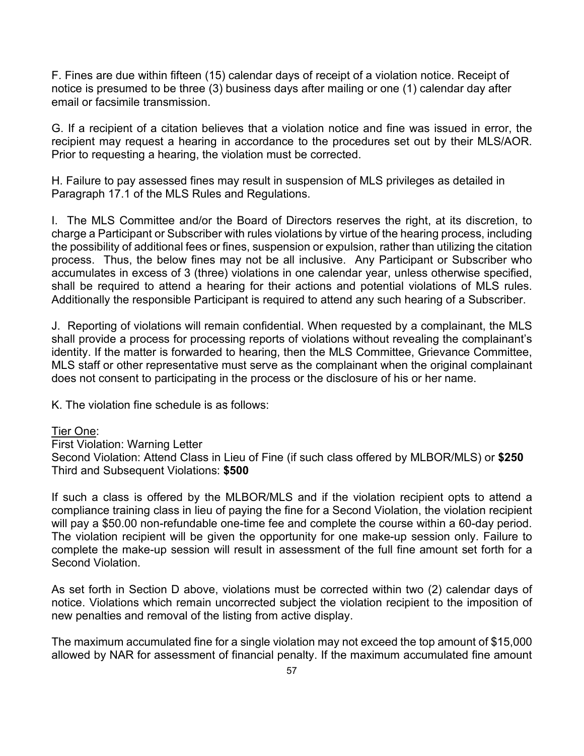F. Fines are due within fifteen (15) calendar days of receipt of a violation notice. Receipt of notice is presumed to be three (3) business days after mailing or one (1) calendar day after email or facsimile transmission.

G. If a recipient of a citation believes that a violation notice and fine was issued in error, the recipient may request a hearing in accordance to the procedures set out by their MLS/AOR. Prior to requesting a hearing, the violation must be corrected.

H. Failure to pay assessed fines may result in suspension of MLS privileges as detailed in Paragraph 17.1 of the MLS Rules and Regulations.

I. The MLS Committee and/or the Board of Directors reserves the right, at its discretion, to charge a Participant or Subscriber with rules violations by virtue of the hearing process, including the possibility of additional fees or fines, suspension or expulsion, rather than utilizing the citation process. Thus, the below fines may not be all inclusive. Any Participant or Subscriber who accumulates in excess of 3 (three) violations in one calendar year, unless otherwise specified, shall be required to attend a hearing for their actions and potential violations of MLS rules. Additionally the responsible Participant is required to attend any such hearing of a Subscriber.

J. Reporting of violations will remain confidential. When requested by a complainant, the MLS shall provide a process for processing reports of violations without revealing the complainant's identity. If the matter is forwarded to hearing, then the MLS Committee, Grievance Committee, MLS staff or other representative must serve as the complainant when the original complainant does not consent to participating in the process or the disclosure of his or her name.

K. The violation fine schedule is as follows:

<u>Tier One</u>:
First Violation: Warning Letter
Second Violation: Attend Class in Lieu of Fine (if such class offered by MLBOR/MLS) or **$250**
Third and Subsequent Violations: **$500**

If such a class is offered by the MLBOR/MLS and if the violation recipient opts to attend a compliance training class in lieu of paying the fine for a Second Violation, the violation recipient will pay a $50.00 non-refundable one-time fee and complete the course within a 60-day period. The violation recipient will be given the opportunity for one make-up session only. Failure to complete the make-up session will result in assessment of the full fine amount set forth for a Second Violation.

As set forth in Section D above, violations must be corrected within two (2) calendar days of notice. Violations which remain uncorrected subject the violation recipient to the imposition of new penalties and removal of the listing from active display.

The maximum accumulated fine for a single violation may not exceed the top amount of $15,000 allowed by NAR for assessment of financial penalty. If the maximum accumulated fine amount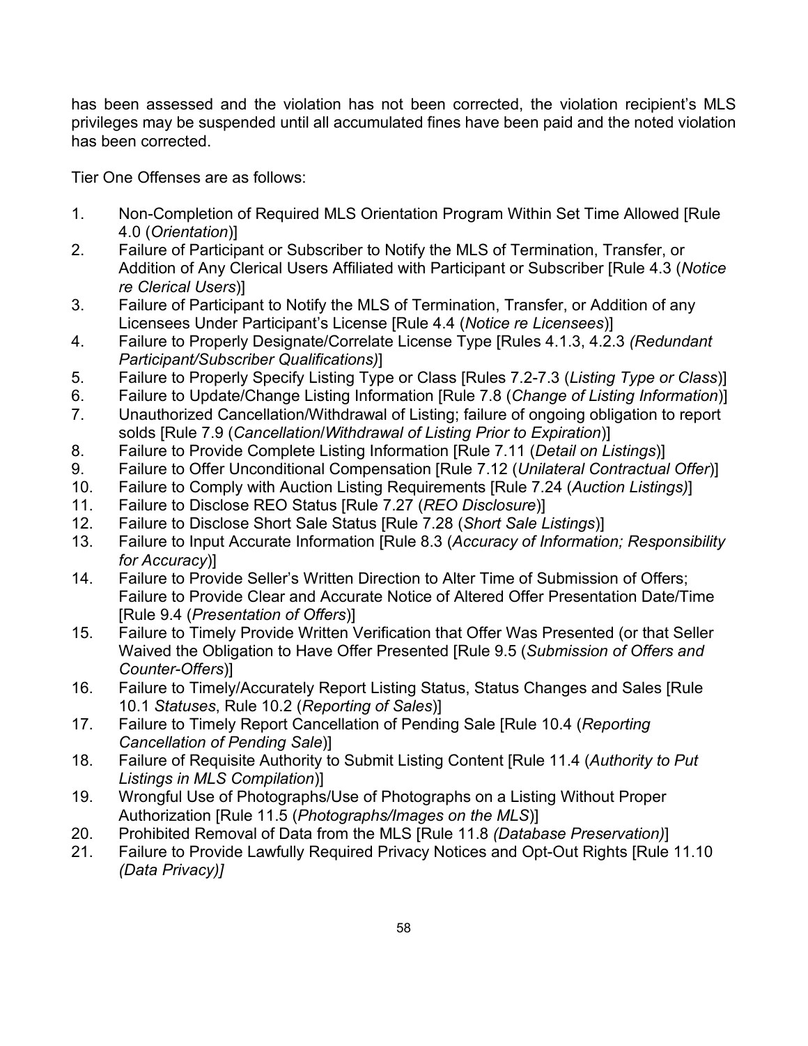has been assessed and the violation has not been corrected, the violation recipient's MLS privileges may be suspended until all accumulated fines have been paid and the noted violation has been corrected.

Tier One Offenses are as follows:

1. Non-Completion of Required MLS Orientation Program Within Set Time Allowed [Rule 4.0 (*Orientation*)]
2. Failure of Participant or Subscriber to Notify the MLS of Termination, Transfer, or Addition of Any Clerical Users Affiliated with Participant or Subscriber [Rule 4.3 (*Notice re Clerical Users*)]
3. Failure of Participant to Notify the MLS of Termination, Transfer, or Addition of any Licensees Under Participant's License [Rule 4.4 (*Notice re Licensees*)]
4. Failure to Properly Designate/Correlate License Type [Rules 4.1.3, 4.2.3 *(Redundant Participant/Subscriber Qualifications)*]
5. Failure to Properly Specify Listing Type or Class [Rules 7.2-7.3 (*Listing Type or Class*)]
6. Failure to Update/Change Listing Information [Rule 7.8 (*Change of Listing Information*)]
7. Unauthorized Cancellation/Withdrawal of Listing; failure of ongoing obligation to report solds [Rule 7.9 (*Cancellation/Withdrawal of Listing Prior to Expiration*)]
8. Failure to Provide Complete Listing Information [Rule 7.11 (*Detail on Listings*)]
9. Failure to Offer Unconditional Compensation [Rule 7.12 (*Unilateral Contractual Offer*)]
10. Failure to Comply with Auction Listing Requirements [Rule 7.24 (*Auction Listings)*]
11. Failure to Disclose REO Status [Rule 7.27 (*REO Disclosure*)]
12. Failure to Disclose Short Sale Status [Rule 7.28 (*Short Sale Listings*)]
13. Failure to Input Accurate Information [Rule 8.3 (*Accuracy of Information; Responsibility for Accuracy*)]
14. Failure to Provide Seller's Written Direction to Alter Time of Submission of Offers; Failure to Provide Clear and Accurate Notice of Altered Offer Presentation Date/Time [Rule 9.4 (*Presentation of Offers*)]
15. Failure to Timely Provide Written Verification that Offer Was Presented (or that Seller Waived the Obligation to Have Offer Presented [Rule 9.5 (*Submission of Offers and Counter-Offers*)]
16. Failure to Timely/Accurately Report Listing Status, Status Changes and Sales [Rule 10.1 *Statuses*, Rule 10.2 (*Reporting of Sales*)]
17. Failure to Timely Report Cancellation of Pending Sale [Rule 10.4 (*Reporting Cancellation of Pending Sale*)]
18. Failure of Requisite Authority to Submit Listing Content [Rule 11.4 (*Authority to Put Listings in MLS Compilation*)]
19. Wrongful Use of Photographs/Use of Photographs on a Listing Without Proper Authorization [Rule 11.5 (*Photographs/Images on the MLS*)]
20. Prohibited Removal of Data from the MLS [Rule 11.8 *(Database Preservation)*]
21. Failure to Provide Lawfully Required Privacy Notices and Opt-Out Rights [Rule 11.10 *(Data Privacy)]*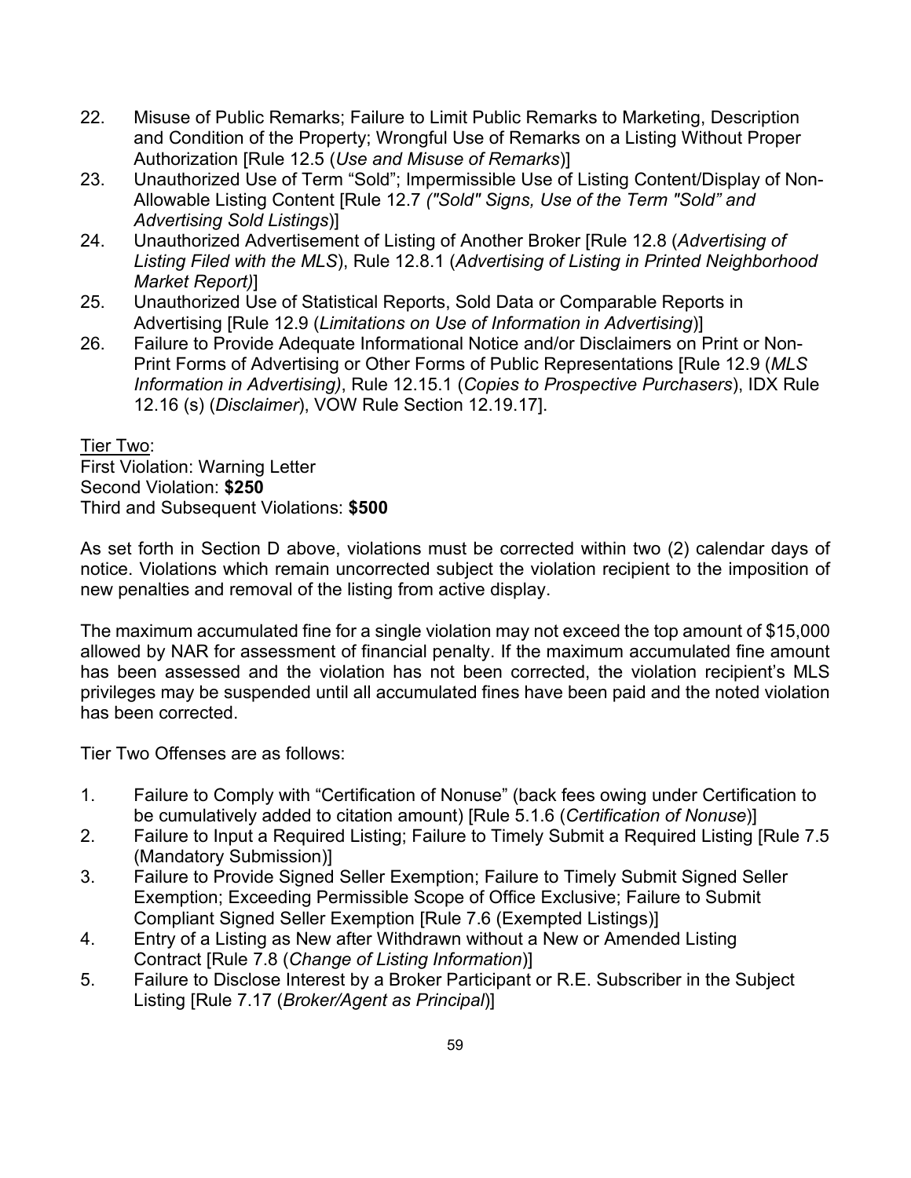22. Misuse of Public Remarks; Failure to Limit Public Remarks to Marketing, Description and Condition of the Property; Wrongful Use of Remarks on a Listing Without Proper Authorization [Rule 12.5 (*Use and Misuse of Remarks*)]
23. Unauthorized Use of Term "Sold"; Impermissible Use of Listing Content/Display of Non-Allowable Listing Content [Rule 12.7 *("Sold" Signs, Use of the Term "Sold" and Advertising Sold Listings*)]
24. Unauthorized Advertisement of Listing of Another Broker [Rule 12.8 (*Advertising of Listing Filed with the MLS*), Rule 12.8.1 (*Advertising of Listing in Printed Neighborhood Market Report)*]
25. Unauthorized Use of Statistical Reports, Sold Data or Comparable Reports in Advertising [Rule 12.9 (*Limitations on Use of Information in Advertising*)]
26. Failure to Provide Adequate Informational Notice and/or Disclaimers on Print or Non-Print Forms of Advertising or Other Forms of Public Representations [Rule 12.9 (*MLS Information in Advertising)*, Rule 12.15.1 (*Copies to Prospective Purchasers*), IDX Rule 12.16 (s) (*Disclaimer*), VOW Rule Section 12.19.17].

<u>Tier Two</u>:
First Violation: Warning Letter
Second Violation: **$250**
Third and Subsequent Violations: **$500**

As set forth in Section D above, violations must be corrected within two (2) calendar days of notice. Violations which remain uncorrected subject the violation recipient to the imposition of new penalties and removal of the listing from active display.

The maximum accumulated fine for a single violation may not exceed the top amount of $15,000 allowed by NAR for assessment of financial penalty. If the maximum accumulated fine amount has been assessed and the violation has not been corrected, the violation recipient's MLS privileges may be suspended until all accumulated fines have been paid and the noted violation has been corrected.

Tier Two Offenses are as follows:

1. Failure to Comply with "Certification of Nonuse" (back fees owing under Certification to be cumulatively added to citation amount) [Rule 5.1.6 (*Certification of Nonuse*)]
2. Failure to Input a Required Listing; Failure to Timely Submit a Required Listing [Rule 7.5 (Mandatory Submission)]
3. Failure to Provide Signed Seller Exemption; Failure to Timely Submit Signed Seller Exemption; Exceeding Permissible Scope of Office Exclusive; Failure to Submit Compliant Signed Seller Exemption [Rule 7.6 (Exempted Listings)]
4. Entry of a Listing as New after Withdrawn without a New or Amended Listing Contract [Rule 7.8 (*Change of Listing Information*)]
5. Failure to Disclose Interest by a Broker Participant or R.E. Subscriber in the Subject Listing [Rule 7.17 (*Broker/Agent as Principal*)]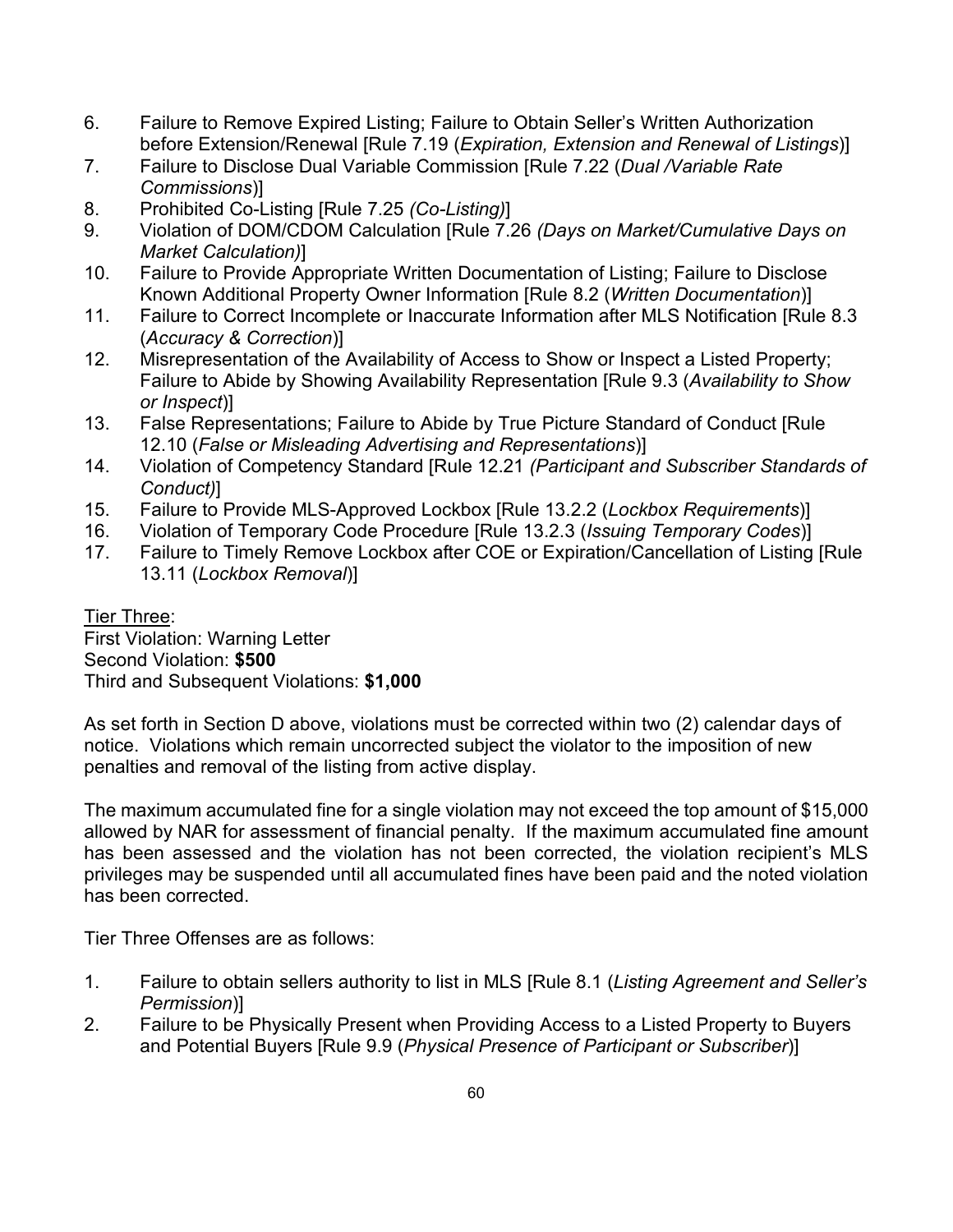6. Failure to Remove Expired Listing; Failure to Obtain Seller's Written Authorization before Extension/Renewal [Rule 7.19 (*Expiration, Extension and Renewal of Listings*)]
7. Failure to Disclose Dual Variable Commission [Rule 7.22 (*Dual /Variable Rate Commissions*)]
8. Prohibited Co-Listing [Rule 7.25 *(Co-Listing)*]
9. Violation of DOM/CDOM Calculation [Rule 7.26 *(Days on Market/Cumulative Days on Market Calculation)*]
10. Failure to Provide Appropriate Written Documentation of Listing; Failure to Disclose Known Additional Property Owner Information [Rule 8.2 (*Written Documentation*)]
11. Failure to Correct Incomplete or Inaccurate Information after MLS Notification [Rule 8.3 (*Accuracy & Correction*)]
12. Misrepresentation of the Availability of Access to Show or Inspect a Listed Property; Failure to Abide by Showing Availability Representation [Rule 9.3 (*Availability to Show or Inspect*)]
13. False Representations; Failure to Abide by True Picture Standard of Conduct [Rule 12.10 (*False or Misleading Advertising and Representations*)]
14. Violation of Competency Standard [Rule 12.21 *(Participant and Subscriber Standards of Conduct)*]
15. Failure to Provide MLS-Approved Lockbox [Rule 13.2.2 (*Lockbox Requirements*)]
16. Violation of Temporary Code Procedure [Rule 13.2.3 (*Issuing Temporary Codes*)]
17. Failure to Timely Remove Lockbox after COE or Expiration/Cancellation of Listing [Rule 13.11 (*Lockbox Removal*)]

<u>Tier Three</u>:
First Violation: Warning Letter
Second Violation: **$500**
Third and Subsequent Violations: **$1,000**

As set forth in Section D above, violations must be corrected within two (2) calendar days of notice. Violations which remain uncorrected subject the violator to the imposition of new penalties and removal of the listing from active display.

The maximum accumulated fine for a single violation may not exceed the top amount of $15,000 allowed by NAR for assessment of financial penalty. If the maximum accumulated fine amount has been assessed and the violation has not been corrected, the violation recipient's MLS privileges may be suspended until all accumulated fines have been paid and the noted violation has been corrected.

Tier Three Offenses are as follows:

1. Failure to obtain sellers authority to list in MLS [Rule 8.1 (*Listing Agreement and Seller's Permission*)]
2. Failure to be Physically Present when Providing Access to a Listed Property to Buyers and Potential Buyers [Rule 9.9 (*Physical Presence of Participant or Subscriber*)]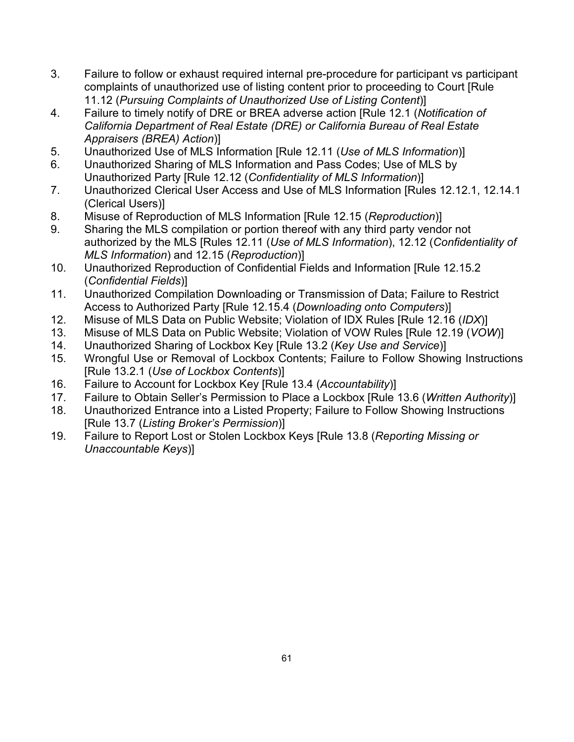3. Failure to follow or exhaust required internal pre-procedure for participant vs participant complaints of unauthorized use of listing content prior to proceeding to Court [Rule 11.12 (*Pursuing Complaints of Unauthorized Use of Listing Content*)]
4. Failure to timely notify of DRE or BREA adverse action [Rule 12.1 (*Notification of California Department of Real Estate (DRE) or California Bureau of Real Estate Appraisers (BREA) Action*)]
5. Unauthorized Use of MLS Information [Rule 12.11 (*Use of MLS Information*)]
6. Unauthorized Sharing of MLS Information and Pass Codes; Use of MLS by Unauthorized Party [Rule 12.12 (*Confidentiality of MLS Information*)]
7. Unauthorized Clerical User Access and Use of MLS Information [Rules 12.12.1, 12.14.1 (Clerical Users)]
8. Misuse of Reproduction of MLS Information [Rule 12.15 (*Reproduction*)]
9. Sharing the MLS compilation or portion thereof with any third party vendor not authorized by the MLS [Rules 12.11 (*Use of MLS Information*), 12.12 (*Confidentiality of MLS Information*) and 12.15 (*Reproduction*)]
10. Unauthorized Reproduction of Confidential Fields and Information [Rule 12.15.2 (*Confidential Fields*)]
11. Unauthorized Compilation Downloading or Transmission of Data; Failure to Restrict Access to Authorized Party [Rule 12.15.4 (*Downloading onto Computers*)]
12. Misuse of MLS Data on Public Website; Violation of IDX Rules [Rule 12.16 (*IDX*)]
13. Misuse of MLS Data on Public Website; Violation of VOW Rules [Rule 12.19 (*VOW*)]
14. Unauthorized Sharing of Lockbox Key [Rule 13.2 (*Key Use and Service*)]
15. Wrongful Use or Removal of Lockbox Contents; Failure to Follow Showing Instructions [Rule 13.2.1 (*Use of Lockbox Contents*)]
16. Failure to Account for Lockbox Key [Rule 13.4 (*Accountability*)]
17. Failure to Obtain Seller's Permission to Place a Lockbox [Rule 13.6 (*Written Authority*)]
18. Unauthorized Entrance into a Listed Property; Failure to Follow Showing Instructions [Rule 13.7 (*Listing Broker's Permission*)]
19. Failure to Report Lost or Stolen Lockbox Keys [Rule 13.8 (*Reporting Missing or Unaccountable Keys*)]